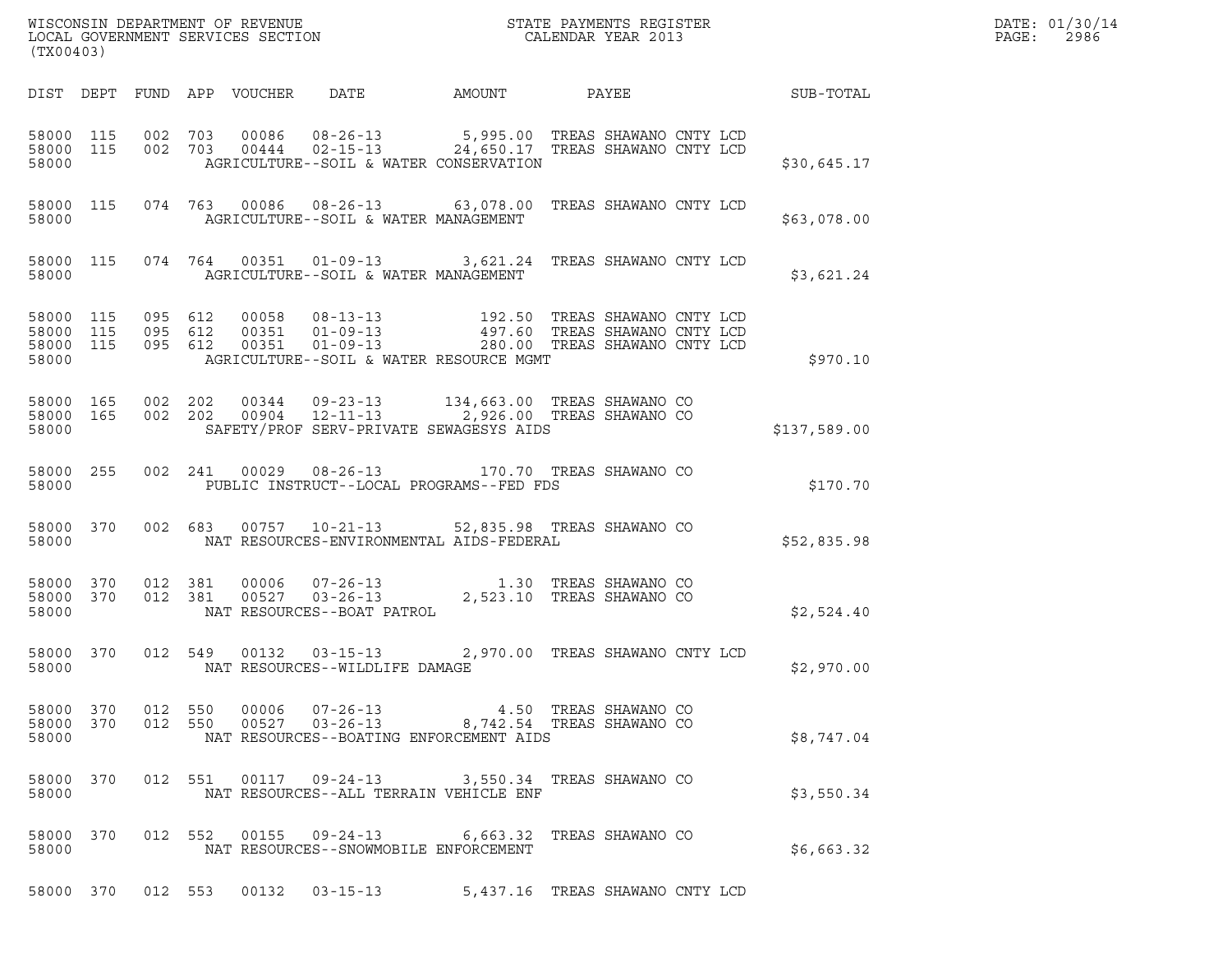WISCONSIN DEPARTMENT OF REVENUE
LOCAL GOVERNMENT SERVICES SECTION
(TX00403)

STATE PAYMENTS REGISTER
CALENDAR YEAR 2013

DATE: 01/30/14
PAGE: 2986

| DIST | DEPT | FUND | APP | VOUCHER | DATE | AMOUNT | PAYEE | SUB-TOTAL |
|---|---|---|---|---|---|---|---|---|
| 58000 | 115 | 002 | 703 | 00086 | 08-26-13 | 5,995.00 | TREAS SHAWANO CNTY LCD | |
| 58000 | 115 | 002 | 703 | 00444 | 02-15-13 | 24,650.17 | TREAS SHAWANO CNTY LCD | |
| 58000 | | | | | AGRICULTURE--SOIL & WATER CONSERVATION | | | $30,645.17 |
| 58000 | 115 | 074 | 763 | 00086 | 08-26-13 | 63,078.00 | TREAS SHAWANO CNTY LCD | |
| 58000 | | | | | AGRICULTURE--SOIL & WATER MANAGEMENT | | | $63,078.00 |
| 58000 | 115 | 074 | 764 | 00351 | 01-09-13 | 3,621.24 | TREAS SHAWANO CNTY LCD | |
| 58000 | | | | | AGRICULTURE--SOIL & WATER MANAGEMENT | | | $3,621.24 |
| 58000 | 115 | 095 | 612 | 00058 | 08-13-13 | 192.50 | TREAS SHAWANO CNTY LCD | |
| 58000 | 115 | 095 | 612 | 00351 | 01-09-13 | 497.60 | TREAS SHAWANO CNTY LCD | |
| 58000 | 115 | 095 | 612 | 00351 | 01-09-13 | 280.00 | TREAS SHAWANO CNTY LCD | |
| 58000 | | | | | AGRICULTURE--SOIL & WATER RESOURCE MGMT | | | $970.10 |
| 58000 | 165 | 002 | 202 | 00344 | 09-23-13 | 134,663.00 | TREAS SHAWANO CO | |
| 58000 | 165 | 002 | 202 | 00904 | 12-11-13 | 2,926.00 | TREAS SHAWANO CO | |
| 58000 | | | | | SAFETY/PROF SERV-PRIVATE SEWAGESYS AIDS | | | $137,589.00 |
| 58000 | 255 | 002 | 241 | 00029 | 08-26-13 | 170.70 | TREAS SHAWANO CO | |
| 58000 | | | | | PUBLIC INSTRUCT--LOCAL PROGRAMS--FED FDS | | | $170.70 |
| 58000 | 370 | 002 | 683 | 00757 | 10-21-13 | 52,835.98 | TREAS SHAWANO CO | |
| 58000 | | | | | NAT RESOURCES-ENVIRONMENTAL AIDS-FEDERAL | | | $52,835.98 |
| 58000 | 370 | 012 | 381 | 00006 | 07-26-13 | 1.30 | TREAS SHAWANO CO | |
| 58000 | 370 | 012 | 381 | 00527 | 03-26-13 | 2,523.10 | TREAS SHAWANO CO | |
| 58000 | | | | | NAT RESOURCES--BOAT PATROL | | | $2,524.40 |
| 58000 | 370 | 012 | 549 | 00132 | 03-15-13 | 2,970.00 | TREAS SHAWANO CNTY LCD | |
| 58000 | | | | | NAT RESOURCES--WILDLIFE DAMAGE | | | $2,970.00 |
| 58000 | 370 | 012 | 550 | 00006 | 07-26-13 | 4.50 | TREAS SHAWANO CO | |
| 58000 | 370 | 012 | 550 | 00527 | 03-26-13 | 8,742.54 | TREAS SHAWANO CO | |
| 58000 | | | | | NAT RESOURCES--BOATING ENFORCEMENT AIDS | | | $8,747.04 |
| 58000 | 370 | 012 | 551 | 00117 | 09-24-13 | 3,550.34 | TREAS SHAWANO CO | |
| 58000 | | | | | NAT RESOURCES--ALL TERRAIN VEHICLE ENF | | | $3,550.34 |
| 58000 | 370 | 012 | 552 | 00155 | 09-24-13 | 6,663.32 | TREAS SHAWANO CO | |
| 58000 | | | | | NAT RESOURCES--SNOWMOBILE ENFORCEMENT | | | $6,663.32 |
| 58000 | 370 | 012 | 553 | 00132 | 03-15-13 | 5,437.16 | TREAS SHAWANO CNTY LCD | |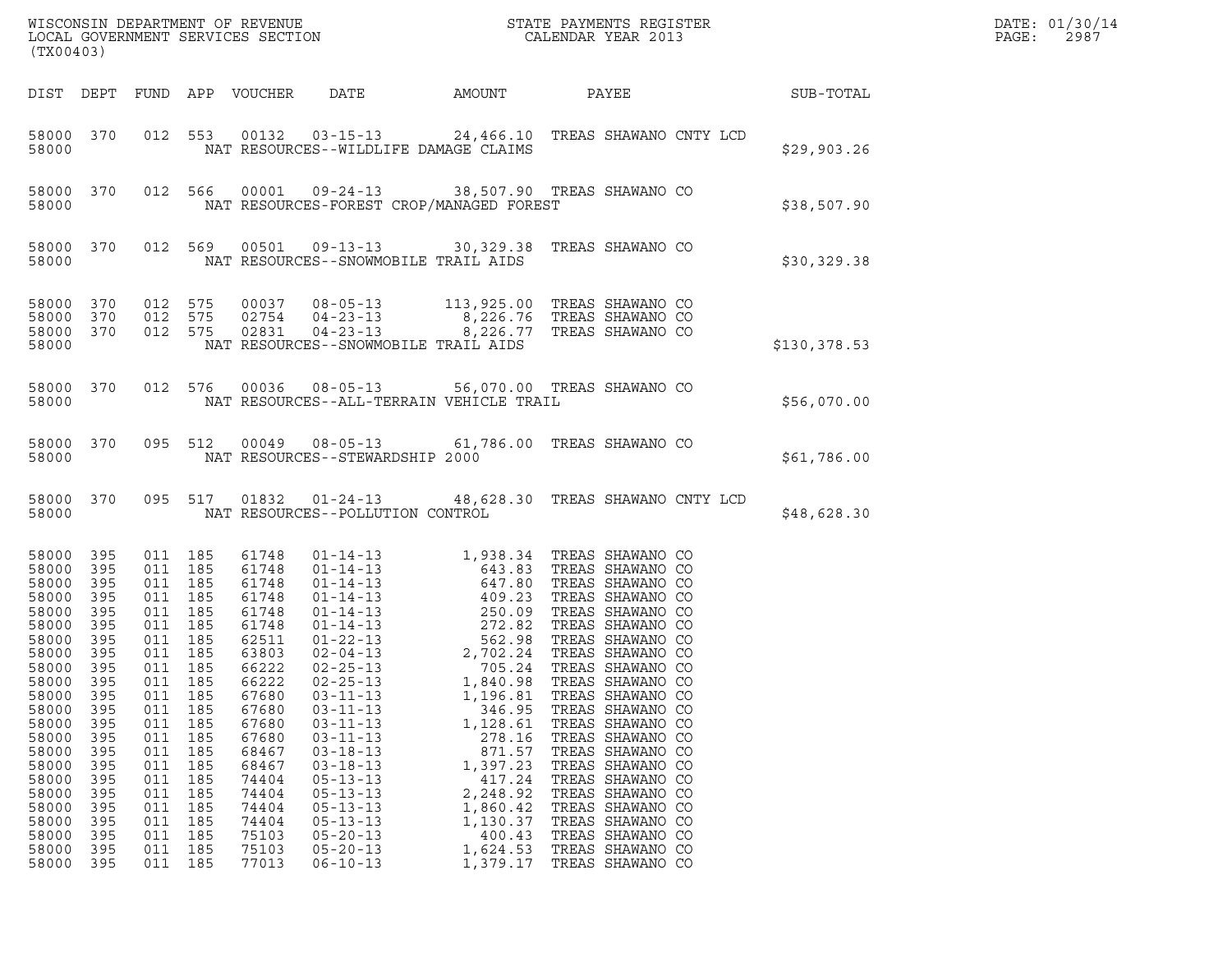WISCONSIN DEPARTMENT OF REVENUE
LOCAL GOVERNMENT SERVICES SECTION
(TX00403)

STATE PAYMENTS REGISTER
CALENDAR YEAR 2013

DATE: 01/30/14

| DIST | DEPT | FUND | APP | VOUCHER | DATE | AMOUNT | PAYEE | SUB-TOTAL |
|---|---|---|---|---|---|---|---|---|
| 58000 | 370 | 012 | 553 | 00132 | 03-15-13 | 24,466.10 | TREAS SHAWANO CNTY LCD | |
| 58000 | | | | NAT RESOURCES--WILDLIFE DAMAGE CLAIMS | | | | $29,903.26 |
| 58000 | 370 | 012 | 566 | 00001 | 09-24-13 | 38,507.90 | TREAS SHAWANO CO | |
| 58000 | | | | NAT RESOURCES-FOREST CROP/MANAGED FOREST | | | | $38,507.90 |
| 58000 | 370 | 012 | 569 | 00501 | 09-13-13 | 30,329.38 | TREAS SHAWANO CO | |
| 58000 | | | | NAT RESOURCES--SNOWMOBILE TRAIL AIDS | | | | $30,329.38 |
| 58000 | 370 | 012 | 575 | 00037 | 08-05-13 | 113,925.00 | TREAS SHAWANO CO | |
| 58000 | 370 | 012 | 575 | 02754 | 04-23-13 | 8,226.76 | TREAS SHAWANO CO | |
| 58000 | 370 | 012 | 575 | 02831 | 04-23-13 | 8,226.77 | TREAS SHAWANO CO | |
| 58000 | | | | NAT RESOURCES--SNOWMOBILE TRAIL AIDS | | | | $130,378.53 |
| 58000 | 370 | 012 | 576 | 00036 | 08-05-13 | 56,070.00 | TREAS SHAWANO CO | |
| 58000 | | | | NAT RESOURCES--ALL-TERRAIN VEHICLE TRAIL | | | | $56,070.00 |
| 58000 | 370 | 095 | 512 | 00049 | 08-05-13 | 61,786.00 | TREAS SHAWANO CO | |
| 58000 | | | | NAT RESOURCES--STEWARDSHIP 2000 | | | | $61,786.00 |
| 58000 | 370 | 095 | 517 | 01832 | 01-24-13 | 48,628.30 | TREAS SHAWANO CNTY LCD | |
| 58000 | | | | NAT RESOURCES--POLLUTION CONTROL | | | | $48,628.30 |
| 58000 | 395 | 011 | 185 | 61748 | 01-14-13 | 1,938.34 | TREAS SHAWANO CO | |
| 58000 | 395 | 011 | 185 | 61748 | 01-14-13 | 643.83 | TREAS SHAWANO CO | |
| 58000 | 395 | 011 | 185 | 61748 | 01-14-13 | 647.80 | TREAS SHAWANO CO | |
| 58000 | 395 | 011 | 185 | 61748 | 01-14-13 | 409.23 | TREAS SHAWANO CO | |
| 58000 | 395 | 011 | 185 | 61748 | 01-14-13 | 250.09 | TREAS SHAWANO CO | |
| 58000 | 395 | 011 | 185 | 61748 | 01-14-13 | 272.82 | TREAS SHAWANO CO | |
| 58000 | 395 | 011 | 185 | 62511 | 01-22-13 | 562.98 | TREAS SHAWANO CO | |
| 58000 | 395 | 011 | 185 | 63803 | 02-04-13 | 2,702.24 | TREAS SHAWANO CO | |
| 58000 | 395 | 011 | 185 | 66222 | 02-25-13 | 705.24 | TREAS SHAWANO CO | |
| 58000 | 395 | 011 | 185 | 66222 | 02-25-13 | 1,840.98 | TREAS SHAWANO CO | |
| 58000 | 395 | 011 | 185 | 67680 | 03-11-13 | 1,196.81 | TREAS SHAWANO CO | |
| 58000 | 395 | 011 | 185 | 67680 | 03-11-13 | 346.95 | TREAS SHAWANO CO | |
| 58000 | 395 | 011 | 185 | 67680 | 03-11-13 | 1,128.61 | TREAS SHAWANO CO | |
| 58000 | 395 | 011 | 185 | 67680 | 03-11-13 | 278.16 | TREAS SHAWANO CO | |
| 58000 | 395 | 011 | 185 | 68467 | 03-18-13 | 871.57 | TREAS SHAWANO CO | |
| 58000 | 395 | 011 | 185 | 68467 | 03-18-13 | 1,397.23 | TREAS SHAWANO CO | |
| 58000 | 395 | 011 | 185 | 74404 | 05-13-13 | 417.24 | TREAS SHAWANO CO | |
| 58000 | 395 | 011 | 185 | 74404 | 05-13-13 | 2,248.92 | TREAS SHAWANO CO | |
| 58000 | 395 | 011 | 185 | 74404 | 05-13-13 | 1,860.42 | TREAS SHAWANO CO | |
| 58000 | 395 | 011 | 185 | 74404 | 05-13-13 | 1,130.37 | TREAS SHAWANO CO | |
| 58000 | 395 | 011 | 185 | 75103 | 05-20-13 | 400.43 | TREAS SHAWANO CO | |
| 58000 | 395 | 011 | 185 | 75103 | 05-20-13 | 1,624.53 | TREAS SHAWANO CO | |
| 58000 | 395 | 011 | 185 | 77013 | 06-10-13 | 1,379.17 | TREAS SHAWANO CO | |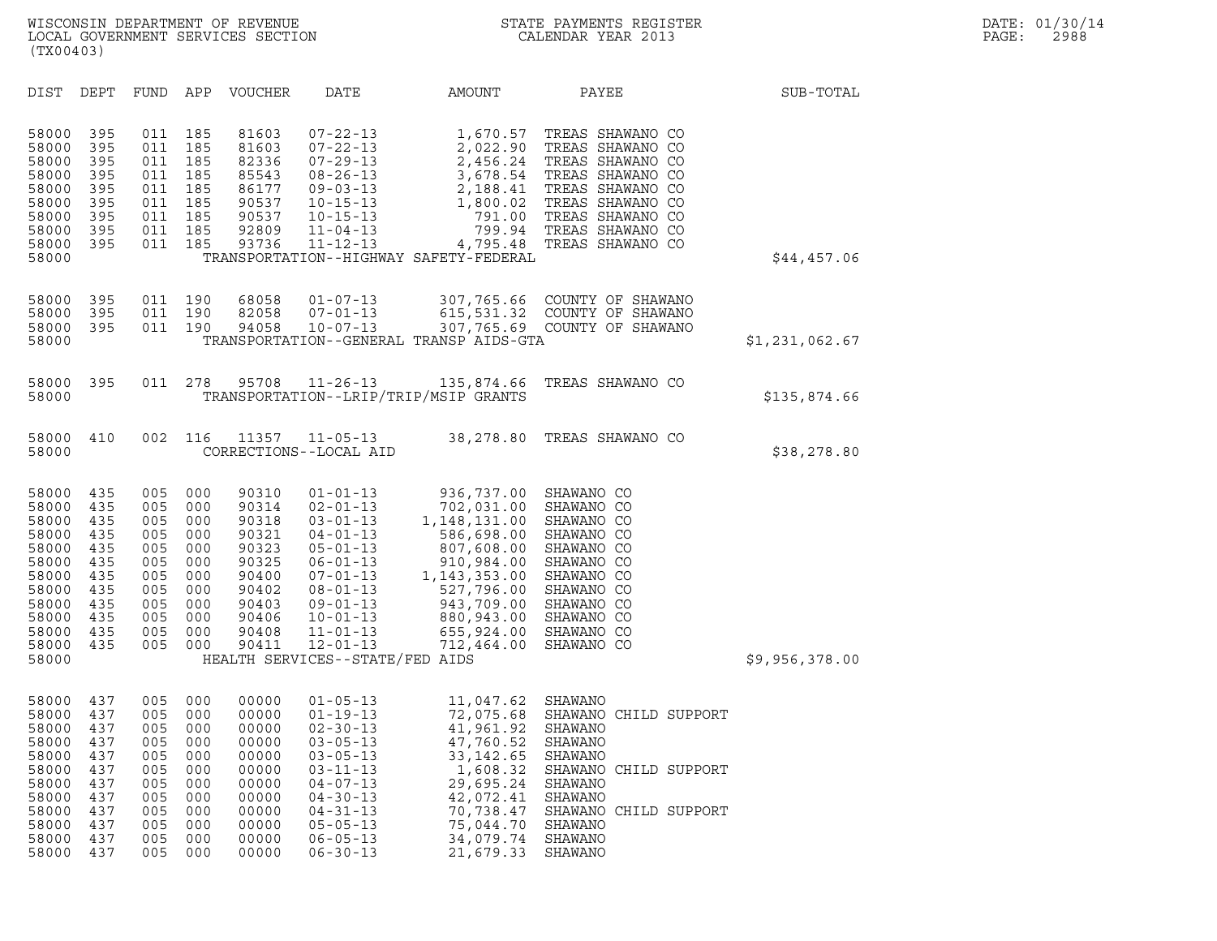WISCONSIN DEPARTMENT OF REVENUE
LOCAL GOVERNMENT SERVICES SECTION
(TX00403)

STATE PAYMENTS REGISTER
CALENDAR YEAR 2013

DATE: 01/30/14
PAGE: 2988

| DIST | DEPT | FUND | APP | VOUCHER | DATE | AMOUNT | PAYEE | SUB-TOTAL |
|---|---|---|---|---|---|---|---|---|
| 58000 | 395 | 011 | 185 | 81603 | 07-22-13 | 1,670.57 | TREAS SHAWANO CO | |
| 58000 | 395 | 011 | 185 | 81603 | 07-22-13 | 2,022.90 | TREAS SHAWANO CO | |
| 58000 | 395 | 011 | 185 | 82336 | 07-29-13 | 2,456.24 | TREAS SHAWANO CO | |
| 58000 | 395 | 011 | 185 | 85543 | 08-26-13 | 3,678.54 | TREAS SHAWANO CO | |
| 58000 | 395 | 011 | 185 | 86177 | 09-03-13 | 2,188.41 | TREAS SHAWANO CO | |
| 58000 | 395 | 011 | 185 | 90537 | 10-15-13 | 1,800.02 | TREAS SHAWANO CO | |
| 58000 | 395 | 011 | 185 | 90537 | 10-15-13 | 791.00 | TREAS SHAWANO CO | |
| 58000 | 395 | 011 | 185 | 92809 | 11-04-13 | 799.94 | TREAS SHAWANO CO | |
| 58000 | 395 | 011 | 185 | 93736 | 11-12-13 | 4,795.48 | TREAS SHAWANO CO | |
| 58000 | | | | | TRANSPORTATION--HIGHWAY SAFETY-FEDERAL | | | $44,457.06 |
| 58000 | 395 | 011 | 190 | 68058 | 01-07-13 | 307,765.66 | COUNTY OF SHAWANO | |
| 58000 | 395 | 011 | 190 | 82058 | 07-01-13 | 615,531.32 | COUNTY OF SHAWANO | |
| 58000 | 395 | 011 | 190 | 94058 | 10-07-13 | 307,765.69 | COUNTY OF SHAWANO | |
| 58000 | | | | | TRANSPORTATION--GENERAL TRANSP AIDS-GTA | | | $1,231,062.67 |
| 58000 | 395 | 011 | 278 | 95708 | 11-26-13 | 135,874.66 | TREAS SHAWANO CO | |
| 58000 | | | | | TRANSPORTATION--LRIP/TRIP/MSIP GRANTS | | | $135,874.66 |
| 58000 | 410 | 002 | 116 | 11357 | 11-05-13 | 38,278.80 | TREAS SHAWANO CO | |
| 58000 | | | | | CORRECTIONS--LOCAL AID | | | $38,278.80 |
| 58000 | 435 | 005 | 000 | 90310 | 01-01-13 | 936,737.00 | SHAWANO CO | |
| 58000 | 435 | 005 | 000 | 90314 | 02-01-13 | 702,031.00 | SHAWANO CO | |
| 58000 | 435 | 005 | 000 | 90318 | 03-01-13 | 1,148,131.00 | SHAWANO CO | |
| 58000 | 435 | 005 | 000 | 90321 | 04-01-13 | 586,698.00 | SHAWANO CO | |
| 58000 | 435 | 005 | 000 | 90323 | 05-01-13 | 807,608.00 | SHAWANO CO | |
| 58000 | 435 | 005 | 000 | 90325 | 06-01-13 | 910,984.00 | SHAWANO CO | |
| 58000 | 435 | 005 | 000 | 90400 | 07-01-13 | 1,143,353.00 | SHAWANO CO | |
| 58000 | 435 | 005 | 000 | 90402 | 08-01-13 | 527,796.00 | SHAWANO CO | |
| 58000 | 435 | 005 | 000 | 90403 | 09-01-13 | 943,709.00 | SHAWANO CO | |
| 58000 | 435 | 005 | 000 | 90406 | 10-01-13 | 880,943.00 | SHAWANO CO | |
| 58000 | 435 | 005 | 000 | 90408 | 11-01-13 | 655,924.00 | SHAWANO CO | |
| 58000 | 435 | 005 | 000 | 90411 | 12-01-13 | 712,464.00 | SHAWANO CO | |
| 58000 | | | | | HEALTH SERVICES--STATE/FED AIDS | | | $9,956,378.00 |
| 58000 | 437 | 005 | 000 | 00000 | 01-05-13 | 11,047.62 | SHAWANO | |
| 58000 | 437 | 005 | 000 | 00000 | 01-19-13 | 72,075.68 | SHAWANO CHILD SUPPORT | |
| 58000 | 437 | 005 | 000 | 00000 | 02-30-13 | 41,961.92 | SHAWANO | |
| 58000 | 437 | 005 | 000 | 00000 | 03-05-13 | 47,760.52 | SHAWANO | |
| 58000 | 437 | 005 | 000 | 00000 | 03-05-13 | 33,142.65 | SHAWANO | |
| 58000 | 437 | 005 | 000 | 00000 | 03-11-13 | 1,608.32 | SHAWANO CHILD SUPPORT | |
| 58000 | 437 | 005 | 000 | 00000 | 04-07-13 | 29,695.24 | SHAWANO | |
| 58000 | 437 | 005 | 000 | 00000 | 04-30-13 | 42,072.41 | SHAWANO | |
| 58000 | 437 | 005 | 000 | 00000 | 04-31-13 | 70,738.47 | SHAWANO CHILD SUPPORT | |
| 58000 | 437 | 005 | 000 | 00000 | 05-05-13 | 75,044.70 | SHAWANO | |
| 58000 | 437 | 005 | 000 | 00000 | 06-05-13 | 34,079.74 | SHAWANO | |
| 58000 | 437 | 005 | 000 | 00000 | 06-30-13 | 21,679.33 | SHAWANO | |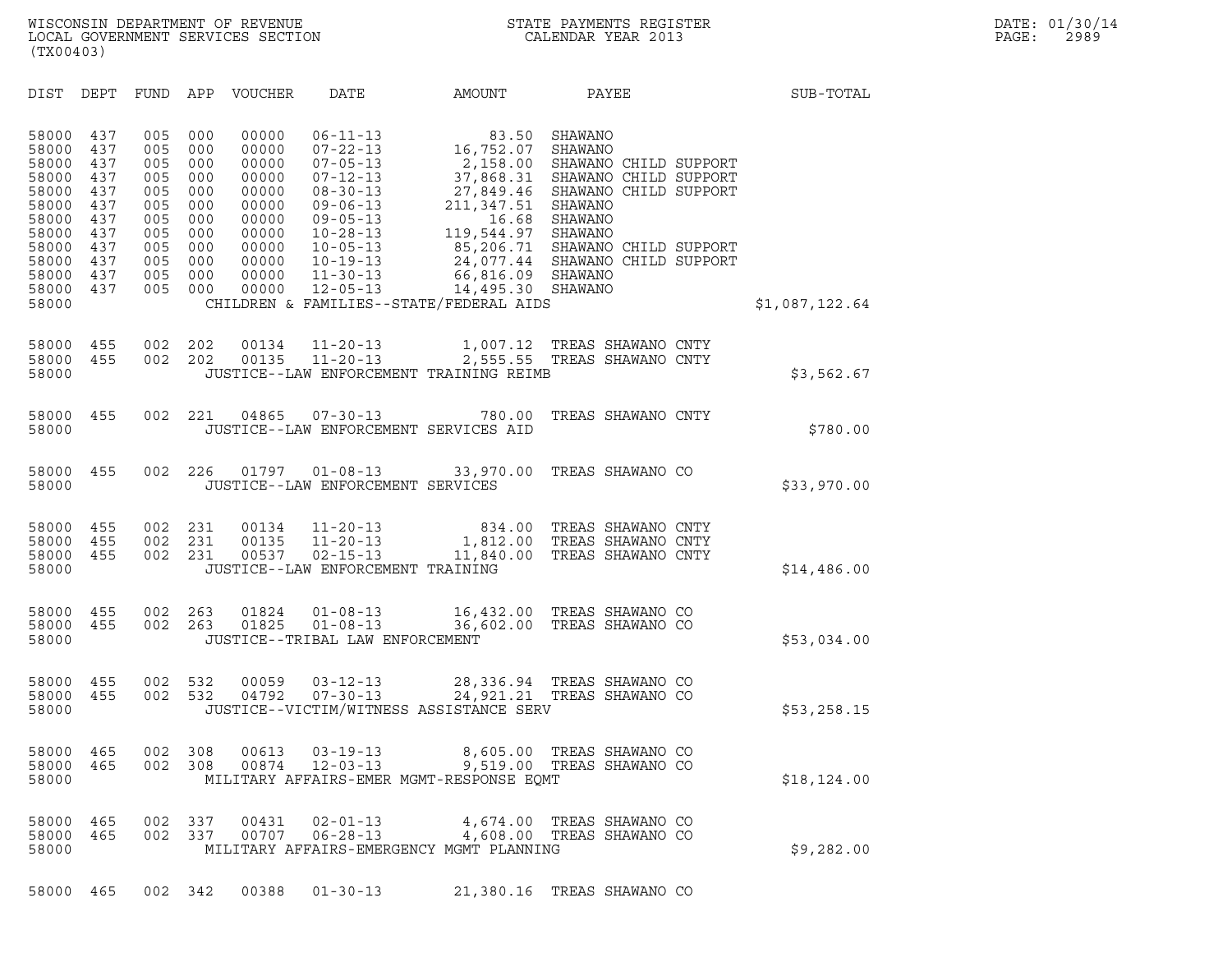WISCONSIN DEPARTMENT OF REVENUE
LOCAL GOVERNMENT SERVICES SECTION
(TX00403)

STATE PAYMENTS REGISTER
CALENDAR YEAR 2013

DATE: 01/30/14
PAGE: 2989

| DIST | DEPT | FUND | APP | VOUCHER | DATE | AMOUNT | PAYEE | SUB-TOTAL |
|---|---|---|---|---|---|---|---|---|
| 58000 | 437 | 005 | 000 | 00000 | 06-11-13 | 83.50 | SHAWANO | |
| 58000 | 437 | 005 | 000 | 00000 | 07-22-13 | 16,752.07 | SHAWANO | |
| 58000 | 437 | 005 | 000 | 00000 | 07-05-13 | 2,158.00 | SHAWANO CHILD SUPPORT | |
| 58000 | 437 | 005 | 000 | 00000 | 07-12-13 | 37,868.31 | SHAWANO CHILD SUPPORT | |
| 58000 | 437 | 005 | 000 | 00000 | 08-30-13 | 27,849.46 | SHAWANO CHILD SUPPORT | |
| 58000 | 437 | 005 | 000 | 00000 | 09-06-13 | 211,347.51 | SHAWANO | |
| 58000 | 437 | 005 | 000 | 00000 | 09-05-13 | 16.68 | SHAWANO | |
| 58000 | 437 | 005 | 000 | 00000 | 10-28-13 | 119,544.97 | SHAWANO | |
| 58000 | 437 | 005 | 000 | 00000 | 10-05-13 | 85,206.71 | SHAWANO CHILD SUPPORT | |
| 58000 | 437 | 005 | 000 | 00000 | 10-19-13 | 24,077.44 | SHAWANO CHILD SUPPORT | |
| 58000 | 437 | 005 | 000 | 00000 | 11-30-13 | 66,816.09 | SHAWANO | |
| 58000 | 437 | 005 | 000 | 00000 | 12-05-13 | 14,495.30 | SHAWANO | |
| 58000 | | | | | CHILDREN & FAMILIES--STATE/FEDERAL AIDS | | | $1,087,122.64 |
| 58000 | 455 | 002 | 202 | 00134 | 11-20-13 | 1,007.12 | TREAS SHAWANO CNTY | |
| 58000 | 455 | 002 | 202 | 00135 | 11-20-13 | 2,555.55 | TREAS SHAWANO CNTY | |
| 58000 | | | | | JUSTICE--LAW ENFORCEMENT TRAINING REIMB | | | $3,562.67 |
| 58000 | 455 | 002 | 221 | 04865 | 07-30-13 | 780.00 | TREAS SHAWANO CNTY | |
| 58000 | | | | | JUSTICE--LAW ENFORCEMENT SERVICES AID | | | $780.00 |
| 58000 | 455 | 002 | 226 | 01797 | 01-08-13 | 33,970.00 | TREAS SHAWANO CO | |
| 58000 | | | | | JUSTICE--LAW ENFORCEMENT SERVICES | | | $33,970.00 |
| 58000 | 455 | 002 | 231 | 00134 | 11-20-13 | 834.00 | TREAS SHAWANO CNTY | |
| 58000 | 455 | 002 | 231 | 00135 | 11-20-13 | 1,812.00 | TREAS SHAWANO CNTY | |
| 58000 | 455 | 002 | 231 | 00537 | 02-15-13 | 11,840.00 | TREAS SHAWANO CNTY | |
| 58000 | | | | | JUSTICE--LAW ENFORCEMENT TRAINING | | | $14,486.00 |
| 58000 | 455 | 002 | 263 | 01824 | 01-08-13 | 16,432.00 | TREAS SHAWANO CO | |
| 58000 | 455 | 002 | 263 | 01825 | 01-08-13 | 36,602.00 | TREAS SHAWANO CO | |
| 58000 | | | | | JUSTICE--TRIBAL LAW ENFORCEMENT | | | $53,034.00 |
| 58000 | 455 | 002 | 532 | 00059 | 03-12-13 | 28,336.94 | TREAS SHAWANO CO | |
| 58000 | 455 | 002 | 532 | 04792 | 07-30-13 | 24,921.21 | TREAS SHAWANO CO | |
| 58000 | | | | | JUSTICE--VICTIM/WITNESS ASSISTANCE SERV | | | $53,258.15 |
| 58000 | 465 | 002 | 308 | 00613 | 03-19-13 | 8,605.00 | TREAS SHAWANO CO | |
| 58000 | 465 | 002 | 308 | 00874 | 12-03-13 | 9,519.00 | TREAS SHAWANO CO | |
| 58000 | | | | | MILITARY AFFAIRS-EMER MGMT-RESPONSE EQMT | | | $18,124.00 |
| 58000 | 465 | 002 | 337 | 00431 | 02-01-13 | 4,674.00 | TREAS SHAWANO CO | |
| 58000 | 465 | 002 | 337 | 00707 | 06-28-13 | 4,608.00 | TREAS SHAWANO CO | |
| 58000 | | | | | MILITARY AFFAIRS-EMERGENCY MGMT PLANNING | | | $9,282.00 |
| 58000 | 465 | 002 | 342 | 00388 | 01-30-13 | 21,380.16 | TREAS SHAWANO CO | |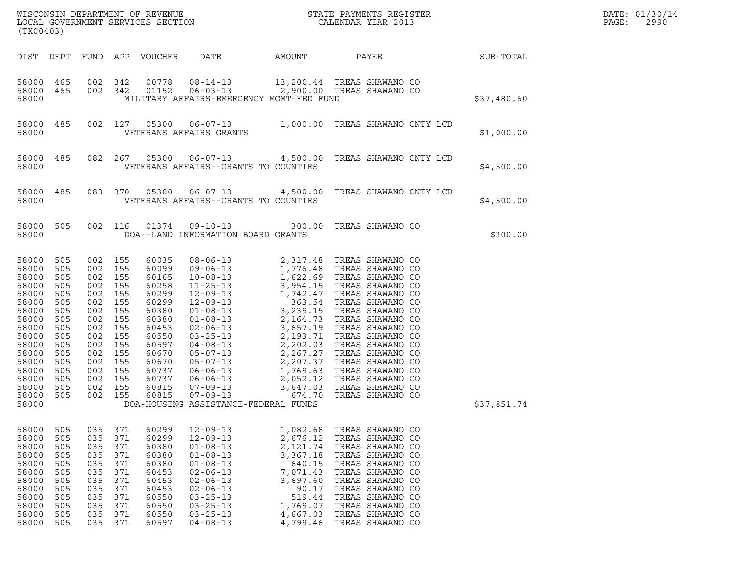WISCONSIN DEPARTMENT OF REVENUE
LOCAL GOVERNMENT SERVICES SECTION
(TX00403)

STATE PAYMENTS REGISTER
CALENDAR YEAR 2013

DATE: 01/30/14
PAGE: 2990

| DIST | DEPT | FUND | APP | VOUCHER | DATE | AMOUNT | PAYEE | SUB-TOTAL |
|---|---|---|---|---|---|---|---|---|
| 58000 | 465 | 002 | 342 | 00778 | 08-14-13 | 13,200.44 | TREAS SHAWANO CO | |
| 58000 | 465 | 002 | 342 | 01152 | 06-03-13 | 2,900.00 | TREAS SHAWANO CO | |
| 58000 | | | | | MILITARY AFFAIRS-EMERGENCY MGMT-FED FUND | | | $37,480.60 |
| 58000 | 485 | 002 | 127 | 05300 | 06-07-13 | 1,000.00 | TREAS SHAWANO CNTY LCD | |
| 58000 | | | | | VETERANS AFFAIRS GRANTS | | | $1,000.00 |
| 58000 | 485 | 082 | 267 | 05300 | 06-07-13 | 4,500.00 | TREAS SHAWANO CNTY LCD | |
| 58000 | | | | | VETERANS AFFAIRS--GRANTS TO COUNTIES | | | $4,500.00 |
| 58000 | 485 | 083 | 370 | 05300 | 06-07-13 | 4,500.00 | TREAS SHAWANO CNTY LCD | |
| 58000 | | | | | VETERANS AFFAIRS--GRANTS TO COUNTIES | | | $4,500.00 |
| 58000 | 505 | 002 | 116 | 01374 | 09-10-13 | 300.00 | TREAS SHAWANO CO | |
| 58000 | | | | | DOA--LAND INFORMATION BOARD GRANTS | | | $300.00 |
| 58000 | 505 | 002 | 155 | 60035 | 08-06-13 | 2,317.48 | TREAS SHAWANO CO | |
| 58000 | 505 | 002 | 155 | 60099 | 09-06-13 | 1,776.48 | TREAS SHAWANO CO | |
| 58000 | 505 | 002 | 155 | 60165 | 10-08-13 | 1,622.69 | TREAS SHAWANO CO | |
| 58000 | 505 | 002 | 155 | 60258 | 11-25-13 | 3,954.15 | TREAS SHAWANO CO | |
| 58000 | 505 | 002 | 155 | 60299 | 12-09-13 | 1,742.47 | TREAS SHAWANO CO | |
| 58000 | 505 | 002 | 155 | 60299 | 12-09-13 | 363.54 | TREAS SHAWANO CO | |
| 58000 | 505 | 002 | 155 | 60380 | 01-08-13 | 3,239.15 | TREAS SHAWANO CO | |
| 58000 | 505 | 002 | 155 | 60380 | 01-08-13 | 2,164.73 | TREAS SHAWANO CO | |
| 58000 | 505 | 002 | 155 | 60453 | 02-06-13 | 3,657.19 | TREAS SHAWANO CO | |
| 58000 | 505 | 002 | 155 | 60550 | 03-25-13 | 2,193.71 | TREAS SHAWANO CO | |
| 58000 | 505 | 002 | 155 | 60597 | 04-08-13 | 2,202.03 | TREAS SHAWANO CO | |
| 58000 | 505 | 002 | 155 | 60670 | 05-07-13 | 2,267.27 | TREAS SHAWANO CO | |
| 58000 | 505 | 002 | 155 | 60670 | 05-07-13 | 2,207.37 | TREAS SHAWANO CO | |
| 58000 | 505 | 002 | 155 | 60737 | 06-06-13 | 1,769.63 | TREAS SHAWANO CO | |
| 58000 | 505 | 002 | 155 | 60737 | 06-06-13 | 2,052.12 | TREAS SHAWANO CO | |
| 58000 | 505 | 002 | 155 | 60815 | 07-09-13 | 3,647.03 | TREAS SHAWANO CO | |
| 58000 | 505 | 002 | 155 | 60815 | 07-09-13 | 674.70 | TREAS SHAWANO CO | |
| 58000 | | | | | DOA-HOUSING ASSISTANCE-FEDERAL FUNDS | | | $37,851.74 |
| 58000 | 505 | 035 | 371 | 60299 | 12-09-13 | 1,082.68 | TREAS SHAWANO CO | |
| 58000 | 505 | 035 | 371 | 60299 | 12-09-13 | 2,676.12 | TREAS SHAWANO CO | |
| 58000 | 505 | 035 | 371 | 60380 | 01-08-13 | 2,121.74 | TREAS SHAWANO CO | |
| 58000 | 505 | 035 | 371 | 60380 | 01-08-13 | 3,367.18 | TREAS SHAWANO CO | |
| 58000 | 505 | 035 | 371 | 60380 | 01-08-13 | 640.15 | TREAS SHAWANO CO | |
| 58000 | 505 | 035 | 371 | 60453 | 02-06-13 | 7,071.43 | TREAS SHAWANO CO | |
| 58000 | 505 | 035 | 371 | 60453 | 02-06-13 | 3,697.60 | TREAS SHAWANO CO | |
| 58000 | 505 | 035 | 371 | 60453 | 02-06-13 | 90.17 | TREAS SHAWANO CO | |
| 58000 | 505 | 035 | 371 | 60550 | 03-25-13 | 519.44 | TREAS SHAWANO CO | |
| 58000 | 505 | 035 | 371 | 60550 | 03-25-13 | 1,769.07 | TREAS SHAWANO CO | |
| 58000 | 505 | 035 | 371 | 60550 | 03-25-13 | 4,667.03 | TREAS SHAWANO CO | |
| 58000 | 505 | 035 | 371 | 60597 | 04-08-13 | 4,799.46 | TREAS SHAWANO CO | |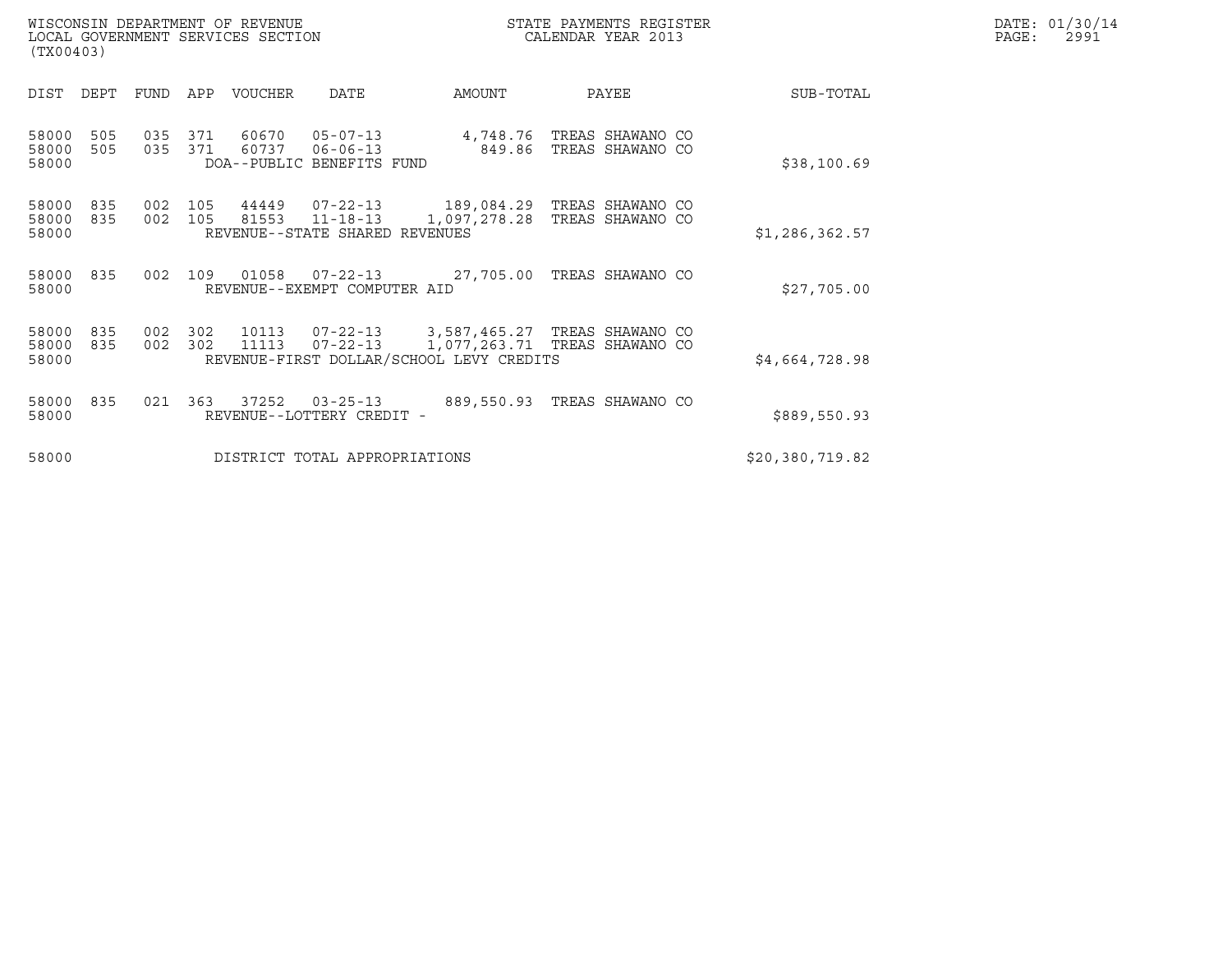WISCONSIN DEPARTMENT OF REVENUE
LOCAL GOVERNMENT SERVICES SECTION
(TX00403)

STATE PAYMENTS REGISTER
CALENDAR YEAR 2013

DATE: 01/30/14
PAGE: 2991

| DIST | DEPT | FUND | APP | VOUCHER | DATE | AMOUNT | PAYEE | SUB-TOTAL |
|---|---|---|---|---|---|---|---|---|
| 58000 | 505 | 035 | 371 | 60670 | 05-07-13 | 4,748.76 | TREAS SHAWANO CO | |
| 58000 | 505 | 035 | 371 | 60737 | 06-06-13 | 849.86 | TREAS SHAWANO CO | |
| 58000 | | | | DOA--PUBLIC BENEFITS FUND | | | | $38,100.69 |
| 58000 | 835 | 002 | 105 | 44449 | 07-22-13 | 189,084.29 | TREAS SHAWANO CO | |
| 58000 | 835 | 002 | 105 | 81553 | 11-18-13 | 1,097,278.28 | TREAS SHAWANO CO | |
| 58000 | | | | REVENUE--STATE SHARED REVENUES | | | | $1,286,362.57 |
| 58000 | 835 | 002 | 109 | 01058 | 07-22-13 | 27,705.00 | TREAS SHAWANO CO | |
| 58000 | | | | REVENUE--EXEMPT COMPUTER AID | | | | $27,705.00 |
| 58000 | 835 | 002 | 302 | 10113 | 07-22-13 | 3,587,465.27 | TREAS SHAWANO CO | |
| 58000 | 835 | 002 | 302 | 11113 | 07-22-13 | 1,077,263.71 | TREAS SHAWANO CO | |
| 58000 | | | | REVENUE-FIRST DOLLAR/SCHOOL LEVY CREDITS | | | | $4,664,728.98 |
| 58000 | 835 | 021 | 363 | 37252 | 03-25-13 | 889,550.93 | TREAS SHAWANO CO | |
| 58000 | | | | REVENUE--LOTTERY CREDIT - | | | | $889,550.93 |
| 58000 | | | | DISTRICT TOTAL APPROPRIATIONS | | | | $20,380,719.82 |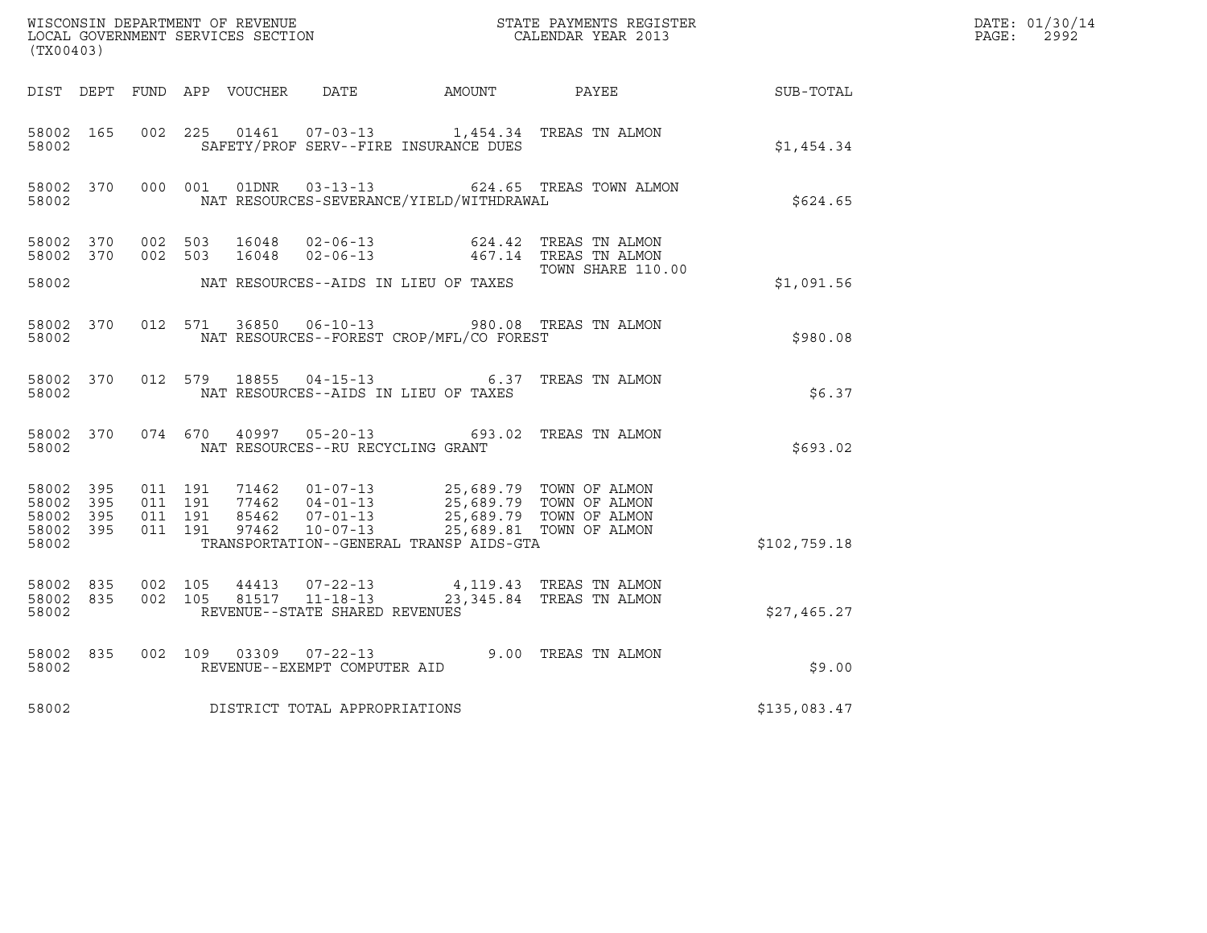WISCONSIN DEPARTMENT OF REVENUE
LOCAL GOVERNMENT SERVICES SECTION
(TX00403)

STATE PAYMENTS REGISTER
CALENDAR YEAR 2013

DATE: 01/30/14
PAGE: 2992

| DIST | DEPT | FUND | APP | VOUCHER | DATE | AMOUNT | PAYEE | SUB-TOTAL |
|---|---|---|---|---|---|---|---|---|
| 58002 | 165 | 002 | 225 | 01461 | 07-03-13 | 1,454.34 | TREAS TN ALMON | |
| 58002 | | | | SAFETY/PROF SERV--FIRE INSURANCE DUES | | | | $1,454.34 |
| 58002 | 370 | 000 | 001 | 01DNR | 03-13-13 | 624.65 | TREAS TOWN ALMON | |
| 58002 | | | | NAT RESOURCES-SEVERANCE/YIELD/WITHDRAWAL | | | | $624.65 |
| 58002 | 370 | 002 | 503 | 16048 | 02-06-13 | 624.42 | TREAS TN ALMON | |
| 58002 | 370 | 002 | 503 | 16048 | 02-06-13 | 467.14 | TREAS TN ALMON | |
| | | | | | | | TOWN SHARE 110.00 | |
| 58002 | | | | NAT RESOURCES--AIDS IN LIEU OF TAXES | | | | $1,091.56 |
| 58002 | 370 | 012 | 571 | 36850 | 06-10-13 | 980.08 | TREAS TN ALMON | |
| 58002 | | | | NAT RESOURCES--FOREST CROP/MFL/CO FOREST | | | | $980.08 |
| 58002 | 370 | 012 | 579 | 18855 | 04-15-13 | 6.37 | TREAS TN ALMON | |
| 58002 | | | | NAT RESOURCES--AIDS IN LIEU OF TAXES | | | | $6.37 |
| 58002 | 370 | 074 | 670 | 40997 | 05-20-13 | 693.02 | TREAS TN ALMON | |
| 58002 | | | | NAT RESOURCES--RU RECYCLING GRANT | | | | $693.02 |
| 58002 | 395 | 011 | 191 | 71462 | 01-07-13 | 25,689.79 | TOWN OF ALMON | |
| 58002 | 395 | 011 | 191 | 77462 | 04-01-13 | 25,689.79 | TOWN OF ALMON | |
| 58002 | 395 | 011 | 191 | 85462 | 07-01-13 | 25,689.79 | TOWN OF ALMON | |
| 58002 | 395 | 011 | 191 | 97462 | 10-07-13 | 25,689.81 | TOWN OF ALMON | |
| 58002 | | | | TRANSPORTATION--GENERAL TRANSP AIDS-GTA | | | | $102,759.18 |
| 58002 | 835 | 002 | 105 | 44413 | 07-22-13 | 4,119.43 | TREAS TN ALMON | |
| 58002 | 835 | 002 | 105 | 81517 | 11-18-13 | 23,345.84 | TREAS TN ALMON | |
| 58002 | | | | REVENUE--STATE SHARED REVENUES | | | | $27,465.27 |
| 58002 | 835 | 002 | 109 | 03309 | 07-22-13 | 9.00 | TREAS TN ALMON | |
| 58002 | | | | REVENUE--EXEMPT COMPUTER AID | | | | $9.00 |
| 58002 | | | | DISTRICT TOTAL APPROPRIATIONS | | | | $135,083.47 |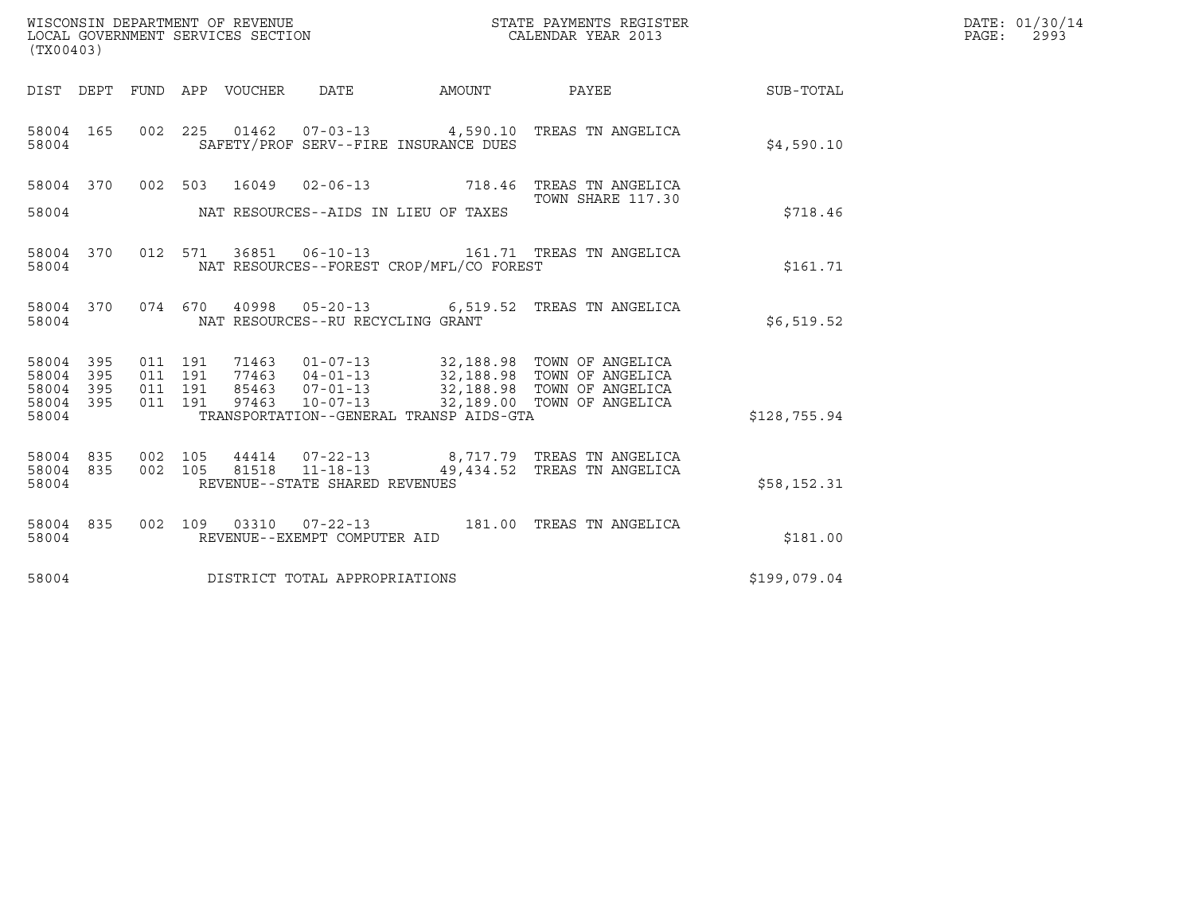WISCONSIN DEPARTMENT OF REVENUE
LOCAL GOVERNMENT SERVICES SECTION
(TX00403)

STATE PAYMENTS REGISTER
CALENDAR YEAR 2013

| DIST | DEPT | FUND | APP | VOUCHER | DATE | AMOUNT | PAYEE | SUB-TOTAL |
|---|---|---|---|---|---|---|---|---|
| 58004 | 165 | 002 | 225 | 01462 | 07-03-13 | 4,590.10 | TREAS TN ANGELICA | |
| 58004 | | | | SAFETY/PROF SERV--FIRE INSURANCE DUES | | | | $4,590.10 |
| 58004 | 370 | 002 | 503 | 16049 | 02-06-13 | 718.46 | TREAS TN ANGELICA TOWN SHARE 117.30 | |
| 58004 | | | | NAT RESOURCES--AIDS IN LIEU OF TAXES | | | | $718.46 |
| 58004 | 370 | 012 | 571 | 36851 | 06-10-13 | 161.71 | TREAS TN ANGELICA | |
| 58004 | | | | NAT RESOURCES--FOREST CROP/MFL/CO FOREST | | | | $161.71 |
| 58004 | 370 | 074 | 670 | 40998 | 05-20-13 | 6,519.52 | TREAS TN ANGELICA | |
| 58004 | | | | NAT RESOURCES--RU RECYCLING GRANT | | | | $6,519.52 |
| 58004 | 395 | 011 | 191 | 71463 | 01-07-13 | 32,188.98 | TOWN OF ANGELICA | |
| 58004 | 395 | 011 | 191 | 77463 | 04-01-13 | 32,188.98 | TOWN OF ANGELICA | |
| 58004 | 395 | 011 | 191 | 85463 | 07-01-13 | 32,188.98 | TOWN OF ANGELICA | |
| 58004 | 395 | 011 | 191 | 97463 | 10-07-13 | 32,189.00 | TOWN OF ANGELICA | |
| 58004 | | | | TRANSPORTATION--GENERAL TRANSP AIDS-GTA | | | | $128,755.94 |
| 58004 | 835 | 002 | 105 | 44414 | 07-22-13 | 8,717.79 | TREAS TN ANGELICA | |
| 58004 | 835 | 002 | 105 | 81518 | 11-18-13 | 49,434.52 | TREAS TN ANGELICA | |
| 58004 | | | | REVENUE--STATE SHARED REVENUES | | | | $58,152.31 |
| 58004 | 835 | 002 | 109 | 03310 | 07-22-13 | 181.00 | TREAS TN ANGELICA | |
| 58004 | | | | REVENUE--EXEMPT COMPUTER AID | | | | $181.00 |
| 58004 | | | | DISTRICT TOTAL APPROPRIATIONS | | | | $199,079.04 |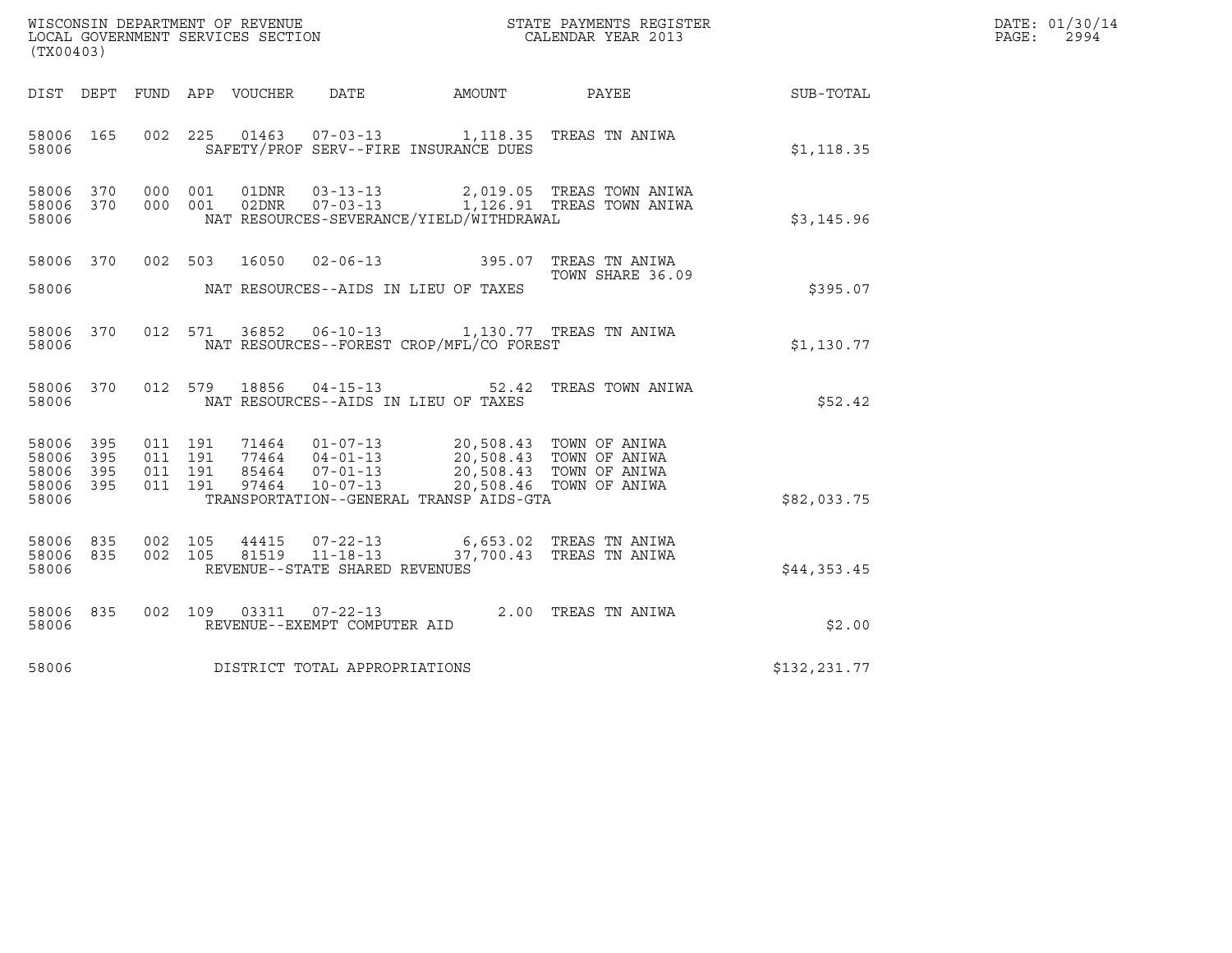WISCONSIN DEPARTMENT OF REVENUE
LOCAL GOVERNMENT SERVICES SECTION
(TX00403)

STATE PAYMENTS REGISTER
CALENDAR YEAR 2013

DATE: 01/30/14
PAGE: 2994

| DIST | DEPT | FUND | APP | VOUCHER | DATE | AMOUNT | PAYEE | SUB-TOTAL |
|---|---|---|---|---|---|---|---|---|
| 58006 | 165 | 002 | 225 | 01463 | 07-03-13 | 1,118.35 | TREAS TN ANIWA | |
| 58006 | | | | SAFETY/PROF SERV--FIRE INSURANCE DUES | | | | $1,118.35 |
| 58006 | 370 | 000 | 001 | 01DNR | 03-13-13 | 2,019.05 | TREAS TOWN ANIWA | |
| 58006 | 370 | 000 | 001 | 02DNR | 07-03-13 | 1,126.91 | TREAS TOWN ANIWA | |
| 58006 | | | | NAT RESOURCES-SEVERANCE/YIELD/WITHDRAWAL | | | | $3,145.96 |
| 58006 | 370 | 002 | 503 | 16050 | 02-06-13 | 395.07 | TREAS TN ANIWA<br>TOWN SHARE 36.09 | |
| 58006 | | | | NAT RESOURCES--AIDS IN LIEU OF TAXES | | | | $395.07 |
| 58006 | 370 | 012 | 571 | 36852 | 06-10-13 | 1,130.77 | TREAS TN ANIWA | |
| 58006 | | | | NAT RESOURCES--FOREST CROP/MFL/CO FOREST | | | | $1,130.77 |
| 58006 | 370 | 012 | 579 | 18856 | 04-15-13 | 52.42 | TREAS TOWN ANIWA | |
| 58006 | | | | NAT RESOURCES--AIDS IN LIEU OF TAXES | | | | $52.42 |
| 58006 | 395 | 011 | 191 | 71464 | 01-07-13 | 20,508.43 | TOWN OF ANIWA | |
| 58006 | 395 | 011 | 191 | 77464 | 04-01-13 | 20,508.43 | TOWN OF ANIWA | |
| 58006 | 395 | 011 | 191 | 85464 | 07-01-13 | 20,508.43 | TOWN OF ANIWA | |
| 58006 | 395 | 011 | 191 | 97464 | 10-07-13 | 20,508.46 | TOWN OF ANIWA | |
| 58006 | | | | TRANSPORTATION--GENERAL TRANSP AIDS-GTA | | | | $82,033.75 |
| 58006 | 835 | 002 | 105 | 44415 | 07-22-13 | 6,653.02 | TREAS TN ANIWA | |
| 58006 | 835 | 002 | 105 | 81519 | 11-18-13 | 37,700.43 | TREAS TN ANIWA | |
| 58006 | | | | REVENUE--STATE SHARED REVENUES | | | | $44,353.45 |
| 58006 | 835 | 002 | 109 | 03311 | 07-22-13 | 2.00 | TREAS TN ANIWA | |
| 58006 | | | | REVENUE--EXEMPT COMPUTER AID | | | | $2.00 |
| 58006 | | | | DISTRICT TOTAL APPROPRIATIONS | | | | $132,231.77 |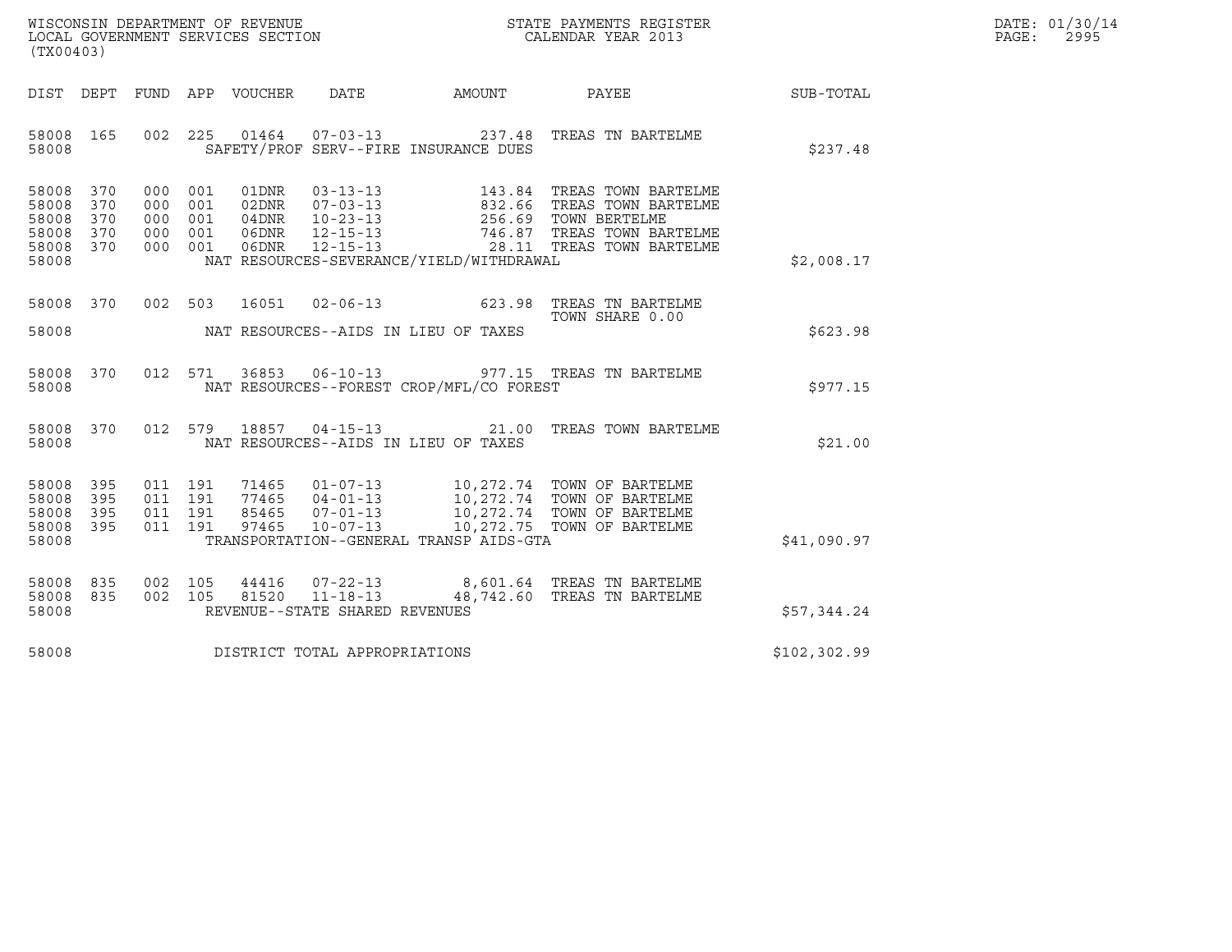WISCONSIN DEPARTMENT OF REVENUE
LOCAL GOVERNMENT SERVICES SECTION
(TX00403)

STATE PAYMENTS REGISTER
CALENDAR YEAR 2013

DATE: 01/30/14
PAGE: 2995

| DIST | DEPT | FUND | APP | VOUCHER | DATE | AMOUNT | PAYEE | SUB-TOTAL |
|---|---|---|---|---|---|---|---|---|
| 58008 | 165 | 002 | 225 | 01464 | 07-03-13 | 237.48 | TREAS TN BARTELME | |
| 58008 | | | | | SAFETY/PROF SERV--FIRE INSURANCE DUES | | | $237.48 |
| 58008 | 370 | 000 | 001 | 01DNR | 03-13-13 | 143.84 | TREAS TOWN BARTELME | |
| 58008 | 370 | 000 | 001 | 02DNR | 07-03-13 | 832.66 | TREAS TOWN BARTELME | |
| 58008 | 370 | 000 | 001 | 04DNR | 10-23-13 | 256.69 | TOWN BERTELME | |
| 58008 | 370 | 000 | 001 | 06DNR | 12-15-13 | 746.87 | TREAS TOWN BARTELME | |
| 58008 | 370 | 000 | 001 | 06DNR | 12-15-13 | 28.11 | TREAS TOWN BARTELME | |
| 58008 | | | | | NAT RESOURCES-SEVERANCE/YIELD/WITHDRAWAL | | | $2,008.17 |
| 58008 | 370 | 002 | 503 | 16051 | 02-06-13 | 623.98 | TREAS TN BARTELME TOWN SHARE 0.00 | |
| 58008 | | | | | NAT RESOURCES--AIDS IN LIEU OF TAXES | | | $623.98 |
| 58008 | 370 | 012 | 571 | 36853 | 06-10-13 | 977.15 | TREAS TN BARTELME | |
| 58008 | | | | | NAT RESOURCES--FOREST CROP/MFL/CO FOREST | | | $977.15 |
| 58008 | 370 | 012 | 579 | 18857 | 04-15-13 | 21.00 | TREAS TOWN BARTELME | |
| 58008 | | | | | NAT RESOURCES--AIDS IN LIEU OF TAXES | | | $21.00 |
| 58008 | 395 | 011 | 191 | 71465 | 01-07-13 | 10,272.74 | TOWN OF BARTELME | |
| 58008 | 395 | 011 | 191 | 77465 | 04-01-13 | 10,272.74 | TOWN OF BARTELME | |
| 58008 | 395 | 011 | 191 | 85465 | 07-01-13 | 10,272.74 | TOWN OF BARTELME | |
| 58008 | 395 | 011 | 191 | 97465 | 10-07-13 | 10,272.75 | TOWN OF BARTELME | |
| 58008 | | | | | TRANSPORTATION--GENERAL TRANSP AIDS-GTA | | | $41,090.97 |
| 58008 | 835 | 002 | 105 | 44416 | 07-22-13 | 8,601.64 | TREAS TN BARTELME | |
| 58008 | 835 | 002 | 105 | 81520 | 11-18-13 | 48,742.60 | TREAS TN BARTELME | |
| 58008 | | | | | REVENUE--STATE SHARED REVENUES | | | $57,344.24 |
| 58008 | | | | | DISTRICT TOTAL APPROPRIATIONS | | | $102,302.99 |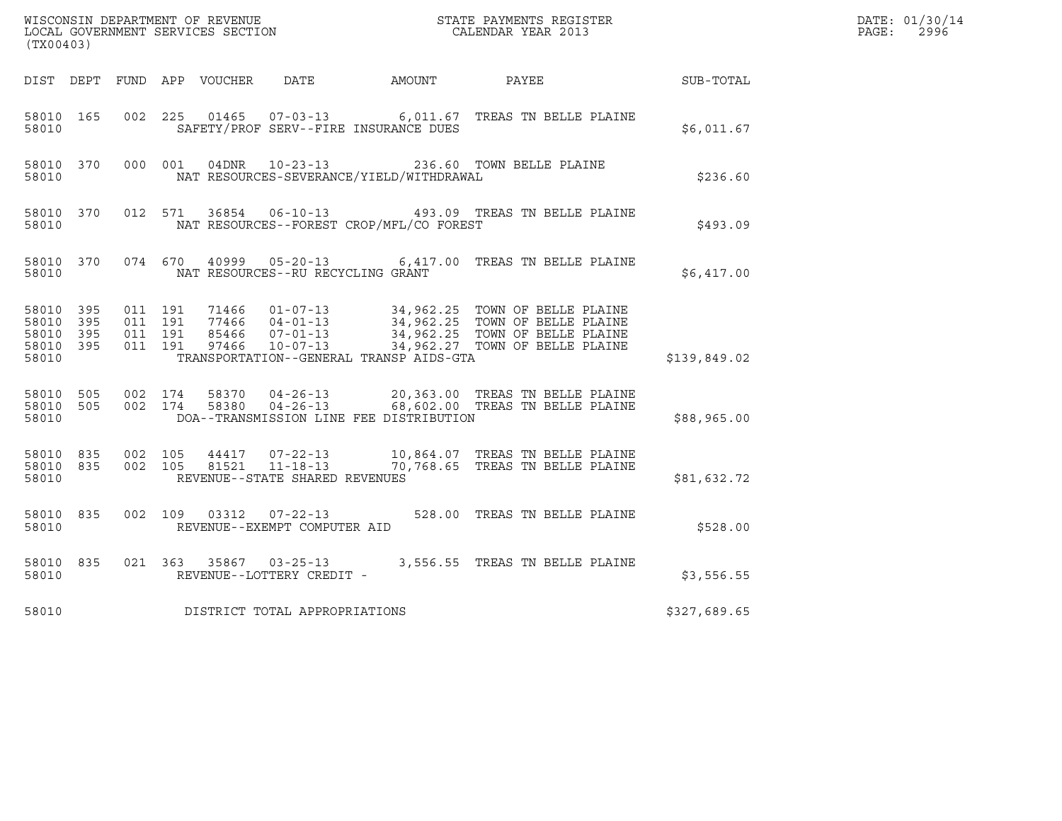WISCONSIN DEPARTMENT OF REVENUE
LOCAL GOVERNMENT SERVICES SECTION
(TX00403)

STATE PAYMENTS REGISTER
CALENDAR YEAR 2013

DATE: 01/30/14
PAGE: 2996

| DIST | DEPT | FUND | APP | VOUCHER | DATE | AMOUNT | PAYEE | SUB-TOTAL |
|---|---|---|---|---|---|---|---|---|
| 58010 | 165 | 002 | 225 | 01465 | 07-03-13 | 6,011.67 | TREAS TN BELLE PLAINE | |
| 58010 | | | | SAFETY/PROF SERV--FIRE INSURANCE DUES | | | | $6,011.67 |
| 58010 | 370 | 000 | 001 | 04DNR | 10-23-13 | 236.60 | TOWN BELLE PLAINE | |
| 58010 | | | | NAT RESOURCES-SEVERANCE/YIELD/WITHDRAWAL | | | | $236.60 |
| 58010 | 370 | 012 | 571 | 36854 | 06-10-13 | 493.09 | TREAS TN BELLE PLAINE | |
| 58010 | | | | NAT RESOURCES--FOREST CROP/MFL/CO FOREST | | | | $493.09 |
| 58010 | 370 | 074 | 670 | 40999 | 05-20-13 | 6,417.00 | TREAS TN BELLE PLAINE | |
| 58010 | | | | NAT RESOURCES--RU RECYCLING GRANT | | | | $6,417.00 |
| 58010 | 395 | 011 | 191 | 71466 | 01-07-13 | 34,962.25 | TOWN OF BELLE PLAINE | |
| 58010 | 395 | 011 | 191 | 77466 | 04-01-13 | 34,962.25 | TOWN OF BELLE PLAINE | |
| 58010 | 395 | 011 | 191 | 85466 | 07-01-13 | 34,962.25 | TOWN OF BELLE PLAINE | |
| 58010 | 395 | 011 | 191 | 97466 | 10-07-13 | 34,962.27 | TOWN OF BELLE PLAINE | |
| 58010 | | | | TRANSPORTATION--GENERAL TRANSP AIDS-GTA | | | | $139,849.02 |
| 58010 | 505 | 002 | 174 | 58370 | 04-26-13 | 20,363.00 | TREAS TN BELLE PLAINE | |
| 58010 | 505 | 002 | 174 | 58380 | 04-26-13 | 68,602.00 | TREAS TN BELLE PLAINE | |
| 58010 | | | | DOA--TRANSMISSION LINE FEE DISTRIBUTION | | | | $88,965.00 |
| 58010 | 835 | 002 | 105 | 44417 | 07-22-13 | 10,864.07 | TREAS TN BELLE PLAINE | |
| 58010 | 835 | 002 | 105 | 81521 | 11-18-13 | 70,768.65 | TREAS TN BELLE PLAINE | |
| 58010 | | | | REVENUE--STATE SHARED REVENUES | | | | $81,632.72 |
| 58010 | 835 | 002 | 109 | 03312 | 07-22-13 | 528.00 | TREAS TN BELLE PLAINE | |
| 58010 | | | | REVENUE--EXEMPT COMPUTER AID | | | | $528.00 |
| 58010 | 835 | 021 | 363 | 35867 | 03-25-13 | 3,556.55 | TREAS TN BELLE PLAINE | |
| 58010 | | | | REVENUE--LOTTERY CREDIT - | | | | $3,556.55 |
| 58010 | | | | DISTRICT TOTAL APPROPRIATIONS | | | | $327,689.65 |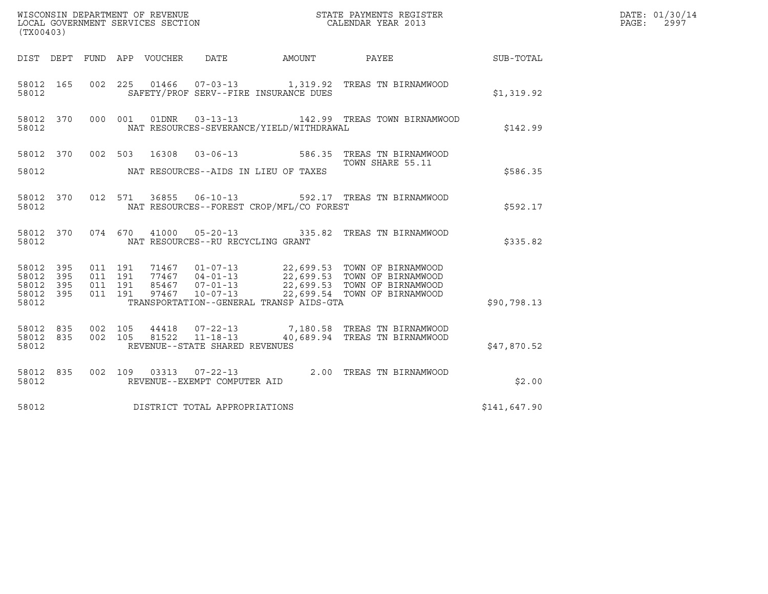| DIST | DEPT | FUND | APP | VOUCHER | DATE | AMOUNT | PAYEE | SUB-TOTAL |
|---|---|---|---|---|---|---|---|---|
| 58012 | 165 | 002 | 225 | 01466 | 07-03-13 | 1,319.92 | TREAS TN BIRNAMWOOD | |
| 58012 | | | | SAFETY/PROF SERV--FIRE INSURANCE DUES | | | | $1,319.92 |
| 58012 | 370 | 000 | 001 | 01DNR | 03-13-13 | 142.99 | TREAS TOWN BIRNAMWOOD | |
| 58012 | | | | NAT RESOURCES-SEVERANCE/YIELD/WITHDRAWAL | | | | $142.99 |
| 58012 | 370 | 002 | 503 | 16308 | 03-06-13 | 586.35 | TREAS TN BIRNAMWOOD TOWN SHARE 55.11 | |
| 58012 | | | | NAT RESOURCES--AIDS IN LIEU OF TAXES | | | | $586.35 |
| 58012 | 370 | 012 | 571 | 36855 | 06-10-13 | 592.17 | TREAS TN BIRNAMWOOD | |
| 58012 | | | | NAT RESOURCES--FOREST CROP/MFL/CO FOREST | | | | $592.17 |
| 58012 | 370 | 074 | 670 | 41000 | 05-20-13 | 335.82 | TREAS TN BIRNAMWOOD | |
| 58012 | | | | NAT RESOURCES--RU RECYCLING GRANT | | | | $335.82 |
| 58012 | 395 | 011 | 191 | 71467 | 01-07-13 | 22,699.53 | TOWN OF BIRNAMWOOD | |
| 58012 | 395 | 011 | 191 | 77467 | 04-01-13 | 22,699.53 | TOWN OF BIRNAMWOOD | |
| 58012 | 395 | 011 | 191 | 85467 | 07-01-13 | 22,699.53 | TOWN OF BIRNAMWOOD | |
| 58012 | 395 | 011 | 191 | 97467 | 10-07-13 | 22,699.54 | TOWN OF BIRNAMWOOD | |
| 58012 | | | | TRANSPORTATION--GENERAL TRANSP AIDS-GTA | | | | $90,798.13 |
| 58012 | 835 | 002 | 105 | 44418 | 07-22-13 | 7,180.58 | TREAS TN BIRNAMWOOD | |
| 58012 | 835 | 002 | 105 | 81522 | 11-18-13 | 40,689.94 | TREAS TN BIRNAMWOOD | |
| 58012 | | | | REVENUE--STATE SHARED REVENUES | | | | $47,870.52 |
| 58012 | 835 | 002 | 109 | 03313 | 07-22-13 | 2.00 | TREAS TN BIRNAMWOOD | |
| 58012 | | | | REVENUE--EXEMPT COMPUTER AID | | | | $2.00 |
| 58012 | | | | DISTRICT TOTAL APPROPRIATIONS | | | | $141,647.90 |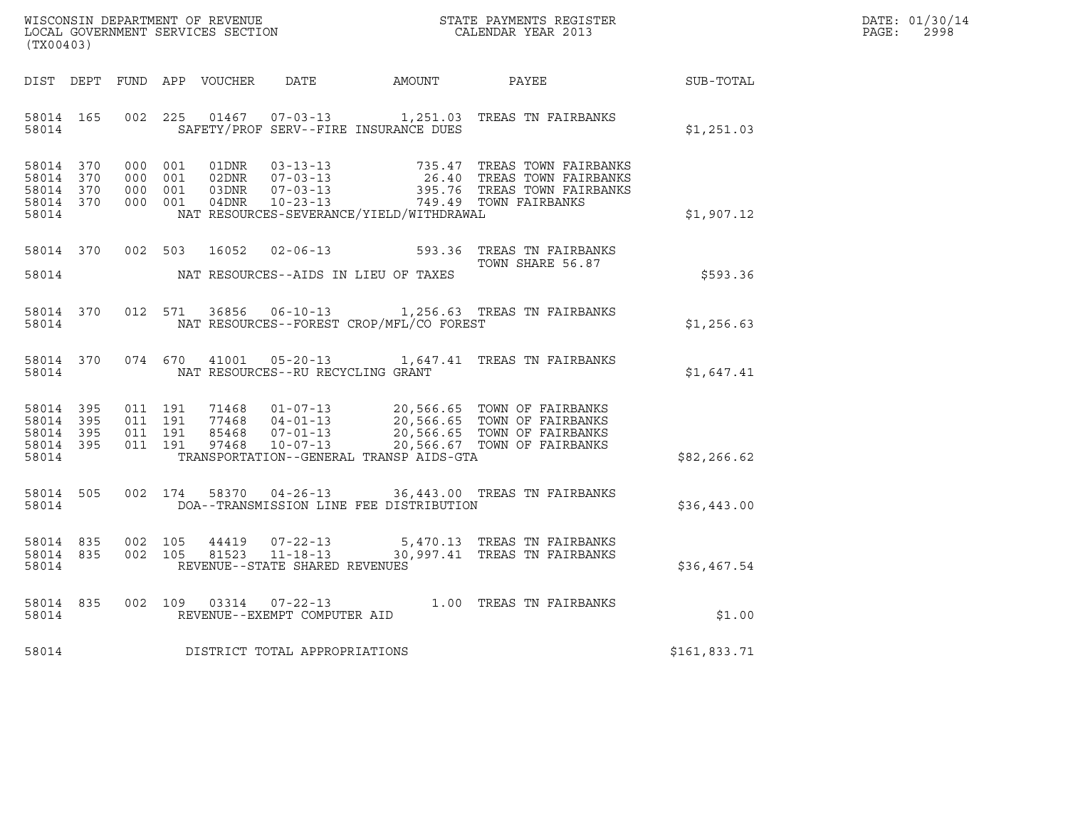WISCONSIN DEPARTMENT OF REVENUE
LOCAL GOVERNMENT SERVICES SECTION
(TX00403)

STATE PAYMENTS REGISTER
CALENDAR YEAR 2013

DATE: 01/30/14
PAGE: 2998

| DIST | DEPT | FUND | APP | VOUCHER | DATE | AMOUNT | PAYEE | SUB-TOTAL |
|---|---|---|---|---|---|---|---|---|
| 58014 | 165 | 002 | 225 | 01467 | 07-03-13 | 1,251.03 | TREAS TN FAIRBANKS | |
| 58014 | | | | SAFETY/PROF SERV--FIRE INSURANCE DUES | | | | $1,251.03 |
| 58014 | 370 | 000 | 001 | 01DNR | 03-13-13 | 735.47 | TREAS TOWN FAIRBANKS | |
| 58014 | 370 | 000 | 001 | 02DNR | 07-03-13 | 26.40 | TREAS TOWN FAIRBANKS | |
| 58014 | 370 | 000 | 001 | 03DNR | 07-03-13 | 395.76 | TREAS TOWN FAIRBANKS | |
| 58014 | 370 | 000 | 001 | 04DNR | 10-23-13 | 749.49 | TOWN FAIRBANKS | |
| 58014 | | | | NAT RESOURCES-SEVERANCE/YIELD/WITHDRAWAL | | | | $1,907.12 |
| 58014 | 370 | 002 | 503 | 16052 | 02-06-13 | 593.36 | TREAS TN FAIRBANKS<br>TOWN SHARE 56.87 | |
| 58014 | | | | NAT RESOURCES--AIDS IN LIEU OF TAXES | | | | $593.36 |
| 58014 | 370 | 012 | 571 | 36856 | 06-10-13 | 1,256.63 | TREAS TN FAIRBANKS | |
| 58014 | | | | NAT RESOURCES--FOREST CROP/MFL/CO FOREST | | | | $1,256.63 |
| 58014 | 370 | 074 | 670 | 41001 | 05-20-13 | 1,647.41 | TREAS TN FAIRBANKS | |
| 58014 | | | | NAT RESOURCES--RU RECYCLING GRANT | | | | $1,647.41 |
| 58014 | 395 | 011 | 191 | 71468 | 01-07-13 | 20,566.65 | TOWN OF FAIRBANKS | |
| 58014 | 395 | 011 | 191 | 77468 | 04-01-13 | 20,566.65 | TOWN OF FAIRBANKS | |
| 58014 | 395 | 011 | 191 | 85468 | 07-01-13 | 20,566.65 | TOWN OF FAIRBANKS | |
| 58014 | 395 | 011 | 191 | 97468 | 10-07-13 | 20,566.67 | TOWN OF FAIRBANKS | |
| 58014 | | | | TRANSPORTATION--GENERAL TRANSP AIDS-GTA | | | | $82,266.62 |
| 58014 | 505 | 002 | 174 | 58370 | 04-26-13 | 36,443.00 | TREAS TN FAIRBANKS | |
| 58014 | | | | DOA--TRANSMISSION LINE FEE DISTRIBUTION | | | | $36,443.00 |
| 58014 | 835 | 002 | 105 | 44419 | 07-22-13 | 5,470.13 | TREAS TN FAIRBANKS | |
| 58014 | 835 | 002 | 105 | 81523 | 11-18-13 | 30,997.41 | TREAS TN FAIRBANKS | |
| 58014 | | | | REVENUE--STATE SHARED REVENUES | | | | $36,467.54 |
| 58014 | 835 | 002 | 109 | 03314 | 07-22-13 | 1.00 | TREAS TN FAIRBANKS | |
| 58014 | | | | REVENUE--EXEMPT COMPUTER AID | | | | $1.00 |
| 58014 | | | | DISTRICT TOTAL APPROPRIATIONS | | | | $161,833.71 |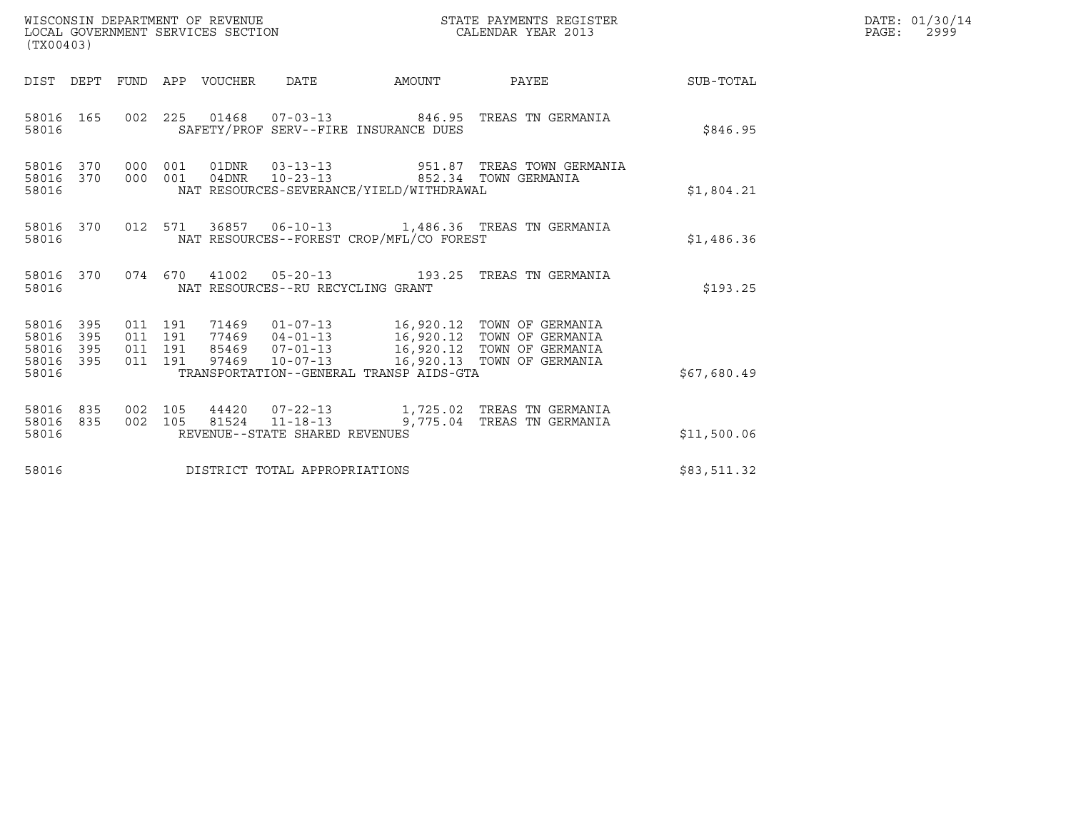WISCONSIN DEPARTMENT OF REVENUE
LOCAL GOVERNMENT SERVICES SECTION
(TX00403)

STATE PAYMENTS REGISTER
CALENDAR YEAR 2013

DATE: 01/30/14
PAGE: 2999

| DIST | DEPT | FUND | APP | VOUCHER | DATE | AMOUNT | PAYEE | SUB-TOTAL |
|---|---|---|---|---|---|---|---|---|
| 58016 | 165 | 002 | 225 | 01468 | 07-03-13 | 846.95 | TREAS TN GERMANIA | |
| 58016 | | | | SAFETY/PROF SERV--FIRE INSURANCE DUES | | | | $846.95 |
| 58016 | 370 | 000 | 001 | 01DNR | 03-13-13 | 951.87 | TREAS TOWN GERMANIA | |
| 58016 | 370 | 000 | 001 | 04DNR | 10-23-13 | 852.34 | TOWN GERMANIA | |
| 58016 | | | | NAT RESOURCES-SEVERANCE/YIELD/WITHDRAWAL | | | | $1,804.21 |
| 58016 | 370 | 012 | 571 | 36857 | 06-10-13 | 1,486.36 | TREAS TN GERMANIA | |
| 58016 | | | | NAT RESOURCES--FOREST CROP/MFL/CO FOREST | | | | $1,486.36 |
| 58016 | 370 | 074 | 670 | 41002 | 05-20-13 | 193.25 | TREAS TN GERMANIA | |
| 58016 | | | | NAT RESOURCES--RU RECYCLING GRANT | | | | $193.25 |
| 58016 | 395 | 011 | 191 | 71469 | 01-07-13 | 16,920.12 | TOWN OF GERMANIA | |
| 58016 | 395 | 011 | 191 | 77469 | 04-01-13 | 16,920.12 | TOWN OF GERMANIA | |
| 58016 | 395 | 011 | 191 | 85469 | 07-01-13 | 16,920.12 | TOWN OF GERMANIA | |
| 58016 | 395 | 011 | 191 | 97469 | 10-07-13 | 16,920.13 | TOWN OF GERMANIA | |
| 58016 | | | | TRANSPORTATION--GENERAL TRANSP AIDS-GTA | | | | $67,680.49 |
| 58016 | 835 | 002 | 105 | 44420 | 07-22-13 | 1,725.02 | TREAS TN GERMANIA | |
| 58016 | 835 | 002 | 105 | 81524 | 11-18-13 | 9,775.04 | TREAS TN GERMANIA | |
| 58016 | | | | REVENUE--STATE SHARED REVENUES | | | | $11,500.06 |
| 58016 | | | | DISTRICT TOTAL APPROPRIATIONS | | | | $83,511.32 |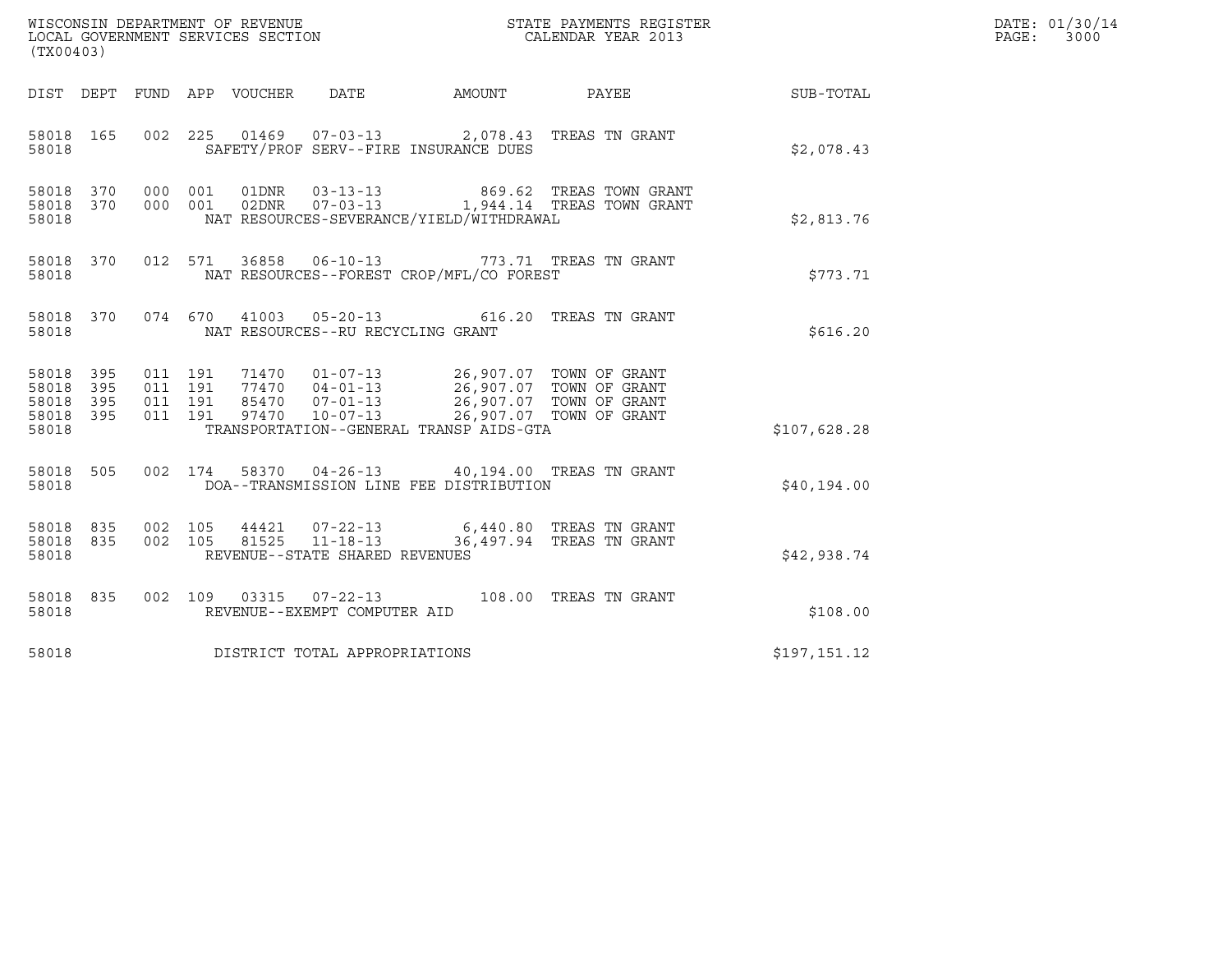WISCONSIN DEPARTMENT OF REVENUE
LOCAL GOVERNMENT SERVICES SECTION
(TX00403)

STATE PAYMENTS REGISTER
CALENDAR YEAR 2013

DATE: 01/30/14
PAGE: 3000

| DIST | DEPT | FUND | APP | VOUCHER | DATE | AMOUNT | PAYEE | SUB-TOTAL |
|---|---|---|---|---|---|---|---|---|
| 58018 | 165 | 002 | 225 | 01469 | 07-03-13 | 2,078.43 | TREAS TN GRANT | |
| 58018 | | | | SAFETY/PROF SERV--FIRE INSURANCE DUES | | | | $2,078.43 |
| 58018 | 370 | 000 | 001 | 01DNR | 03-13-13 | 869.62 | TREAS TOWN GRANT | |
| 58018 | 370 | 000 | 001 | 02DNR | 07-03-13 | 1,944.14 | TREAS TOWN GRANT | |
| 58018 | | | | NAT RESOURCES-SEVERANCE/YIELD/WITHDRAWAL | | | | $2,813.76 |
| 58018 | 370 | 012 | 571 | 36858 | 06-10-13 | 773.71 | TREAS TN GRANT | |
| 58018 | | | | NAT RESOURCES--FOREST CROP/MFL/CO FOREST | | | | $773.71 |
| 58018 | 370 | 074 | 670 | 41003 | 05-20-13 | 616.20 | TREAS TN GRANT | |
| 58018 | | | | NAT RESOURCES--RU RECYCLING GRANT | | | | $616.20 |
| 58018 | 395 | 011 | 191 | 71470 | 01-07-13 | 26,907.07 | TOWN OF GRANT | |
| 58018 | 395 | 011 | 191 | 77470 | 04-01-13 | 26,907.07 | TOWN OF GRANT | |
| 58018 | 395 | 011 | 191 | 85470 | 07-01-13 | 26,907.07 | TOWN OF GRANT | |
| 58018 | 395 | 011 | 191 | 97470 | 10-07-13 | 26,907.07 | TOWN OF GRANT | |
| 58018 | | | | TRANSPORTATION--GENERAL TRANSP AIDS-GTA | | | | $107,628.28 |
| 58018 | 505 | 002 | 174 | 58370 | 04-26-13 | 40,194.00 | TREAS TN GRANT | |
| 58018 | | | | DOA--TRANSMISSION LINE FEE DISTRIBUTION | | | | $40,194.00 |
| 58018 | 835 | 002 | 105 | 44421 | 07-22-13 | 6,440.80 | TREAS TN GRANT | |
| 58018 | 835 | 002 | 105 | 81525 | 11-18-13 | 36,497.94 | TREAS TN GRANT | |
| 58018 | | | | REVENUE--STATE SHARED REVENUES | | | | $42,938.74 |
| 58018 | 835 | 002 | 109 | 03315 | 07-22-13 | 108.00 | TREAS TN GRANT | |
| 58018 | | | | REVENUE--EXEMPT COMPUTER AID | | | | $108.00 |
| 58018 | | | | DISTRICT TOTAL APPROPRIATIONS | | | | $197,151.12 |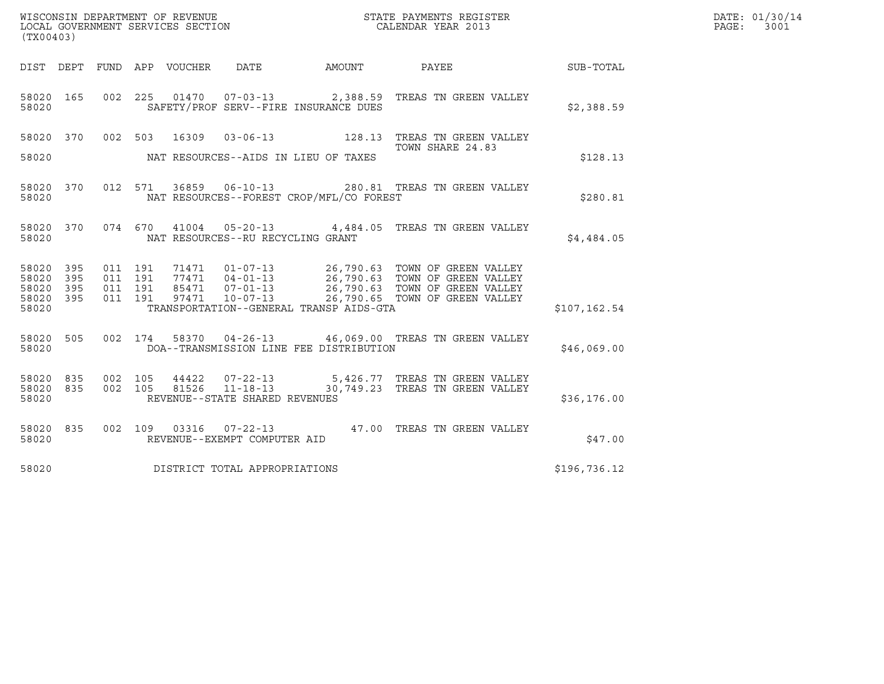WISCONSIN DEPARTMENT OF REVENUE
LOCAL GOVERNMENT SERVICES SECTION
(TX00403)

STATE PAYMENTS REGISTER
CALENDAR YEAR 2013

DATE: 01/30/14
PAGE: 3001

| DIST | DEPT | FUND | APP | VOUCHER | DATE | AMOUNT | PAYEE | SUB-TOTAL |
|---|---|---|---|---|---|---|---|---|
| 58020 | 165 | 002 | 225 | 01470 | 07-03-13 | 2,388.59 | TREAS TN GREEN VALLEY | |
| 58020 | | | | | SAFETY/PROF SERV--FIRE INSURANCE DUES | | | $2,388.59 |
| 58020 | 370 | 002 | 503 | 16309 | 03-06-13 | 128.13 | TREAS TN GREEN VALLEY TOWN SHARE 24.83 | |
| 58020 | | | | | NAT RESOURCES--AIDS IN LIEU OF TAXES | | | $128.13 |
| 58020 | 370 | 012 | 571 | 36859 | 06-10-13 | 280.81 | TREAS TN GREEN VALLEY | |
| 58020 | | | | | NAT RESOURCES--FOREST CROP/MFL/CO FOREST | | | $280.81 |
| 58020 | 370 | 074 | 670 | 41004 | 05-20-13 | 4,484.05 | TREAS TN GREEN VALLEY | |
| 58020 | | | | | NAT RESOURCES--RU RECYCLING GRANT | | | $4,484.05 |
| 58020 | 395 | 011 | 191 | 71471 | 01-07-13 | 26,790.63 | TOWN OF GREEN VALLEY | |
| 58020 | 395 | 011 | 191 | 77471 | 04-01-13 | 26,790.63 | TOWN OF GREEN VALLEY | |
| 58020 | 395 | 011 | 191 | 85471 | 07-01-13 | 26,790.63 | TOWN OF GREEN VALLEY | |
| 58020 | 395 | 011 | 191 | 97471 | 10-07-13 | 26,790.65 | TOWN OF GREEN VALLEY | |
| 58020 | | | | | TRANSPORTATION--GENERAL TRANSP AIDS-GTA | | | $107,162.54 |
| 58020 | 505 | 002 | 174 | 58370 | 04-26-13 | 46,069.00 | TREAS TN GREEN VALLEY | |
| 58020 | | | | | DOA--TRANSMISSION LINE FEE DISTRIBUTION | | | $46,069.00 |
| 58020 | 835 | 002 | 105 | 44422 | 07-22-13 | 5,426.77 | TREAS TN GREEN VALLEY | |
| 58020 | 835 | 002 | 105 | 81526 | 11-18-13 | 30,749.23 | TREAS TN GREEN VALLEY | |
| 58020 | | | | | REVENUE--STATE SHARED REVENUES | | | $36,176.00 |
| 58020 | 835 | 002 | 109 | 03316 | 07-22-13 | 47.00 | TREAS TN GREEN VALLEY | |
| 58020 | | | | | REVENUE--EXEMPT COMPUTER AID | | | $47.00 |
| 58020 | | | | | DISTRICT TOTAL APPROPRIATIONS | | | $196,736.12 |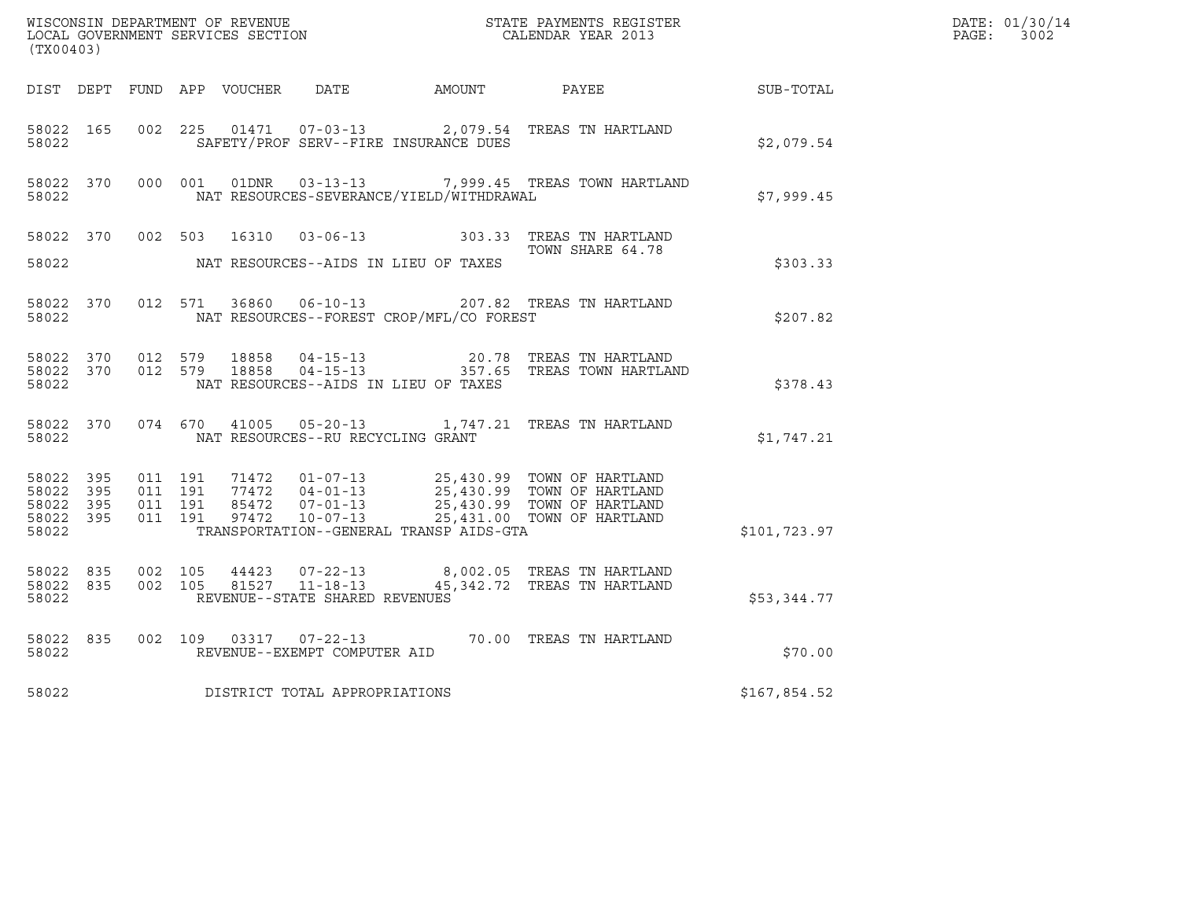WISCONSIN DEPARTMENT OF REVENUE
LOCAL GOVERNMENT SERVICES SECTION
(TX00403)

STATE PAYMENTS REGISTER
CALENDAR YEAR 2013

DATE: 01/30/14

| DIST | DEPT | FUND | APP | VOUCHER | DATE | AMOUNT | PAYEE | SUB-TOTAL |
|---|---|---|---|---|---|---|---|---|
| 58022 | 165 | 002 | 225 | 01471 | 07-03-13 | 2,079.54 | TREAS TN HARTLAND | |
| 58022 | | | | | SAFETY/PROF SERV--FIRE INSURANCE DUES | | | $2,079.54 |
| 58022 | 370 | 000 | 001 | 01DNR | 03-13-13 | 7,999.45 | TREAS TOWN HARTLAND | |
| 58022 | | | | | NAT RESOURCES-SEVERANCE/YIELD/WITHDRAWAL | | | $7,999.45 |
| 58022 | 370 | 002 | 503 | 16310 | 03-06-13 | 303.33 | TREAS TN HARTLAND TOWN SHARE 64.78 | |
| 58022 | | | | | NAT RESOURCES--AIDS IN LIEU OF TAXES | | | $303.33 |
| 58022 | 370 | 012 | 571 | 36860 | 06-10-13 | 207.82 | TREAS TN HARTLAND | |
| 58022 | | | | | NAT RESOURCES--FOREST CROP/MFL/CO FOREST | | | $207.82 |
| 58022 | 370 | 012 | 579 | 18858 | 04-15-13 | 20.78 | TREAS TN HARTLAND | |
| 58022 | 370 | 012 | 579 | 18858 | 04-15-13 | 357.65 | TREAS TOWN HARTLAND | |
| 58022 | | | | | NAT RESOURCES--AIDS IN LIEU OF TAXES | | | $378.43 |
| 58022 | 370 | 074 | 670 | 41005 | 05-20-13 | 1,747.21 | TREAS TN HARTLAND | |
| 58022 | | | | | NAT RESOURCES--RU RECYCLING GRANT | | | $1,747.21 |
| 58022 | 395 | 011 | 191 | 71472 | 01-07-13 | 25,430.99 | TOWN OF HARTLAND | |
| 58022 | 395 | 011 | 191 | 77472 | 04-01-13 | 25,430.99 | TOWN OF HARTLAND | |
| 58022 | 395 | 011 | 191 | 85472 | 07-01-13 | 25,430.99 | TOWN OF HARTLAND | |
| 58022 | 395 | 011 | 191 | 97472 | 10-07-13 | 25,431.00 | TOWN OF HARTLAND | |
| 58022 | | | | | TRANSPORTATION--GENERAL TRANSP AIDS-GTA | | | $101,723.97 |
| 58022 | 835 | 002 | 105 | 44423 | 07-22-13 | 8,002.05 | TREAS TN HARTLAND | |
| 58022 | 835 | 002 | 105 | 81527 | 11-18-13 | 45,342.72 | TREAS TN HARTLAND | |
| 58022 | | | | | REVENUE--STATE SHARED REVENUES | | | $53,344.77 |
| 58022 | 835 | 002 | 109 | 03317 | 07-22-13 | 70.00 | TREAS TN HARTLAND | |
| 58022 | | | | | REVENUE--EXEMPT COMPUTER AID | | | $70.00 |
| 58022 | | | | | DISTRICT TOTAL APPROPRIATIONS | | | $167,854.52 |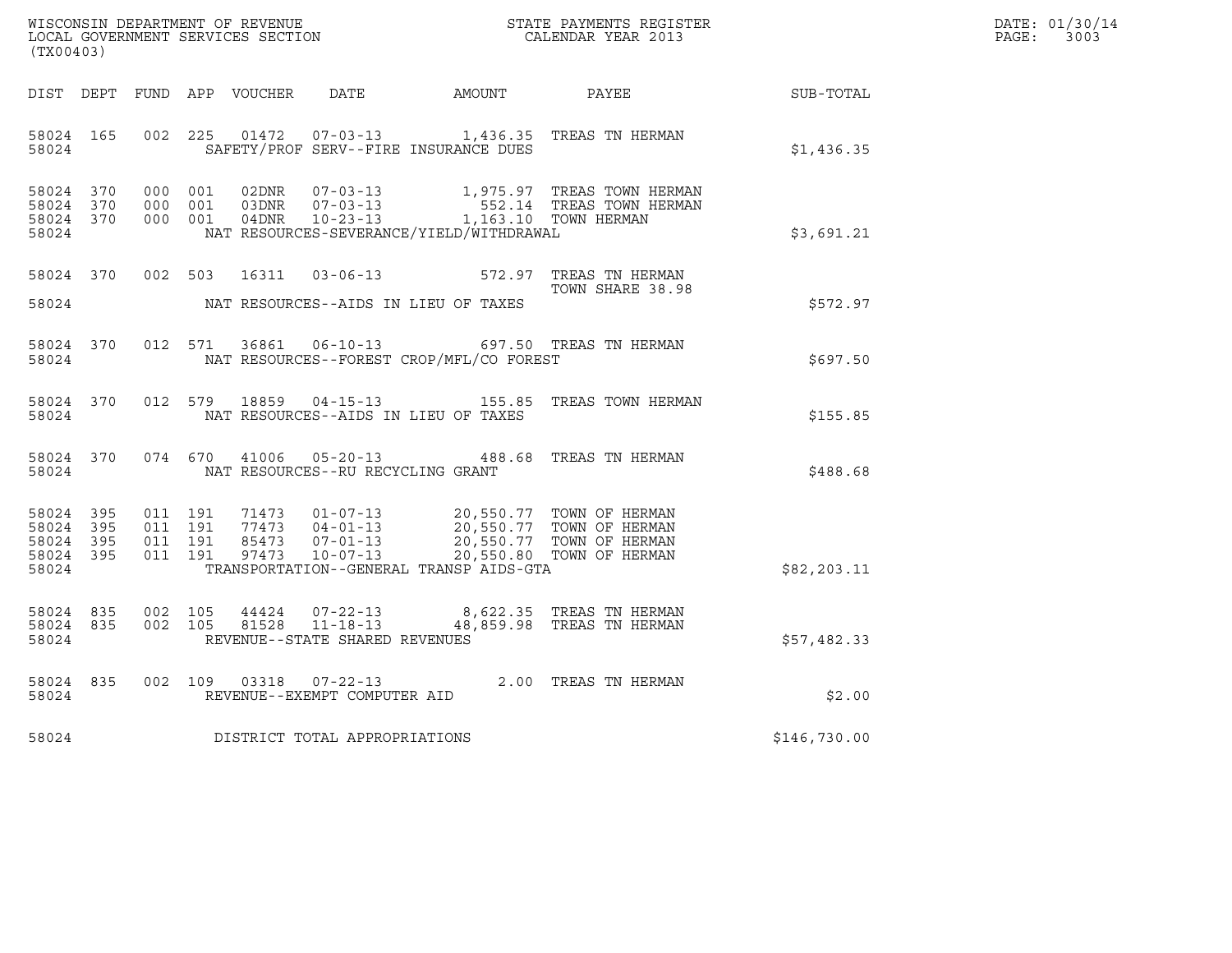WISCONSIN DEPARTMENT OF REVENUE
LOCAL GOVERNMENT SERVICES SECTION
(TX00403)

STATE PAYMENTS REGISTER
CALENDAR YEAR 2013

DATE: 01/30/14
PAGE: 3003

| DIST | DEPT | FUND | APP | VOUCHER | DATE | AMOUNT | PAYEE | SUB-TOTAL |
|---|---|---|---|---|---|---|---|---|
| 58024 | 165 | 002 | 225 | 01472 | 07-03-13 | 1,436.35 | TREAS TN HERMAN | |
| 58024 | | | | | SAFETY/PROF SERV--FIRE INSURANCE DUES | | | $1,436.35 |
| 58024 | 370 | 000 | 001 | 02DNR | 07-03-13 | 1,975.97 | TREAS TOWN HERMAN | |
| 58024 | 370 | 000 | 001 | 03DNR | 07-03-13 | 552.14 | TREAS TOWN HERMAN | |
| 58024 | 370 | 000 | 001 | 04DNR | 10-23-13 | 1,163.10 | TOWN HERMAN | |
| 58024 | | | | | NAT RESOURCES-SEVERANCE/YIELD/WITHDRAWAL | | | $3,691.21 |
| 58024 | 370 | 002 | 503 | 16311 | 03-06-13 | 572.97 | TREAS TN HERMAN TOWN SHARE 38.98 | |
| 58024 | | | | | NAT RESOURCES--AIDS IN LIEU OF TAXES | | | $572.97 |
| 58024 | 370 | 012 | 571 | 36861 | 06-10-13 | 697.50 | TREAS TN HERMAN | |
| 58024 | | | | | NAT RESOURCES--FOREST CROP/MFL/CO FOREST | | | $697.50 |
| 58024 | 370 | 012 | 579 | 18859 | 04-15-13 | 155.85 | TREAS TOWN HERMAN | |
| 58024 | | | | | NAT RESOURCES--AIDS IN LIEU OF TAXES | | | $155.85 |
| 58024 | 370 | 074 | 670 | 41006 | 05-20-13 | 488.68 | TREAS TN HERMAN | |
| 58024 | | | | | NAT RESOURCES--RU RECYCLING GRANT | | | $488.68 |
| 58024 | 395 | 011 | 191 | 71473 | 01-07-13 | 20,550.77 | TOWN OF HERMAN | |
| 58024 | 395 | 011 | 191 | 77473 | 04-01-13 | 20,550.77 | TOWN OF HERMAN | |
| 58024 | 395 | 011 | 191 | 85473 | 07-01-13 | 20,550.77 | TOWN OF HERMAN | |
| 58024 | 395 | 011 | 191 | 97473 | 10-07-13 | 20,550.80 | TOWN OF HERMAN | |
| 58024 | | | | | TRANSPORTATION--GENERAL TRANSP AIDS-GTA | | | $82,203.11 |
| 58024 | 835 | 002 | 105 | 44424 | 07-22-13 | 8,622.35 | TREAS TN HERMAN | |
| 58024 | 835 | 002 | 105 | 81528 | 11-18-13 | 48,859.98 | TREAS TN HERMAN | |
| 58024 | | | | | REVENUE--STATE SHARED REVENUES | | | $57,482.33 |
| 58024 | 835 | 002 | 109 | 03318 | 07-22-13 | 2.00 | TREAS TN HERMAN | |
| 58024 | | | | | REVENUE--EXEMPT COMPUTER AID | | | $2.00 |
| 58024 | | | | | DISTRICT TOTAL APPROPRIATIONS | | | $146,730.00 |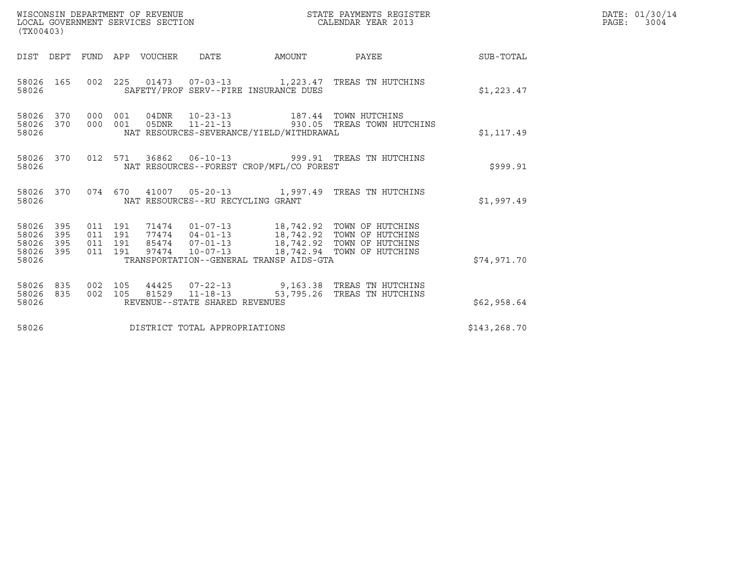WISCONSIN DEPARTMENT OF REVENUE
LOCAL GOVERNMENT SERVICES SECTION
(TX00403)

STATE PAYMENTS REGISTER
CALENDAR YEAR 2013

DATE: 01/30/14
PAGE: 3004

| DIST | DEPT | FUND | APP | VOUCHER | DATE | AMOUNT | PAYEE | SUB-TOTAL |
|---|---|---|---|---|---|---|---|---|
| 58026 | 165 | 002 | 225 | 01473 | 07-03-13 | 1,223.47 | TREAS TN HUTCHINS | |
| 58026 | | | | SAFETY/PROF SERV--FIRE INSURANCE DUES | | | | $1,223.47 |
| 58026 | 370 | 000 | 001 | 04DNR | 10-23-13 | 187.44 | TOWN HUTCHINS | |
| 58026 | 370 | 000 | 001 | 05DNR | 11-21-13 | 930.05 | TREAS TOWN HUTCHINS | |
| 58026 | | | | NAT RESOURCES-SEVERANCE/YIELD/WITHDRAWAL | | | | $1,117.49 |
| 58026 | 370 | 012 | 571 | 36862 | 06-10-13 | 999.91 | TREAS TN HUTCHINS | |
| 58026 | | | | NAT RESOURCES--FOREST CROP/MFL/CO FOREST | | | | $999.91 |
| 58026 | 370 | 074 | 670 | 41007 | 05-20-13 | 1,997.49 | TREAS TN HUTCHINS | |
| 58026 | | | | NAT RESOURCES--RU RECYCLING GRANT | | | | $1,997.49 |
| 58026 | 395 | 011 | 191 | 71474 | 01-07-13 | 18,742.92 | TOWN OF HUTCHINS | |
| 58026 | 395 | 011 | 191 | 77474 | 04-01-13 | 18,742.92 | TOWN OF HUTCHINS | |
| 58026 | 395 | 011 | 191 | 85474 | 07-01-13 | 18,742.92 | TOWN OF HUTCHINS | |
| 58026 | 395 | 011 | 191 | 97474 | 10-07-13 | 18,742.94 | TOWN OF HUTCHINS | |
| 58026 | | | | TRANSPORTATION--GENERAL TRANSP AIDS-GTA | | | | $74,971.70 |
| 58026 | 835 | 002 | 105 | 44425 | 07-22-13 | 9,163.38 | TREAS TN HUTCHINS | |
| 58026 | 835 | 002 | 105 | 81529 | 11-18-13 | 53,795.26 | TREAS TN HUTCHINS | |
| 58026 | | | | REVENUE--STATE SHARED REVENUES | | | | $62,958.64 |
| 58026 | | | | DISTRICT TOTAL APPROPRIATIONS | | | | $143,268.70 |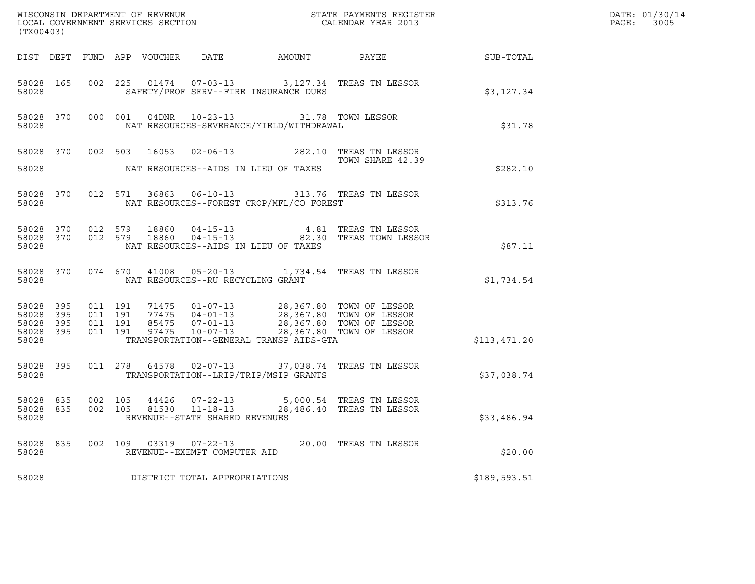WISCONSIN DEPARTMENT OF REVENUE
LOCAL GOVERNMENT SERVICES SECTION
(TX00403)

STATE PAYMENTS REGISTER
CALENDAR YEAR 2013

DATE: 01/30/14
PAGE: 3005

| DIST | DEPT | FUND | APP | VOUCHER | DATE | AMOUNT | PAYEE | SUB-TOTAL |
|---|---|---|---|---|---|---|---|---|
| 58028 | 165 | 002 | 225 | 01474 | 07-03-13 | 3,127.34 | TREAS TN LESSOR | |
| 58028 | | | | SAFETY/PROF SERV--FIRE INSURANCE DUES | | | | $3,127.34 |
| 58028 | 370 | 000 | 001 | 04DNR | 10-23-13 | 31.78 | TOWN LESSOR | |
| 58028 | | | | NAT RESOURCES-SEVERANCE/YIELD/WITHDRAWAL | | | | $31.78 |
| 58028 | 370 | 002 | 503 | 16053 | 02-06-13 | 282.10 | TREAS TN LESSOR TOWN SHARE 42.39 | |
| 58028 | | | | NAT RESOURCES--AIDS IN LIEU OF TAXES | | | | $282.10 |
| 58028 | 370 | 012 | 571 | 36863 | 06-10-13 | 313.76 | TREAS TN LESSOR | |
| 58028 | | | | NAT RESOURCES--FOREST CROP/MFL/CO FOREST | | | | $313.76 |
| 58028 | 370 | 012 | 579 | 18860 | 04-15-13 | 4.81 | TREAS TN LESSOR | |
| 58028 | 370 | 012 | 579 | 18860 | 04-15-13 | 82.30 | TREAS TOWN LESSOR | |
| 58028 | | | | NAT RESOURCES--AIDS IN LIEU OF TAXES | | | | $87.11 |
| 58028 | 370 | 074 | 670 | 41008 | 05-20-13 | 1,734.54 | TREAS TN LESSOR | |
| 58028 | | | | NAT RESOURCES--RU RECYCLING GRANT | | | | $1,734.54 |
| 58028 | 395 | 011 | 191 | 71475 | 01-07-13 | 28,367.80 | TOWN OF LESSOR | |
| 58028 | 395 | 011 | 191 | 77475 | 04-01-13 | 28,367.80 | TOWN OF LESSOR | |
| 58028 | 395 | 011 | 191 | 85475 | 07-01-13 | 28,367.80 | TOWN OF LESSOR | |
| 58028 | 395 | 011 | 191 | 97475 | 10-07-13 | 28,367.80 | TOWN OF LESSOR | |
| 58028 | | | | TRANSPORTATION--GENERAL TRANSP AIDS-GTA | | | | $113,471.20 |
| 58028 | 395 | 011 | 278 | 64578 | 02-07-13 | 37,038.74 | TREAS TN LESSOR | |
| 58028 | | | | TRANSPORTATION--LRIP/TRIP/MSIP GRANTS | | | | $37,038.74 |
| 58028 | 835 | 002 | 105 | 44426 | 07-22-13 | 5,000.54 | TREAS TN LESSOR | |
| 58028 | 835 | 002 | 105 | 81530 | 11-18-13 | 28,486.40 | TREAS TN LESSOR | |
| 58028 | | | | REVENUE--STATE SHARED REVENUES | | | | $33,486.94 |
| 58028 | 835 | 002 | 109 | 03319 | 07-22-13 | 20.00 | TREAS TN LESSOR | |
| 58028 | | | | REVENUE--EXEMPT COMPUTER AID | | | | $20.00 |
| 58028 | | | | DISTRICT TOTAL APPROPRIATIONS | | | | $189,593.51 |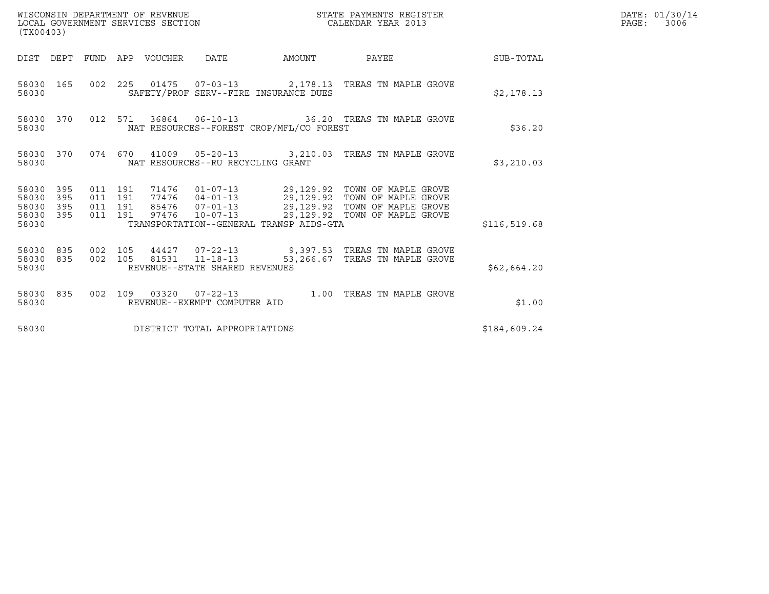WISCONSIN DEPARTMENT OF REVENUE
LOCAL GOVERNMENT SERVICES SECTION
(TX00403)

STATE PAYMENTS REGISTER
CALENDAR YEAR 2013

DATE: 01/30/14

| DIST | DEPT | FUND | APP | VOUCHER | DATE | AMOUNT | PAYEE | SUB-TOTAL |
|---|---|---|---|---|---|---|---|---|
| 58030 | 165 | 002 | 225 | 01475 | 07-03-13 | 2,178.13 | TREAS TN MAPLE GROVE | |
| 58030 | | | | SAFETY/PROF SERV--FIRE INSURANCE DUES | | | | $2,178.13 |
| 58030 | 370 | 012 | 571 | 36864 | 06-10-13 | 36.20 | TREAS TN MAPLE GROVE | |
| 58030 | | | | NAT RESOURCES--FOREST CROP/MFL/CO FOREST | | | | $36.20 |
| 58030 | 370 | 074 | 670 | 41009 | 05-20-13 | 3,210.03 | TREAS TN MAPLE GROVE | |
| 58030 | | | | NAT RESOURCES--RU RECYCLING GRANT | | | | $3,210.03 |
| 58030 | 395 | 011 | 191 | 71476 | 01-07-13 | 29,129.92 | TOWN OF MAPLE GROVE | |
| 58030 | 395 | 011 | 191 | 77476 | 04-01-13 | 29,129.92 | TOWN OF MAPLE GROVE | |
| 58030 | 395 | 011 | 191 | 85476 | 07-01-13 | 29,129.92 | TOWN OF MAPLE GROVE | |
| 58030 | 395 | 011 | 191 | 97476 | 10-07-13 | 29,129.92 | TOWN OF MAPLE GROVE | |
| 58030 | | | | TRANSPORTATION--GENERAL TRANSP AIDS-GTA | | | | $116,519.68 |
| 58030 | 835 | 002 | 105 | 44427 | 07-22-13 | 9,397.53 | TREAS TN MAPLE GROVE | |
| 58030 | 835 | 002 | 105 | 81531 | 11-18-13 | 53,266.67 | TREAS TN MAPLE GROVE | |
| 58030 | | | | REVENUE--STATE SHARED REVENUES | | | | $62,664.20 |
| 58030 | 835 | 002 | 109 | 03320 | 07-22-13 | 1.00 | TREAS TN MAPLE GROVE | |
| 58030 | | | | REVENUE--EXEMPT COMPUTER AID | | | | $1.00 |
| 58030 | | | | DISTRICT TOTAL APPROPRIATIONS | | | | $184,609.24 |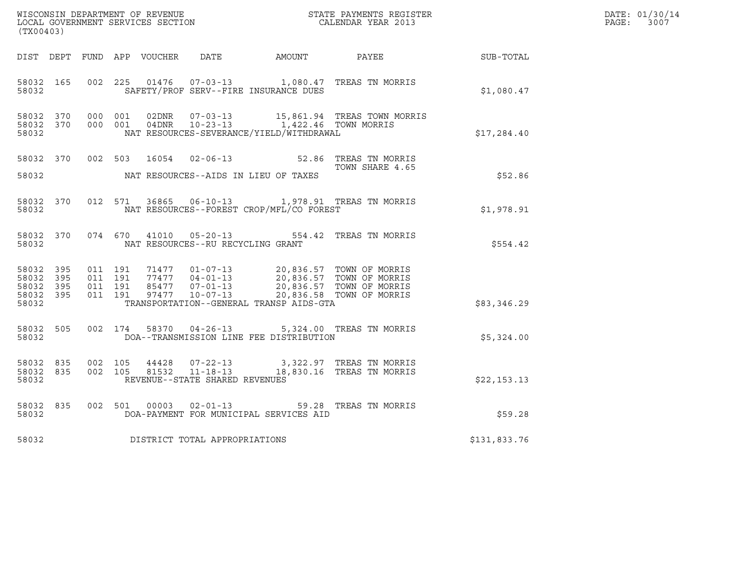WISCONSIN DEPARTMENT OF REVENUE
LOCAL GOVERNMENT SERVICES SECTION
(TX00403)

STATE PAYMENTS REGISTER
CALENDAR YEAR 2013

DATE: 01/30/14
PAGE: 3007

| DIST | DEPT | FUND | APP | VOUCHER | DATE | AMOUNT | PAYEE | SUB-TOTAL |
|---|---|---|---|---|---|---|---|---|
| 58032 | 165 | 002 | 225 | 01476 | 07-03-13 | 1,080.47 | TREAS TN MORRIS | |
| 58032 | | | | SAFETY/PROF SERV--FIRE INSURANCE DUES | | | | $1,080.47 |
| 58032 | 370 | 000 | 001 | 02DNR | 07-03-13 | 15,861.94 | TREAS TOWN MORRIS | |
| 58032 | 370 | 000 | 001 | 04DNR | 10-23-13 | 1,422.46 | TOWN MORRIS | |
| 58032 | | | | NAT RESOURCES-SEVERANCE/YIELD/WITHDRAWAL | | | | $17,284.40 |
| 58032 | 370 | 002 | 503 | 16054 | 02-06-13 | 52.86 | TREAS TN MORRIS TOWN SHARE 4.65 | |
| 58032 | | | | NAT RESOURCES--AIDS IN LIEU OF TAXES | | | | $52.86 |
| 58032 | 370 | 012 | 571 | 36865 | 06-10-13 | 1,978.91 | TREAS TN MORRIS | |
| 58032 | | | | NAT RESOURCES--FOREST CROP/MFL/CO FOREST | | | | $1,978.91 |
| 58032 | 370 | 074 | 670 | 41010 | 05-20-13 | 554.42 | TREAS TN MORRIS | |
| 58032 | | | | NAT RESOURCES--RU RECYCLING GRANT | | | | $554.42 |
| 58032 | 395 | 011 | 191 | 71477 | 01-07-13 | 20,836.57 | TOWN OF MORRIS | |
| 58032 | 395 | 011 | 191 | 77477 | 04-01-13 | 20,836.57 | TOWN OF MORRIS | |
| 58032 | 395 | 011 | 191 | 85477 | 07-01-13 | 20,836.57 | TOWN OF MORRIS | |
| 58032 | 395 | 011 | 191 | 97477 | 10-07-13 | 20,836.58 | TOWN OF MORRIS | |
| 58032 | | | | TRANSPORTATION--GENERAL TRANSP AIDS-GTA | | | | $83,346.29 |
| 58032 | 505 | 002 | 174 | 58370 | 04-26-13 | 5,324.00 | TREAS TN MORRIS | |
| 58032 | | | | DOA--TRANSMISSION LINE FEE DISTRIBUTION | | | | $5,324.00 |
| 58032 | 835 | 002 | 105 | 44428 | 07-22-13 | 3,322.97 | TREAS TN MORRIS | |
| 58032 | 835 | 002 | 105 | 81532 | 11-18-13 | 18,830.16 | TREAS TN MORRIS | |
| 58032 | | | | REVENUE--STATE SHARED REVENUES | | | | $22,153.13 |
| 58032 | 835 | 002 | 501 | 00003 | 02-01-13 | 59.28 | TREAS TN MORRIS | |
| 58032 | | | | DOA-PAYMENT FOR MUNICIPAL SERVICES AID | | | | $59.28 |
| 58032 | | | | DISTRICT TOTAL APPROPRIATIONS | | | | $131,833.76 |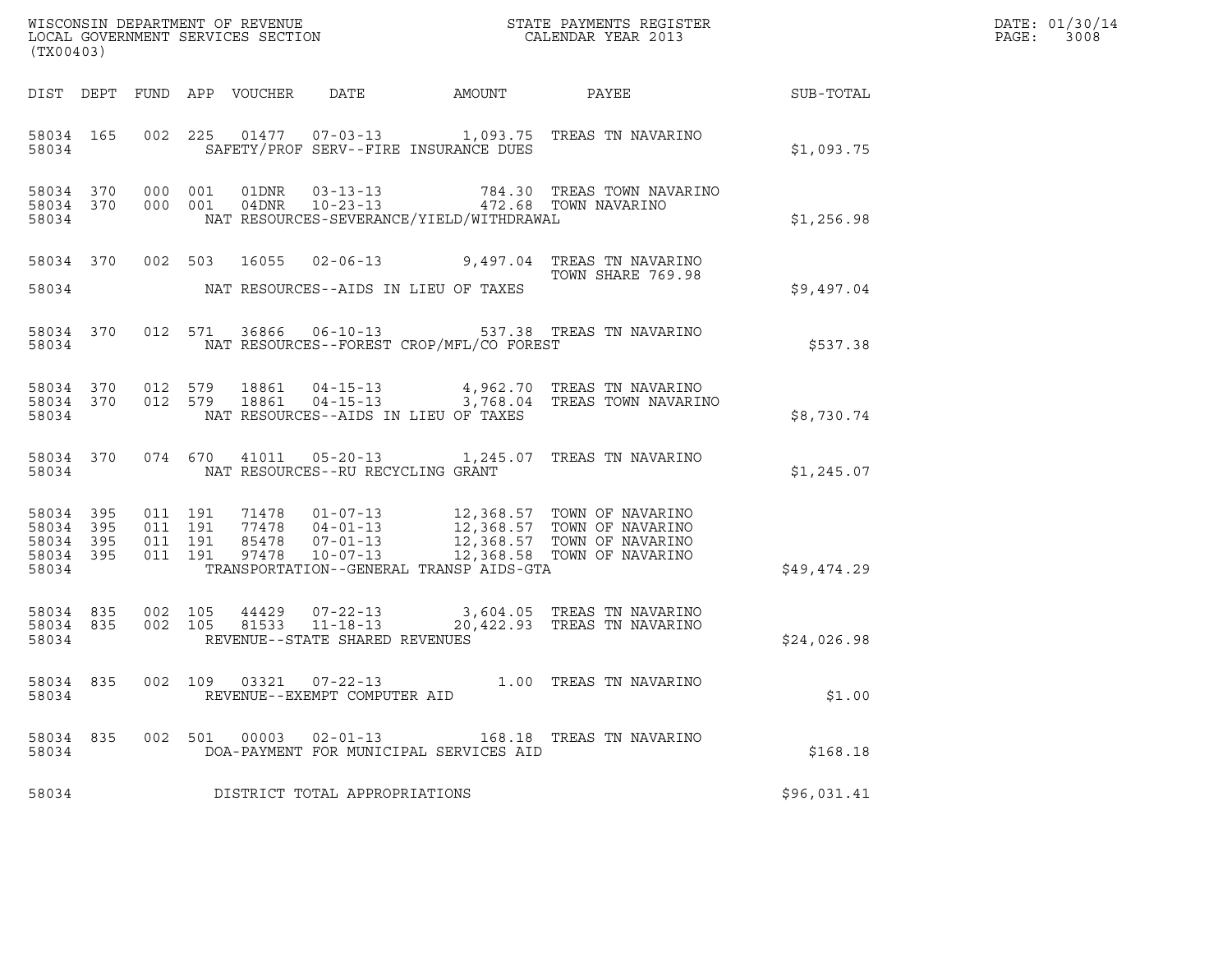WISCONSIN DEPARTMENT OF REVENUE
LOCAL GOVERNMENT SERVICES SECTION
(TX00403)

STATE PAYMENTS REGISTER
CALENDAR YEAR 2013

DATE: 01/30/14
PAGE: 3008

| DIST | DEPT | FUND | APP | VOUCHER | DATE | AMOUNT | PAYEE | SUB-TOTAL |
|---|---|---|---|---|---|---|---|---|
| 58034 | 165 | 002 | 225 | 01477 | 07-03-13 | 1,093.75 | TREAS TN NAVARINO | |
| 58034 | | | | SAFETY/PROF SERV--FIRE INSURANCE DUES | | | | $1,093.75 |
| 58034 | 370 | 000 | 001 | 01DNR | 03-13-13 | 784.30 | TREAS TOWN NAVARINO | |
| 58034 | 370 | 000 | 001 | 04DNR | 10-23-13 | 472.68 | TOWN NAVARINO | |
| 58034 | | | | NAT RESOURCES-SEVERANCE/YIELD/WITHDRAWAL | | | | $1,256.98 |
| 58034 | 370 | 002 | 503 | 16055 | 02-06-13 | 9,497.04 | TREAS TN NAVARINO TOWN SHARE 769.98 | |
| 58034 | | | | NAT RESOURCES--AIDS IN LIEU OF TAXES | | | | $9,497.04 |
| 58034 | 370 | 012 | 571 | 36866 | 06-10-13 | 537.38 | TREAS TN NAVARINO | |
| 58034 | | | | NAT RESOURCES--FOREST CROP/MFL/CO FOREST | | | | $537.38 |
| 58034 | 370 | 012 | 579 | 18861 | 04-15-13 | 4,962.70 | TREAS TN NAVARINO | |
| 58034 | 370 | 012 | 579 | 18861 | 04-15-13 | 3,768.04 | TREAS TOWN NAVARINO | |
| 58034 | | | | NAT RESOURCES--AIDS IN LIEU OF TAXES | | | | $8,730.74 |
| 58034 | 370 | 074 | 670 | 41011 | 05-20-13 | 1,245.07 | TREAS TN NAVARINO | |
| 58034 | | | | NAT RESOURCES--RU RECYCLING GRANT | | | | $1,245.07 |
| 58034 | 395 | 011 | 191 | 71478 | 01-07-13 | 12,368.57 | TOWN OF NAVARINO | |
| 58034 | 395 | 011 | 191 | 77478 | 04-01-13 | 12,368.57 | TOWN OF NAVARINO | |
| 58034 | 395 | 011 | 191 | 85478 | 07-01-13 | 12,368.57 | TOWN OF NAVARINO | |
| 58034 | 395 | 011 | 191 | 97478 | 10-07-13 | 12,368.58 | TOWN OF NAVARINO | |
| 58034 | | | | TRANSPORTATION--GENERAL TRANSP AIDS-GTA | | | | $49,474.29 |
| 58034 | 835 | 002 | 105 | 44429 | 07-22-13 | 3,604.05 | TREAS TN NAVARINO | |
| 58034 | 835 | 002 | 105 | 81533 | 11-18-13 | 20,422.93 | TREAS TN NAVARINO | |
| 58034 | | | | REVENUE--STATE SHARED REVENUES | | | | $24,026.98 |
| 58034 | 835 | 002 | 109 | 03321 | 07-22-13 | 1.00 | TREAS TN NAVARINO | |
| 58034 | | | | REVENUE--EXEMPT COMPUTER AID | | | | $1.00 |
| 58034 | 835 | 002 | 501 | 00003 | 02-01-13 | 168.18 | TREAS TN NAVARINO | |
| 58034 | | | | DOA-PAYMENT FOR MUNICIPAL SERVICES AID | | | | $168.18 |
| 58034 | | | | DISTRICT TOTAL APPROPRIATIONS | | | | $96,031.41 |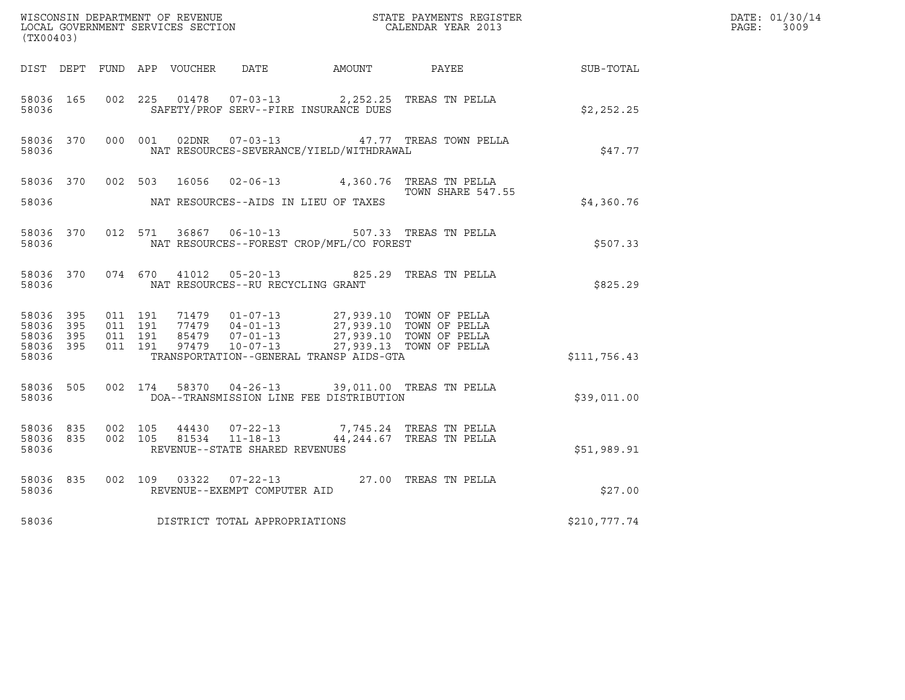WISCONSIN DEPARTMENT OF REVENUE
LOCAL GOVERNMENT SERVICES SECTION
(TX00403)

STATE PAYMENTS REGISTER
CALENDAR YEAR 2013

DATE: 01/30/14
PAGE: 3009

| DIST | DEPT | FUND | APP | VOUCHER | DATE | AMOUNT | PAYEE | SUB-TOTAL |
|---|---|---|---|---|---|---|---|---|
| 58036 | 165 | 002 | 225 | 01478 | 07-03-13 | 2,252.25 | TREAS TN PELLA | |
| 58036 | | | | SAFETY/PROF SERV--FIRE INSURANCE DUES | | | | $2,252.25 |
| 58036 | 370 | 000 | 001 | 02DNR | 07-03-13 | 47.77 | TREAS TOWN PELLA | |
| 58036 | | | | NAT RESOURCES-SEVERANCE/YIELD/WITHDRAWAL | | | | $47.77 |
| 58036 | 370 | 002 | 503 | 16056 | 02-06-13 | 4,360.76 | TREAS TN PELLA TOWN SHARE 547.55 | |
| 58036 | | | | NAT RESOURCES--AIDS IN LIEU OF TAXES | | | | $4,360.76 |
| 58036 | 370 | 012 | 571 | 36867 | 06-10-13 | 507.33 | TREAS TN PELLA | |
| 58036 | | | | NAT RESOURCES--FOREST CROP/MFL/CO FOREST | | | | $507.33 |
| 58036 | 370 | 074 | 670 | 41012 | 05-20-13 | 825.29 | TREAS TN PELLA | |
| 58036 | | | | NAT RESOURCES--RU RECYCLING GRANT | | | | $825.29 |
| 58036 | 395 | 011 | 191 | 71479 | 01-07-13 | 27,939.10 | TOWN OF PELLA | |
| 58036 | 395 | 011 | 191 | 77479 | 04-01-13 | 27,939.10 | TOWN OF PELLA | |
| 58036 | 395 | 011 | 191 | 85479 | 07-01-13 | 27,939.10 | TOWN OF PELLA | |
| 58036 | 395 | 011 | 191 | 97479 | 10-07-13 | 27,939.13 | TOWN OF PELLA | |
| 58036 | | | | TRANSPORTATION--GENERAL TRANSP AIDS-GTA | | | | $111,756.43 |
| 58036 | 505 | 002 | 174 | 58370 | 04-26-13 | 39,011.00 | TREAS TN PELLA | |
| 58036 | | | | DOA--TRANSMISSION LINE FEE DISTRIBUTION | | | | $39,011.00 |
| 58036 | 835 | 002 | 105 | 44430 | 07-22-13 | 7,745.24 | TREAS TN PELLA | |
| 58036 | 835 | 002 | 105 | 81534 | 11-18-13 | 44,244.67 | TREAS TN PELLA | |
| 58036 | | | | REVENUE--STATE SHARED REVENUES | | | | $51,989.91 |
| 58036 | 835 | 002 | 109 | 03322 | 07-22-13 | 27.00 | TREAS TN PELLA | |
| 58036 | | | | REVENUE--EXEMPT COMPUTER AID | | | | $27.00 |
| 58036 | | | | DISTRICT TOTAL APPROPRIATIONS | | | | $210,777.74 |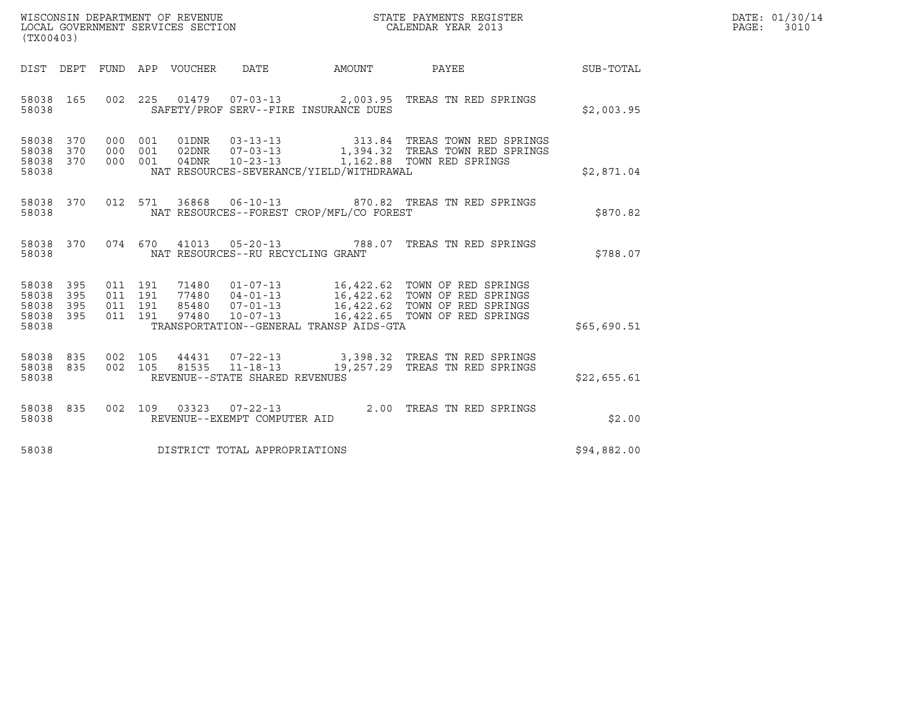WISCONSIN DEPARTMENT OF REVENUE
LOCAL GOVERNMENT SERVICES SECTION
(TX00403)

STATE PAYMENTS REGISTER
CALENDAR YEAR 2013

DATE: 01/30/14
PAGE: 3010

| DIST | DEPT | FUND | APP | VOUCHER | DATE | AMOUNT | PAYEE | SUB-TOTAL |
|---|---|---|---|---|---|---|---|---|
| 58038 | 165 | 002 | 225 | 01479 | 07-03-13 | 2,003.95 | TREAS TN RED SPRINGS | |
| 58038 | | | | SAFETY/PROF SERV--FIRE INSURANCE DUES | | | | $2,003.95 |
| 58038 | 370 | 000 | 001 | 01DNR | 03-13-13 | 313.84 | TREAS TOWN RED SPRINGS | |
| 58038 | 370 | 000 | 001 | 02DNR | 07-03-13 | 1,394.32 | TREAS TOWN RED SPRINGS | |
| 58038 | 370 | 000 | 001 | 04DNR | 10-23-13 | 1,162.88 | TOWN RED SPRINGS | |
| 58038 | | | | NAT RESOURCES-SEVERANCE/YIELD/WITHDRAWAL | | | | $2,871.04 |
| 58038 | 370 | 012 | 571 | 36868 | 06-10-13 | 870.82 | TREAS TN RED SPRINGS | |
| 58038 | | | | NAT RESOURCES--FOREST CROP/MFL/CO FOREST | | | | $870.82 |
| 58038 | 370 | 074 | 670 | 41013 | 05-20-13 | 788.07 | TREAS TN RED SPRINGS | |
| 58038 | | | | NAT RESOURCES--RU RECYCLING GRANT | | | | $788.07 |
| 58038 | 395 | 011 | 191 | 71480 | 01-07-13 | 16,422.62 | TOWN OF RED SPRINGS | |
| 58038 | 395 | 011 | 191 | 77480 | 04-01-13 | 16,422.62 | TOWN OF RED SPRINGS | |
| 58038 | 395 | 011 | 191 | 85480 | 07-01-13 | 16,422.62 | TOWN OF RED SPRINGS | |
| 58038 | 395 | 011 | 191 | 97480 | 10-07-13 | 16,422.65 | TOWN OF RED SPRINGS | |
| 58038 | | | | TRANSPORTATION--GENERAL TRANSP AIDS-GTA | | | | $65,690.51 |
| 58038 | 835 | 002 | 105 | 44431 | 07-22-13 | 3,398.32 | TREAS TN RED SPRINGS | |
| 58038 | 835 | 002 | 105 | 81535 | 11-18-13 | 19,257.29 | TREAS TN RED SPRINGS | |
| 58038 | | | | REVENUE--STATE SHARED REVENUES | | | | $22,655.61 |
| 58038 | 835 | 002 | 109 | 03323 | 07-22-13 | 2.00 | TREAS TN RED SPRINGS | |
| 58038 | | | | REVENUE--EXEMPT COMPUTER AID | | | | $2.00 |
| 58038 | | | | DISTRICT TOTAL APPROPRIATIONS | | | | $94,882.00 |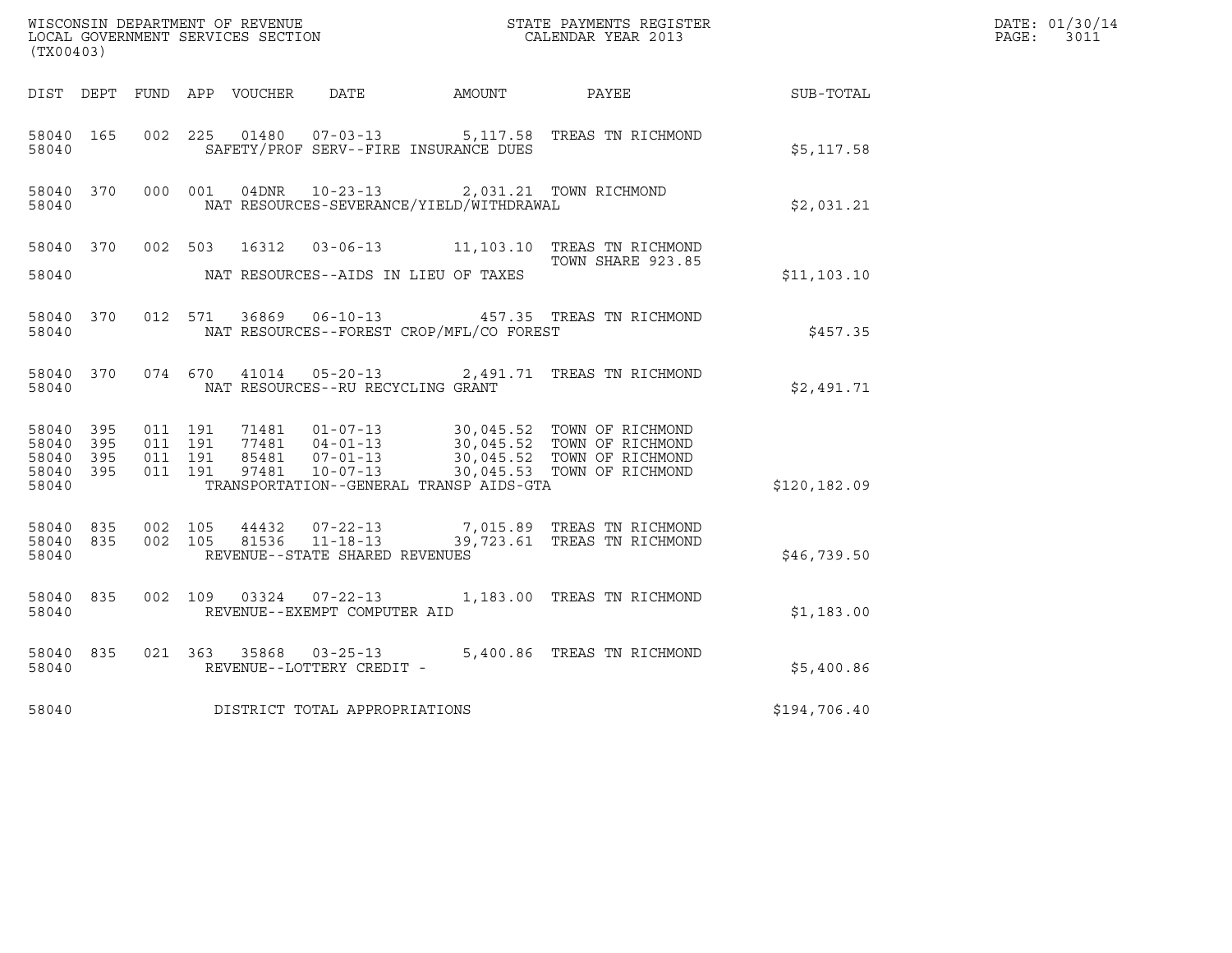WISCONSIN DEPARTMENT OF REVENUE
LOCAL GOVERNMENT SERVICES SECTION
(TX00403)

STATE PAYMENTS REGISTER
CALENDAR YEAR 2013

DATE: 01/30/14
PAGE: 3011

| DIST | DEPT | FUND | APP | VOUCHER | DATE | AMOUNT | PAYEE | SUB-TOTAL |
|---|---|---|---|---|---|---|---|---|
| 58040 | 165 | 002 | 225 | 01480 | 07-03-13 | 5,117.58 | TREAS TN RICHMOND | |
| 58040 | | | | SAFETY/PROF SERV--FIRE INSURANCE DUES | | | | $5,117.58 |
| 58040 | 370 | 000 | 001 | 04DNR | 10-23-13 | 2,031.21 | TOWN RICHMOND | |
| 58040 | | | | NAT RESOURCES-SEVERANCE/YIELD/WITHDRAWAL | | | | $2,031.21 |
| 58040 | 370 | 002 | 503 | 16312 | 03-06-13 | 11,103.10 | TREAS TN RICHMOND TOWN SHARE 923.85 | |
| 58040 | | | | NAT RESOURCES--AIDS IN LIEU OF TAXES | | | | $11,103.10 |
| 58040 | 370 | 012 | 571 | 36869 | 06-10-13 | 457.35 | TREAS TN RICHMOND | |
| 58040 | | | | NAT RESOURCES--FOREST CROP/MFL/CO FOREST | | | | $457.35 |
| 58040 | 370 | 074 | 670 | 41014 | 05-20-13 | 2,491.71 | TREAS TN RICHMOND | |
| 58040 | | | | NAT RESOURCES--RU RECYCLING GRANT | | | | $2,491.71 |
| 58040 | 395 | 011 | 191 | 71481 | 01-07-13 | 30,045.52 | TOWN OF RICHMOND | |
| 58040 | 395 | 011 | 191 | 77481 | 04-01-13 | 30,045.52 | TOWN OF RICHMOND | |
| 58040 | 395 | 011 | 191 | 85481 | 07-01-13 | 30,045.52 | TOWN OF RICHMOND | |
| 58040 | 395 | 011 | 191 | 97481 | 10-07-13 | 30,045.53 | TOWN OF RICHMOND | |
| 58040 | | | | TRANSPORTATION--GENERAL TRANSP AIDS-GTA | | | | $120,182.09 |
| 58040 | 835 | 002 | 105 | 44432 | 07-22-13 | 7,015.89 | TREAS TN RICHMOND | |
| 58040 | 835 | 002 | 105 | 81536 | 11-18-13 | 39,723.61 | TREAS TN RICHMOND | |
| 58040 | | | | REVENUE--STATE SHARED REVENUES | | | | $46,739.50 |
| 58040 | 835 | 002 | 109 | 03324 | 07-22-13 | 1,183.00 | TREAS TN RICHMOND | |
| 58040 | | | | REVENUE--EXEMPT COMPUTER AID | | | | $1,183.00 |
| 58040 | 835 | 021 | 363 | 35868 | 03-25-13 | 5,400.86 | TREAS TN RICHMOND | |
| 58040 | | | | REVENUE--LOTTERY CREDIT - | | | | $5,400.86 |
| 58040 | | | | DISTRICT TOTAL APPROPRIATIONS | | | | $194,706.40 |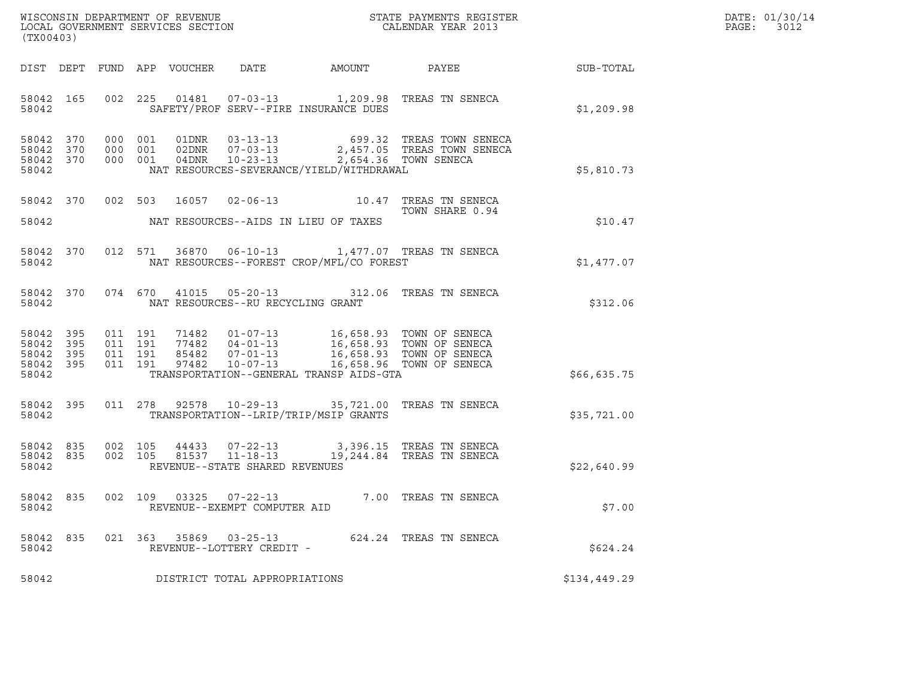WISCONSIN DEPARTMENT OF REVENUE
LOCAL GOVERNMENT SERVICES SECTION
(TX00403)

STATE PAYMENTS REGISTER
CALENDAR YEAR 2013

DATE: 01/30/14
PAGE: 3012

| DIST | DEPT | FUND | APP | VOUCHER | DATE | AMOUNT | PAYEE | SUB-TOTAL |
|---|---|---|---|---|---|---|---|---|
| 58042 | 165 | 002 | 225 | 01481 | 07-03-13 | 1,209.98 | TREAS TN SENECA | |
| 58042 | | | | SAFETY/PROF SERV--FIRE INSURANCE DUES | | | | $1,209.98 |
| 58042 | 370 | 000 | 001 | 01DNR | 03-13-13 | 699.32 | TREAS TOWN SENECA | |
| 58042 | 370 | 000 | 001 | 02DNR | 07-03-13 | 2,457.05 | TREAS TOWN SENECA | |
| 58042 | 370 | 000 | 001 | 04DNR | 10-23-13 | 2,654.36 | TOWN SENECA | |
| 58042 | | | | NAT RESOURCES-SEVERANCE/YIELD/WITHDRAWAL | | | | $5,810.73 |
| 58042 | 370 | 002 | 503 | 16057 | 02-06-13 | 10.47 | TREAS TN SENECA TOWN SHARE 0.94 | |
| 58042 | | | | NAT RESOURCES--AIDS IN LIEU OF TAXES | | | | $10.47 |
| 58042 | 370 | 012 | 571 | 36870 | 06-10-13 | 1,477.07 | TREAS TN SENECA | |
| 58042 | | | | NAT RESOURCES--FOREST CROP/MFL/CO FOREST | | | | $1,477.07 |
| 58042 | 370 | 074 | 670 | 41015 | 05-20-13 | 312.06 | TREAS TN SENECA | |
| 58042 | | | | NAT RESOURCES--RU RECYCLING GRANT | | | | $312.06 |
| 58042 | 395 | 011 | 191 | 71482 | 01-07-13 | 16,658.93 | TOWN OF SENECA | |
| 58042 | 395 | 011 | 191 | 77482 | 04-01-13 | 16,658.93 | TOWN OF SENECA | |
| 58042 | 395 | 011 | 191 | 85482 | 07-01-13 | 16,658.93 | TOWN OF SENECA | |
| 58042 | 395 | 011 | 191 | 97482 | 10-07-13 | 16,658.96 | TOWN OF SENECA | |
| 58042 | | | | TRANSPORTATION--GENERAL TRANSP AIDS-GTA | | | | $66,635.75 |
| 58042 | 395 | 011 | 278 | 92578 | 10-29-13 | 35,721.00 | TREAS TN SENECA | |
| 58042 | | | | TRANSPORTATION--LRIP/TRIP/MSIP GRANTS | | | | $35,721.00 |
| 58042 | 835 | 002 | 105 | 44433 | 07-22-13 | 3,396.15 | TREAS TN SENECA | |
| 58042 | 835 | 002 | 105 | 81537 | 11-18-13 | 19,244.84 | TREAS TN SENECA | |
| 58042 | | | | REVENUE--STATE SHARED REVENUES | | | | $22,640.99 |
| 58042 | 835 | 002 | 109 | 03325 | 07-22-13 | 7.00 | TREAS TN SENECA | |
| 58042 | | | | REVENUE--EXEMPT COMPUTER AID | | | | $7.00 |
| 58042 | 835 | 021 | 363 | 35869 | 03-25-13 | 624.24 | TREAS TN SENECA | |
| 58042 | | | | REVENUE--LOTTERY CREDIT - | | | | $624.24 |
| 58042 | | | | DISTRICT TOTAL APPROPRIATIONS | | | | $134,449.29 |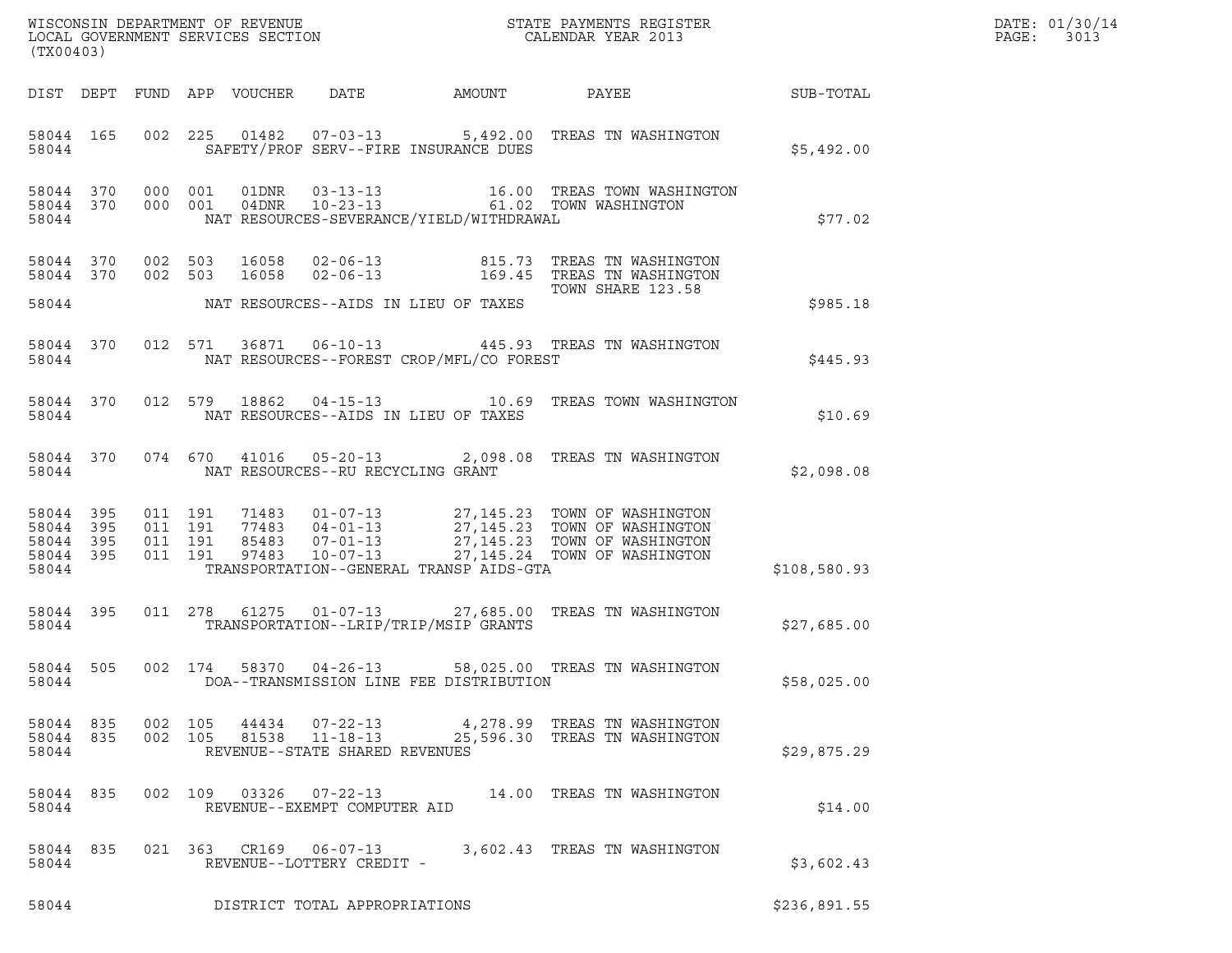WISCONSIN DEPARTMENT OF REVENUE
LOCAL GOVERNMENT SERVICES SECTION
(TX00403)

STATE PAYMENTS REGISTER
CALENDAR YEAR 2013

DATE: 01/30/14
PAGE: 3013

| DIST | DEPT | FUND | APP | VOUCHER | DATE | AMOUNT | PAYEE | SUB-TOTAL |
|---|---|---|---|---|---|---|---|---|
| 58044 | 165 | 002 | 225 | 01482 | 07-03-13 | 5,492.00 | TREAS TN WASHINGTON | |
| 58044 | | | | SAFETY/PROF SERV--FIRE INSURANCE DUES | | | | $5,492.00 |
| 58044 | 370 | 000 | 001 | 01DNR | 03-13-13 | 16.00 | TREAS TOWN WASHINGTON | |
| 58044 | 370 | 000 | 001 | 04DNR | 10-23-13 | 61.02 | TOWN WASHINGTON | |
| 58044 | | | | NAT RESOURCES-SEVERANCE/YIELD/WITHDRAWAL | | | | $77.02 |
| 58044 | 370 | 002 | 503 | 16058 | 02-06-13 | 815.73 | TREAS TN WASHINGTON | |
| 58044 | 370 | 002 | 503 | 16058 | 02-06-13 | 169.45 | TREAS TN WASHINGTON TOWN SHARE 123.58 | |
| 58044 | | | | NAT RESOURCES--AIDS IN LIEU OF TAXES | | | | $985.18 |
| 58044 | 370 | 012 | 571 | 36871 | 06-10-13 | 445.93 | TREAS TN WASHINGTON | |
| 58044 | | | | NAT RESOURCES--FOREST CROP/MFL/CO FOREST | | | | $445.93 |
| 58044 | 370 | 012 | 579 | 18862 | 04-15-13 | 10.69 | TREAS TOWN WASHINGTON | |
| 58044 | | | | NAT RESOURCES--AIDS IN LIEU OF TAXES | | | | $10.69 |
| 58044 | 370 | 074 | 670 | 41016 | 05-20-13 | 2,098.08 | TREAS TN WASHINGTON | |
| 58044 | | | | NAT RESOURCES--RU RECYCLING GRANT | | | | $2,098.08 |
| 58044 | 395 | 011 | 191 | 71483 | 01-07-13 | 27,145.23 | TOWN OF WASHINGTON | |
| 58044 | 395 | 011 | 191 | 77483 | 04-01-13 | 27,145.23 | TOWN OF WASHINGTON | |
| 58044 | 395 | 011 | 191 | 85483 | 07-01-13 | 27,145.23 | TOWN OF WASHINGTON | |
| 58044 | 395 | 011 | 191 | 97483 | 10-07-13 | 27,145.24 | TOWN OF WASHINGTON | |
| 58044 | | | | TRANSPORTATION--GENERAL TRANSP AIDS-GTA | | | | $108,580.93 |
| 58044 | 395 | 011 | 278 | 61275 | 01-07-13 | 27,685.00 | TREAS TN WASHINGTON | |
| 58044 | | | | TRANSPORTATION--LRIP/TRIP/MSIP GRANTS | | | | $27,685.00 |
| 58044 | 505 | 002 | 174 | 58370 | 04-26-13 | 58,025.00 | TREAS TN WASHINGTON | |
| 58044 | | | | DOA--TRANSMISSION LINE FEE DISTRIBUTION | | | | $58,025.00 |
| 58044 | 835 | 002 | 105 | 44434 | 07-22-13 | 4,278.99 | TREAS TN WASHINGTON | |
| 58044 | 835 | 002 | 105 | 81538 | 11-18-13 | 25,596.30 | TREAS TN WASHINGTON | |
| 58044 | | | | REVENUE--STATE SHARED REVENUES | | | | $29,875.29 |
| 58044 | 835 | 002 | 109 | 03326 | 07-22-13 | 14.00 | TREAS TN WASHINGTON | |
| 58044 | | | | REVENUE--EXEMPT COMPUTER AID | | | | $14.00 |
| 58044 | 835 | 021 | 363 | CR169 | 06-07-13 | 3,602.43 | TREAS TN WASHINGTON | |
| 58044 | | | | REVENUE--LOTTERY CREDIT - | | | | $3,602.43 |
| 58044 | | | | DISTRICT TOTAL APPROPRIATIONS | | | | $236,891.55 |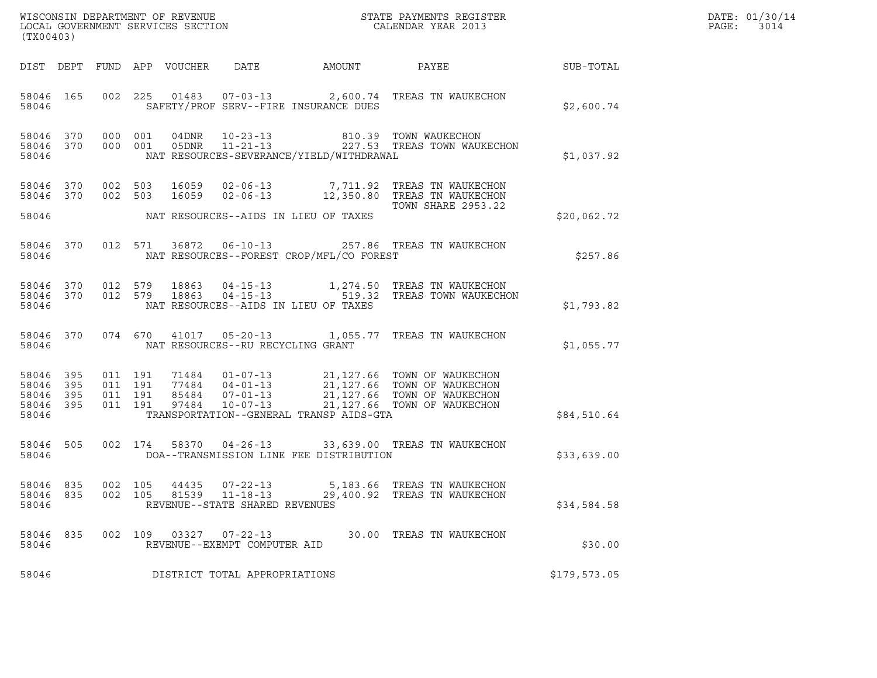WISCONSIN DEPARTMENT OF REVENUE
LOCAL GOVERNMENT SERVICES SECTION
(TX00403)

STATE PAYMENTS REGISTER
CALENDAR YEAR 2013

DATE: 01/30/14
PAGE: 3014

| DIST | DEPT | FUND | APP | VOUCHER | DATE | AMOUNT | PAYEE | SUB-TOTAL |
|---|---|---|---|---|---|---|---|---|
| 58046 | 165 | 002 | 225 | 01483 | 07-03-13 | 2,600.74 | TREAS TN WAUKECHON | |
| 58046 | | | | | SAFETY/PROF SERV--FIRE INSURANCE DUES | | | $2,600.74 |
| 58046 | 370 | 000 | 001 | 04DNR | 10-23-13 | 810.39 | TOWN WAUKECHON | |
| 58046 | 370 | 000 | 001 | 05DNR | 11-21-13 | 227.53 | TREAS TOWN WAUKECHON | |
| 58046 | | | | | NAT RESOURCES-SEVERANCE/YIELD/WITHDRAWAL | | | $1,037.92 |
| 58046 | 370 | 002 | 503 | 16059 | 02-06-13 | 7,711.92 | TREAS TN WAUKECHON | |
| 58046 | 370 | 002 | 503 | 16059 | 02-06-13 | 12,350.80 | TREAS TN WAUKECHON TOWN SHARE 2953.22 | |
| 58046 | | | | | NAT RESOURCES--AIDS IN LIEU OF TAXES | | | $20,062.72 |
| 58046 | 370 | 012 | 571 | 36872 | 06-10-13 | 257.86 | TREAS TN WAUKECHON | |
| 58046 | | | | | NAT RESOURCES--FOREST CROP/MFL/CO FOREST | | | $257.86 |
| 58046 | 370 | 012 | 579 | 18863 | 04-15-13 | 1,274.50 | TREAS TN WAUKECHON | |
| 58046 | 370 | 012 | 579 | 18863 | 04-15-13 | 519.32 | TREAS TOWN WAUKECHON | |
| 58046 | | | | | NAT RESOURCES--AIDS IN LIEU OF TAXES | | | $1,793.82 |
| 58046 | 370 | 074 | 670 | 41017 | 05-20-13 | 1,055.77 | TREAS TN WAUKECHON | |
| 58046 | | | | | NAT RESOURCES--RU RECYCLING GRANT | | | $1,055.77 |
| 58046 | 395 | 011 | 191 | 71484 | 01-07-13 | 21,127.66 | TOWN OF WAUKECHON | |
| 58046 | 395 | 011 | 191 | 77484 | 04-01-13 | 21,127.66 | TOWN OF WAUKECHON | |
| 58046 | 395 | 011 | 191 | 85484 | 07-01-13 | 21,127.66 | TOWN OF WAUKECHON | |
| 58046 | 395 | 011 | 191 | 97484 | 10-07-13 | 21,127.66 | TOWN OF WAUKECHON | |
| 58046 | | | | | TRANSPORTATION--GENERAL TRANSP AIDS-GTA | | | $84,510.64 |
| 58046 | 505 | 002 | 174 | 58370 | 04-26-13 | 33,639.00 | TREAS TN WAUKECHON | |
| 58046 | | | | | DOA--TRANSMISSION LINE FEE DISTRIBUTION | | | $33,639.00 |
| 58046 | 835 | 002 | 105 | 44435 | 07-22-13 | 5,183.66 | TREAS TN WAUKECHON | |
| 58046 | 835 | 002 | 105 | 81539 | 11-18-13 | 29,400.92 | TREAS TN WAUKECHON | |
| 58046 | | | | | REVENUE--STATE SHARED REVENUES | | | $34,584.58 |
| 58046 | 835 | 002 | 109 | 03327 | 07-22-13 | 30.00 | TREAS TN WAUKECHON | |
| 58046 | | | | | REVENUE--EXEMPT COMPUTER AID | | | $30.00 |
| 58046 | | | | | DISTRICT TOTAL APPROPRIATIONS | | | $179,573.05 |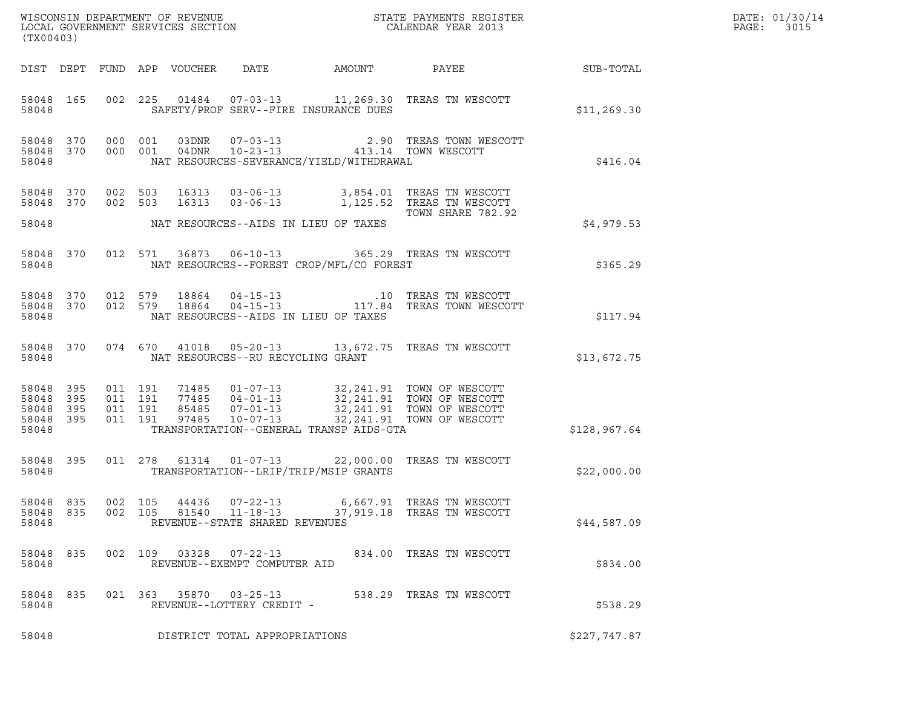WISCONSIN DEPARTMENT OF REVENUE
LOCAL GOVERNMENT SERVICES SECTION
(TX00403)

STATE PAYMENTS REGISTER
CALENDAR YEAR 2013

DATE: 01/30/14
PAGE: 3015

| DIST | DEPT | FUND | APP | VOUCHER | DATE | AMOUNT | PAYEE | SUB-TOTAL |
|---|---|---|---|---|---|---|---|---|
| 58048 | 165 | 002 | 225 | 01484 | 07-03-13 | 11,269.30 | TREAS TN WESCOTT | |
| 58048 | | | | | SAFETY/PROF SERV--FIRE INSURANCE DUES | | | $11,269.30 |
| 58048 | 370 | 000 | 001 | 03DNR | 07-03-13 | 2.90 | TREAS TOWN WESCOTT | |
| 58048 | 370 | 000 | 001 | 04DNR | 10-23-13 | 413.14 | TOWN WESCOTT | |
| 58048 | | | | | NAT RESOURCES-SEVERANCE/YIELD/WITHDRAWAL | | | $416.04 |
| 58048 | 370 | 002 | 503 | 16313 | 03-06-13 | 3,854.01 | TREAS TN WESCOTT | |
| 58048 | 370 | 002 | 503 | 16313 | 03-06-13 | 1,125.52 | TREAS TN WESCOTT TOWN SHARE 782.92 | |
| 58048 | | | | | NAT RESOURCES--AIDS IN LIEU OF TAXES | | | $4,979.53 |
| 58048 | 370 | 012 | 571 | 36873 | 06-10-13 | 365.29 | TREAS TN WESCOTT | |
| 58048 | | | | | NAT RESOURCES--FOREST CROP/MFL/CO FOREST | | | $365.29 |
| 58048 | 370 | 012 | 579 | 18864 | 04-15-13 | .10 | TREAS TN WESCOTT | |
| 58048 | 370 | 012 | 579 | 18864 | 04-15-13 | 117.84 | TREAS TOWN WESCOTT | |
| 58048 | | | | | NAT RESOURCES--AIDS IN LIEU OF TAXES | | | $117.94 |
| 58048 | 370 | 074 | 670 | 41018 | 05-20-13 | 13,672.75 | TREAS TN WESCOTT | |
| 58048 | | | | | NAT RESOURCES--RU RECYCLING GRANT | | | $13,672.75 |
| 58048 | 395 | 011 | 191 | 71485 | 01-07-13 | 32,241.91 | TOWN OF WESCOTT | |
| 58048 | 395 | 011 | 191 | 77485 | 04-01-13 | 32,241.91 | TOWN OF WESCOTT | |
| 58048 | 395 | 011 | 191 | 85485 | 07-01-13 | 32,241.91 | TOWN OF WESCOTT | |
| 58048 | 395 | 011 | 191 | 97485 | 10-07-13 | 32,241.91 | TOWN OF WESCOTT | |
| 58048 | | | | | TRANSPORTATION--GENERAL TRANSP AIDS-GTA | | | $128,967.64 |
| 58048 | 395 | 011 | 278 | 61314 | 01-07-13 | 22,000.00 | TREAS TN WESCOTT | |
| 58048 | | | | | TRANSPORTATION--LRIP/TRIP/MSIP GRANTS | | | $22,000.00 |
| 58048 | 835 | 002 | 105 | 44436 | 07-22-13 | 6,667.91 | TREAS TN WESCOTT | |
| 58048 | 835 | 002 | 105 | 81540 | 11-18-13 | 37,919.18 | TREAS TN WESCOTT | |
| 58048 | | | | | REVENUE--STATE SHARED REVENUES | | | $44,587.09 |
| 58048 | 835 | 002 | 109 | 03328 | 07-22-13 | 834.00 | TREAS TN WESCOTT | |
| 58048 | | | | | REVENUE--EXEMPT COMPUTER AID | | | $834.00 |
| 58048 | 835 | 021 | 363 | 35870 | 03-25-13 | 538.29 | TREAS TN WESCOTT | |
| 58048 | | | | | REVENUE--LOTTERY CREDIT - | | | $538.29 |
| 58048 | | | | | DISTRICT TOTAL APPROPRIATIONS | | | $227,747.87 |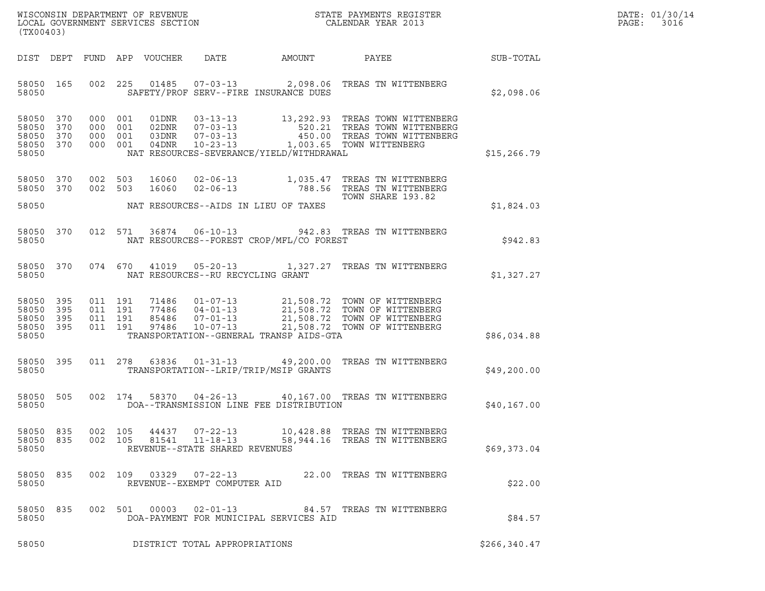WISCONSIN DEPARTMENT OF REVENUE
LOCAL GOVERNMENT SERVICES SECTION
(TX00403)

STATE PAYMENTS REGISTER
CALENDAR YEAR 2013

DATE: 01/30/14
PAGE: 3016

| DIST | DEPT | FUND | APP | VOUCHER | DATE | AMOUNT | PAYEE | SUB-TOTAL |
|---|---|---|---|---|---|---|---|---|
| 58050 | 165 | 002 | 225 | 01485 | 07-03-13 | 2,098.06 | TREAS TN WITTENBERG | |
| 58050 | | | | SAFETY/PROF SERV--FIRE INSURANCE DUES | | | | $2,098.06 |
| 58050 | 370 | 000 | 001 | 01DNR | 03-13-13 | 13,292.93 | TREAS TOWN WITTENBERG | |
| 58050 | 370 | 000 | 001 | 02DNR | 07-03-13 | 520.21 | TREAS TOWN WITTENBERG | |
| 58050 | 370 | 000 | 001 | 03DNR | 07-03-13 | 450.00 | TREAS TOWN WITTENBERG | |
| 58050 | 370 | 000 | 001 | 04DNR | 10-23-13 | 1,003.65 | TOWN WITTENBERG | |
| 58050 | | | | NAT RESOURCES-SEVERANCE/YIELD/WITHDRAWAL | | | | $15,266.79 |
| 58050 | 370 | 002 | 503 | 16060 | 02-06-13 | 1,035.47 | TREAS TN WITTENBERG | |
| 58050 | 370 | 002 | 503 | 16060 | 02-06-13 | 788.56 | TREAS TN WITTENBERG TOWN SHARE 193.82 | |
| 58050 | | | | NAT RESOURCES--AIDS IN LIEU OF TAXES | | | | $1,824.03 |
| 58050 | 370 | 012 | 571 | 36874 | 06-10-13 | 942.83 | TREAS TN WITTENBERG | |
| 58050 | | | | NAT RESOURCES--FOREST CROP/MFL/CO FOREST | | | | $942.83 |
| 58050 | 370 | 074 | 670 | 41019 | 05-20-13 | 1,327.27 | TREAS TN WITTENBERG | |
| 58050 | | | | NAT RESOURCES--RU RECYCLING GRANT | | | | $1,327.27 |
| 58050 | 395 | 011 | 191 | 71486 | 01-07-13 | 21,508.72 | TOWN OF WITTENBERG | |
| 58050 | 395 | 011 | 191 | 77486 | 04-01-13 | 21,508.72 | TOWN OF WITTENBERG | |
| 58050 | 395 | 011 | 191 | 85486 | 07-01-13 | 21,508.72 | TOWN OF WITTENBERG | |
| 58050 | 395 | 011 | 191 | 97486 | 10-07-13 | 21,508.72 | TOWN OF WITTENBERG | |
| 58050 | | | | TRANSPORTATION--GENERAL TRANSP AIDS-GTA | | | | $86,034.88 |
| 58050 | 395 | 011 | 278 | 63836 | 01-31-13 | 49,200.00 | TREAS TN WITTENBERG | |
| 58050 | | | | TRANSPORTATION--LRIP/TRIP/MSIP GRANTS | | | | $49,200.00 |
| 58050 | 505 | 002 | 174 | 58370 | 04-26-13 | 40,167.00 | TREAS TN WITTENBERG | |
| 58050 | | | | DOA--TRANSMISSION LINE FEE DISTRIBUTION | | | | $40,167.00 |
| 58050 | 835 | 002 | 105 | 44437 | 07-22-13 | 10,428.88 | TREAS TN WITTENBERG | |
| 58050 | 835 | 002 | 105 | 81541 | 11-18-13 | 58,944.16 | TREAS TN WITTENBERG | |
| 58050 | | | | REVENUE--STATE SHARED REVENUES | | | | $69,373.04 |
| 58050 | 835 | 002 | 109 | 03329 | 07-22-13 | 22.00 | TREAS TN WITTENBERG | |
| 58050 | | | | REVENUE--EXEMPT COMPUTER AID | | | | $22.00 |
| 58050 | 835 | 002 | 501 | 00003 | 02-01-13 | 84.57 | TREAS TN WITTENBERG | |
| 58050 | | | | DOA-PAYMENT FOR MUNICIPAL SERVICES AID | | | | $84.57 |
| 58050 | | | | DISTRICT TOTAL APPROPRIATIONS | | | | $266,340.47 |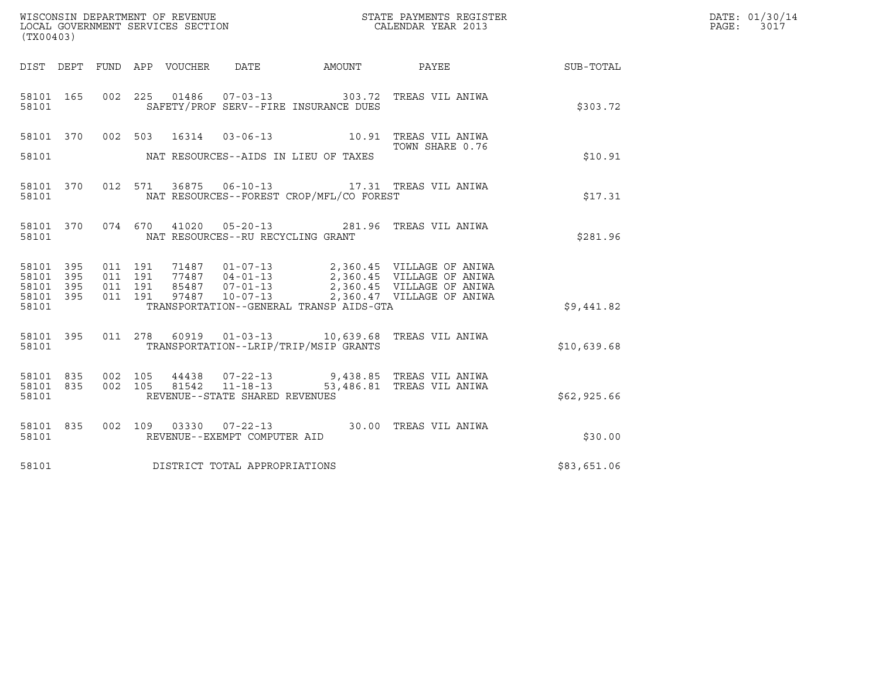WISCONSIN DEPARTMENT OF REVENUE
LOCAL GOVERNMENT SERVICES SECTION
(TX00403)

STATE PAYMENTS REGISTER
CALENDAR YEAR 2013

DATE: 01/30/14
PAGE: 3017

| DIST | DEPT | FUND | APP | VOUCHER | DATE | AMOUNT | PAYEE | SUB-TOTAL |
|---|---|---|---|---|---|---|---|---|
| 58101 | 165 | 002 | 225 | 01486 | 07-03-13 | 303.72 | TREAS VIL ANIWA | |
| 58101 | | | | | SAFETY/PROF SERV--FIRE INSURANCE DUES | | | $303.72 |
| 58101 | 370 | 002 | 503 | 16314 | 03-06-13 | 10.91 | TREAS VIL ANIWA TOWN SHARE 0.76 | |
| 58101 | | | | | NAT RESOURCES--AIDS IN LIEU OF TAXES | | | $10.91 |
| 58101 | 370 | 012 | 571 | 36875 | 06-10-13 | 17.31 | TREAS VIL ANIWA | |
| 58101 | | | | | NAT RESOURCES--FOREST CROP/MFL/CO FOREST | | | $17.31 |
| 58101 | 370 | 074 | 670 | 41020 | 05-20-13 | 281.96 | TREAS VIL ANIWA | |
| 58101 | | | | | NAT RESOURCES--RU RECYCLING GRANT | | | $281.96 |
| 58101 | 395 | 011 | 191 | 71487 | 01-07-13 | 2,360.45 | VILLAGE OF ANIWA | |
| 58101 | 395 | 011 | 191 | 77487 | 04-01-13 | 2,360.45 | VILLAGE OF ANIWA | |
| 58101 | 395 | 011 | 191 | 85487 | 07-01-13 | 2,360.45 | VILLAGE OF ANIWA | |
| 58101 | 395 | 011 | 191 | 97487 | 10-07-13 | 2,360.47 | VILLAGE OF ANIWA | |
| 58101 | | | | | TRANSPORTATION--GENERAL TRANSP AIDS-GTA | | | $9,441.82 |
| 58101 | 395 | 011 | 278 | 60919 | 01-03-13 | 10,639.68 | TREAS VIL ANIWA | |
| 58101 | | | | | TRANSPORTATION--LRIP/TRIP/MSIP GRANTS | | | $10,639.68 |
| 58101 | 835 | 002 | 105 | 44438 | 07-22-13 | 9,438.85 | TREAS VIL ANIWA | |
| 58101 | 835 | 002 | 105 | 81542 | 11-18-13 | 53,486.81 | TREAS VIL ANIWA | |
| 58101 | | | | | REVENUE--STATE SHARED REVENUES | | | $62,925.66 |
| 58101 | 835 | 002 | 109 | 03330 | 07-22-13 | 30.00 | TREAS VIL ANIWA | |
| 58101 | | | | | REVENUE--EXEMPT COMPUTER AID | | | $30.00 |
| 58101 | | | | | DISTRICT TOTAL APPROPRIATIONS | | | $83,651.06 |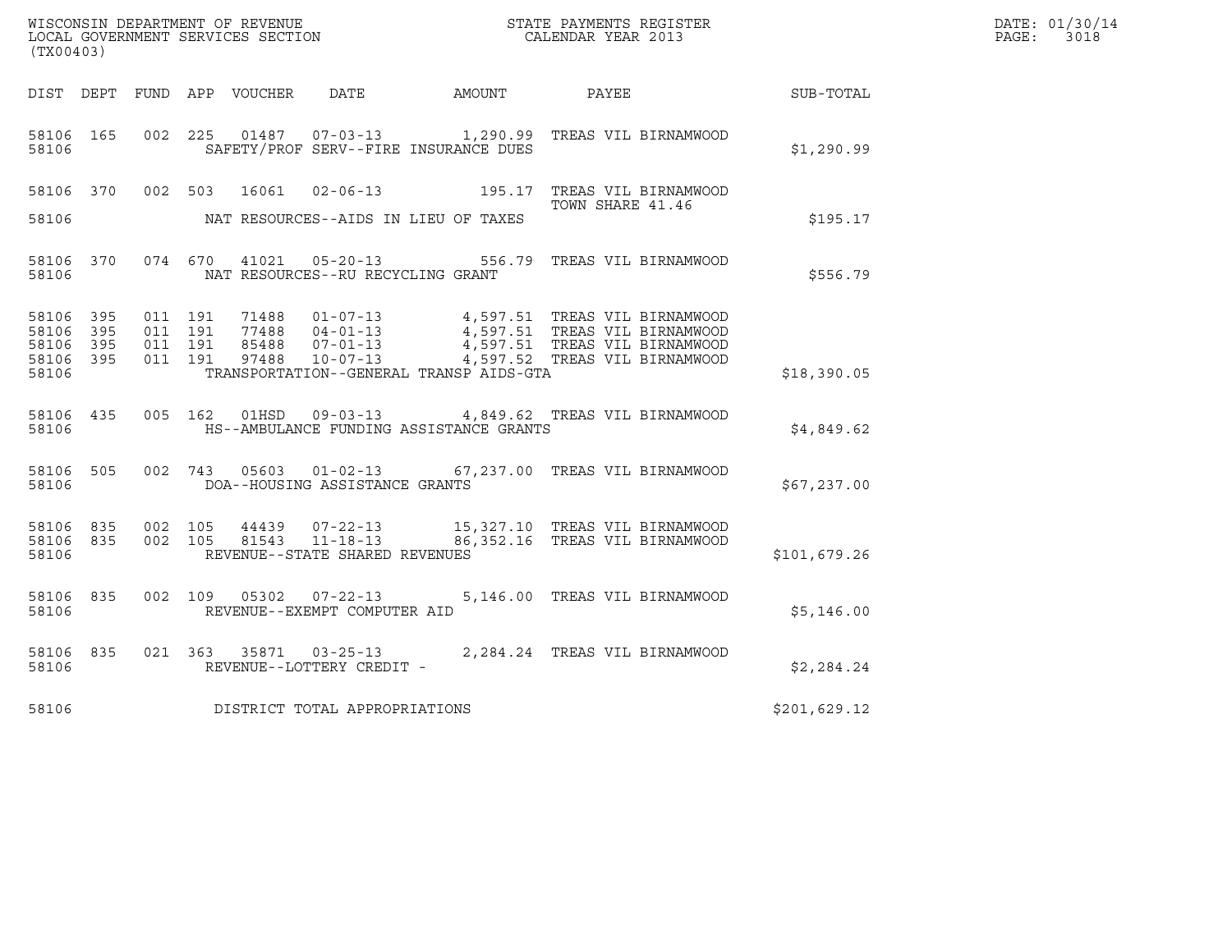WISCONSIN DEPARTMENT OF REVENUE
LOCAL GOVERNMENT SERVICES SECTION
(TX00403)

STATE PAYMENTS REGISTER
CALENDAR YEAR 2013

DATE: 01/30/14
PAGE: 3018

| DIST | DEPT | FUND | APP | VOUCHER | DATE | AMOUNT | PAYEE | SUB-TOTAL |
|---|---|---|---|---|---|---|---|---|
| 58106 | 165 | 002 | 225 | 01487 | 07-03-13 | 1,290.99 | TREAS VIL BIRNAMWOOD | |
| 58106 | | | | | SAFETY/PROF SERV--FIRE INSURANCE DUES | | | $1,290.99 |
| 58106 | 370 | 002 | 503 | 16061 | 02-06-13 | 195.17 | TREAS VIL BIRNAMWOOD<br>TOWN SHARE 41.46 | |
| 58106 | | | | | NAT RESOURCES--AIDS IN LIEU OF TAXES | | | $195.17 |
| 58106 | 370 | 074 | 670 | 41021 | 05-20-13 | 556.79 | TREAS VIL BIRNAMWOOD | |
| 58106 | | | | | NAT RESOURCES--RU RECYCLING GRANT | | | $556.79 |
| 58106 | 395 | 011 | 191 | 71488 | 01-07-13 | 4,597.51 | TREAS VIL BIRNAMWOOD | |
| 58106 | 395 | 011 | 191 | 77488 | 04-01-13 | 4,597.51 | TREAS VIL BIRNAMWOOD | |
| 58106 | 395 | 011 | 191 | 85488 | 07-01-13 | 4,597.51 | TREAS VIL BIRNAMWOOD | |
| 58106 | 395 | 011 | 191 | 97488 | 10-07-13 | 4,597.52 | TREAS VIL BIRNAMWOOD | |
| 58106 | | | | | TRANSPORTATION--GENERAL TRANSP AIDS-GTA | | | $18,390.05 |
| 58106 | 435 | 005 | 162 | 01HSD | 09-03-13 | 4,849.62 | TREAS VIL BIRNAMWOOD | |
| 58106 | | | | | HS--AMBULANCE FUNDING ASSISTANCE GRANTS | | | $4,849.62 |
| 58106 | 505 | 002 | 743 | 05603 | 01-02-13 | 67,237.00 | TREAS VIL BIRNAMWOOD | |
| 58106 | | | | | DOA--HOUSING ASSISTANCE GRANTS | | | $67,237.00 |
| 58106 | 835 | 002 | 105 | 44439 | 07-22-13 | 15,327.10 | TREAS VIL BIRNAMWOOD | |
| 58106 | 835 | 002 | 105 | 81543 | 11-18-13 | 86,352.16 | TREAS VIL BIRNAMWOOD | |
| 58106 | | | | | REVENUE--STATE SHARED REVENUES | | | $101,679.26 |
| 58106 | 835 | 002 | 109 | 05302 | 07-22-13 | 5,146.00 | TREAS VIL BIRNAMWOOD | |
| 58106 | | | | | REVENUE--EXEMPT COMPUTER AID | | | $5,146.00 |
| 58106 | 835 | 021 | 363 | 35871 | 03-25-13 | 2,284.24 | TREAS VIL BIRNAMWOOD | |
| 58106 | | | | | REVENUE--LOTTERY CREDIT - | | | $2,284.24 |
| 58106 | | | | | DISTRICT TOTAL APPROPRIATIONS | | | $201,629.12 |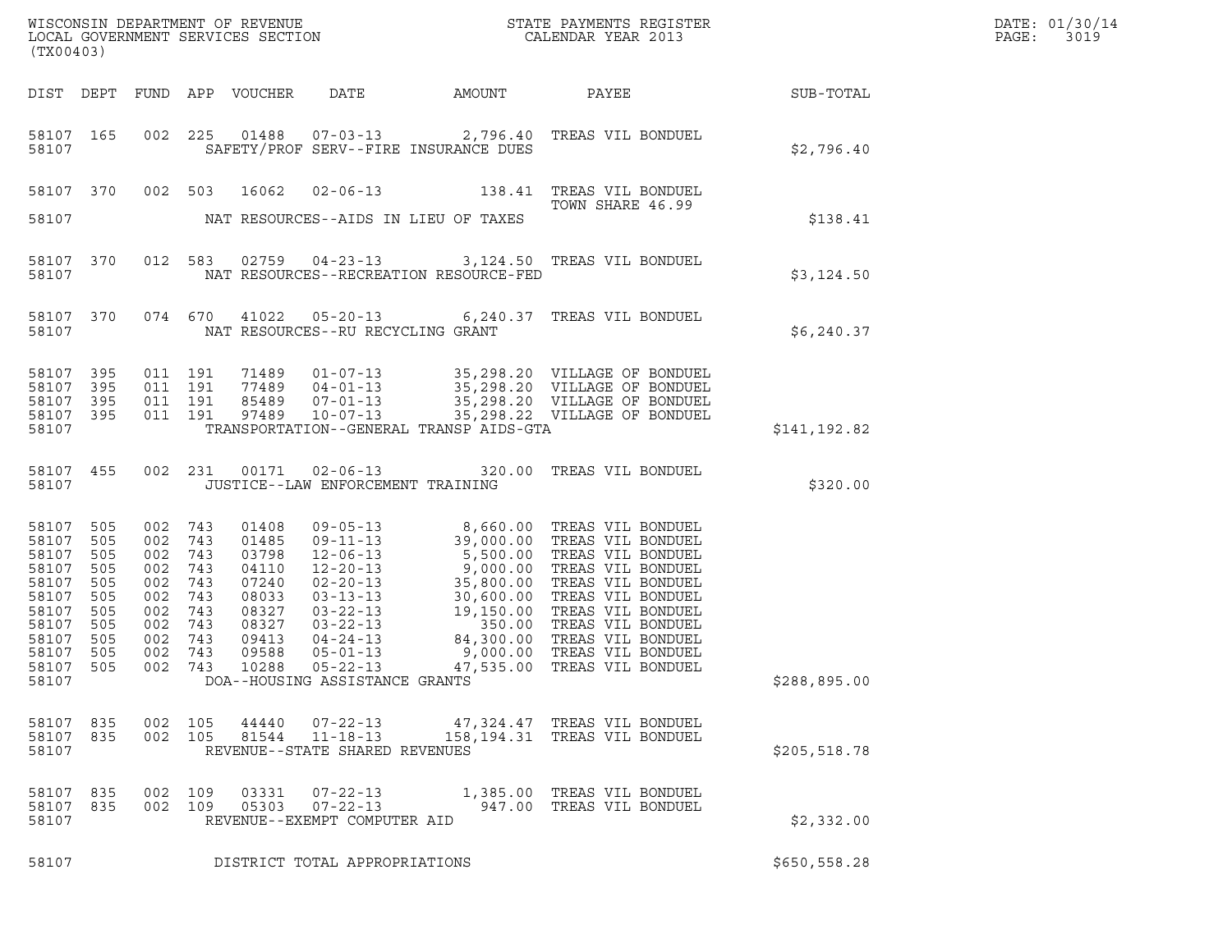WISCONSIN DEPARTMENT OF REVENUE
LOCAL GOVERNMENT SERVICES SECTION
(TX00403)

STATE PAYMENTS REGISTER
CALENDAR YEAR 2013

DATE: 01/30/14

| DIST | DEPT | FUND | APP | VOUCHER | DATE | AMOUNT | PAYEE | SUB-TOTAL |
|---|---|---|---|---|---|---|---|---|
| 58107 | 165 | 002 | 225 | 01488 | 07-03-13 | 2,796.40 | TREAS VIL BONDUEL | |
| 58107 | | | | | SAFETY/PROF SERV--FIRE INSURANCE DUES | | | $2,796.40 |
| 58107 | 370 | 002 | 503 | 16062 | 02-06-13 | 138.41 | TREAS VIL BONDUEL TOWN SHARE 46.99 | |
| 58107 | | | | | NAT RESOURCES--AIDS IN LIEU OF TAXES | | | $138.41 |
| 58107 | 370 | 012 | 583 | 02759 | 04-23-13 | 3,124.50 | TREAS VIL BONDUEL | |
| 58107 | | | | | NAT RESOURCES--RECREATION RESOURCE-FED | | | $3,124.50 |
| 58107 | 370 | 074 | 670 | 41022 | 05-20-13 | 6,240.37 | TREAS VIL BONDUEL | |
| 58107 | | | | | NAT RESOURCES--RU RECYCLING GRANT | | | $6,240.37 |
| 58107 | 395 | 011 | 191 | 71489 | 01-07-13 | 35,298.20 | VILLAGE OF BONDUEL | |
| 58107 | 395 | 011 | 191 | 77489 | 04-01-13 | 35,298.20 | VILLAGE OF BONDUEL | |
| 58107 | 395 | 011 | 191 | 85489 | 07-01-13 | 35,298.20 | VILLAGE OF BONDUEL | |
| 58107 | 395 | 011 | 191 | 97489 | 10-07-13 | 35,298.22 | VILLAGE OF BONDUEL | |
| 58107 | | | | | TRANSPORTATION--GENERAL TRANSP AIDS-GTA | | | $141,192.82 |
| 58107 | 455 | 002 | 231 | 00171 | 02-06-13 | 320.00 | TREAS VIL BONDUEL | |
| 58107 | | | | | JUSTICE--LAW ENFORCEMENT TRAINING | | | $320.00 |
| 58107 | 505 | 002 | 743 | 01408 | 09-05-13 | 8,660.00 | TREAS VIL BONDUEL | |
| 58107 | 505 | 002 | 743 | 01485 | 09-11-13 | 39,000.00 | TREAS VIL BONDUEL | |
| 58107 | 505 | 002 | 743 | 03798 | 12-06-13 | 5,500.00 | TREAS VIL BONDUEL | |
| 58107 | 505 | 002 | 743 | 04110 | 12-20-13 | 9,000.00 | TREAS VIL BONDUEL | |
| 58107 | 505 | 002 | 743 | 07240 | 02-20-13 | 35,800.00 | TREAS VIL BONDUEL | |
| 58107 | 505 | 002 | 743 | 08033 | 03-13-13 | 30,600.00 | TREAS VIL BONDUEL | |
| 58107 | 505 | 002 | 743 | 08327 | 03-22-13 | 19,150.00 | TREAS VIL BONDUEL | |
| 58107 | 505 | 002 | 743 | 08327 | 03-22-13 | 350.00 | TREAS VIL BONDUEL | |
| 58107 | 505 | 002 | 743 | 09413 | 04-24-13 | 84,300.00 | TREAS VIL BONDUEL | |
| 58107 | 505 | 002 | 743 | 09588 | 05-01-13 | 9,000.00 | TREAS VIL BONDUEL | |
| 58107 | 505 | 002 | 743 | 10288 | 05-22-13 | 47,535.00 | TREAS VIL BONDUEL | |
| 58107 | | | | | DOA--HOUSING ASSISTANCE GRANTS | | | $288,895.00 |
| 58107 | 835 | 002 | 105 | 44440 | 07-22-13 | 47,324.47 | TREAS VIL BONDUEL | |
| 58107 | 835 | 002 | 105 | 81544 | 11-18-13 | 158,194.31 | TREAS VIL BONDUEL | |
| 58107 | | | | | REVENUE--STATE SHARED REVENUES | | | $205,518.78 |
| 58107 | 835 | 002 | 109 | 03331 | 07-22-13 | 1,385.00 | TREAS VIL BONDUEL | |
| 58107 | 835 | 002 | 109 | 05303 | 07-22-13 | 947.00 | TREAS VIL BONDUEL | |
| 58107 | | | | | REVENUE--EXEMPT COMPUTER AID | | | $2,332.00 |
| 58107 | | | | | DISTRICT TOTAL APPROPRIATIONS | | | $650,558.28 |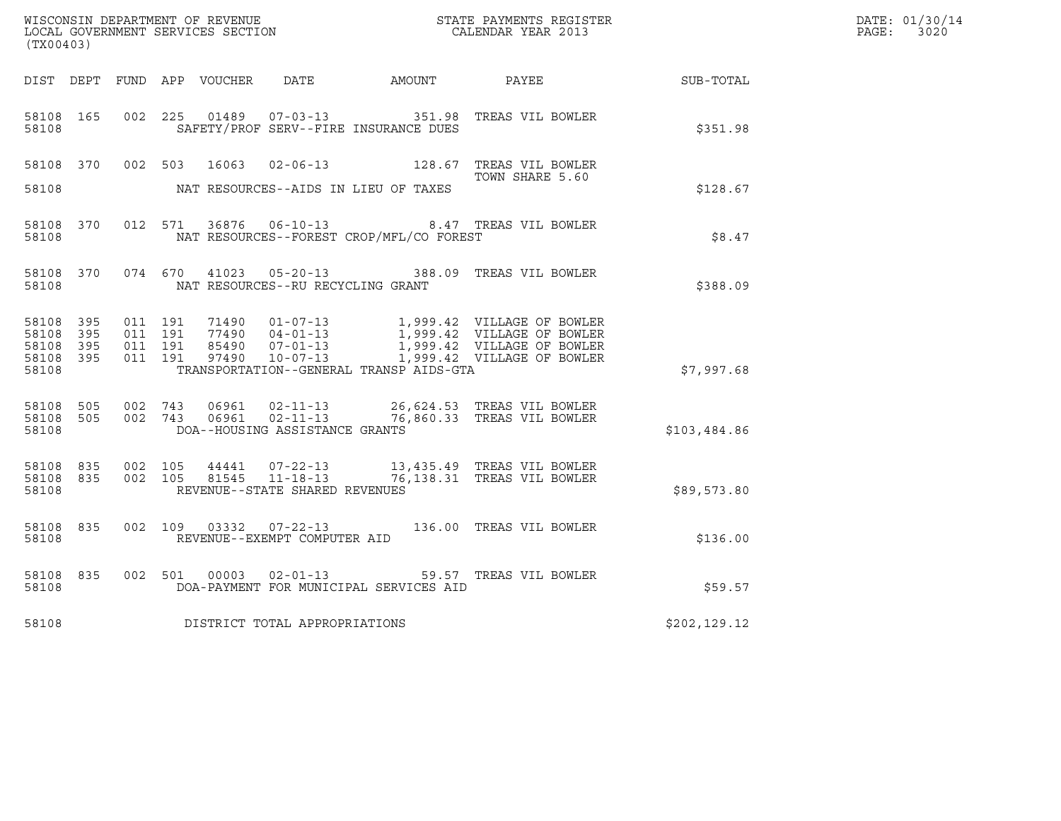WISCONSIN DEPARTMENT OF REVENUE
LOCAL GOVERNMENT SERVICES SECTION
(TX00403)

STATE PAYMENTS REGISTER
CALENDAR YEAR 2013

DATE: 01/30/14

| DIST | DEPT | FUND | APP | VOUCHER | DATE | AMOUNT | PAYEE | SUB-TOTAL |
|---|---|---|---|---|---|---|---|---|
| 58108 | 165 | 002 | 225 | 01489 | 07-03-13 | 351.98 | TREAS VIL BOWLER | |
| 58108 | | | | | SAFETY/PROF SERV--FIRE INSURANCE DUES | | | $351.98 |
| 58108 | 370 | 002 | 503 | 16063 | 02-06-13 | 128.67 | TREAS VIL BOWLER TOWN SHARE 5.60 | |
| 58108 | | | | | NAT RESOURCES--AIDS IN LIEU OF TAXES | | | $128.67 |
| 58108 | 370 | 012 | 571 | 36876 | 06-10-13 | 8.47 | TREAS VIL BOWLER | |
| 58108 | | | | | NAT RESOURCES--FOREST CROP/MFL/CO FOREST | | | $8.47 |
| 58108 | 370 | 074 | 670 | 41023 | 05-20-13 | 388.09 | TREAS VIL BOWLER | |
| 58108 | | | | | NAT RESOURCES--RU RECYCLING GRANT | | | $388.09 |
| 58108 | 395 | 011 | 191 | 71490 | 01-07-13 | 1,999.42 | VILLAGE OF BOWLER | |
| 58108 | 395 | 011 | 191 | 77490 | 04-01-13 | 1,999.42 | VILLAGE OF BOWLER | |
| 58108 | 395 | 011 | 191 | 85490 | 07-01-13 | 1,999.42 | VILLAGE OF BOWLER | |
| 58108 | 395 | 011 | 191 | 97490 | 10-07-13 | 1,999.42 | VILLAGE OF BOWLER | |
| 58108 | | | | | TRANSPORTATION--GENERAL TRANSP AIDS-GTA | | | $7,997.68 |
| 58108 | 505 | 002 | 743 | 06961 | 02-11-13 | 26,624.53 | TREAS VIL BOWLER | |
| 58108 | 505 | 002 | 743 | 06961 | 02-11-13 | 76,860.33 | TREAS VIL BOWLER | |
| 58108 | | | | | DOA--HOUSING ASSISTANCE GRANTS | | | $103,484.86 |
| 58108 | 835 | 002 | 105 | 44441 | 07-22-13 | 13,435.49 | TREAS VIL BOWLER | |
| 58108 | 835 | 002 | 105 | 81545 | 11-18-13 | 76,138.31 | TREAS VIL BOWLER | |
| 58108 | | | | | REVENUE--STATE SHARED REVENUES | | | $89,573.80 |
| 58108 | 835 | 002 | 109 | 03332 | 07-22-13 | 136.00 | TREAS VIL BOWLER | |
| 58108 | | | | | REVENUE--EXEMPT COMPUTER AID | | | $136.00 |
| 58108 | 835 | 002 | 501 | 00003 | 02-01-13 | 59.57 | TREAS VIL BOWLER | |
| 58108 | | | | | DOA-PAYMENT FOR MUNICIPAL SERVICES AID | | | $59.57 |
| 58108 | | | | | DISTRICT TOTAL APPROPRIATIONS | | | $202,129.12 |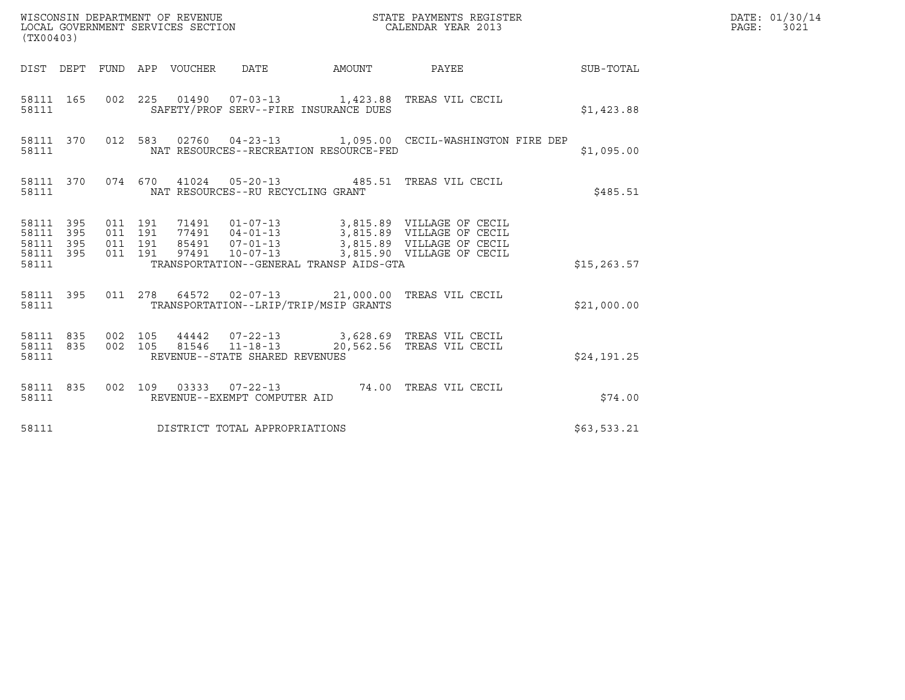WISCONSIN DEPARTMENT OF REVENUE
LOCAL GOVERNMENT SERVICES SECTION
(TX00403)

STATE PAYMENTS REGISTER
CALENDAR YEAR 2013

DATE: 01/30/14
PAGE: 3021

| DIST | DEPT | FUND | APP | VOUCHER | DATE | AMOUNT | PAYEE | SUB-TOTAL |
|---|---|---|---|---|---|---|---|---|
| 58111 | 165 | 002 | 225 | 01490 | 07-03-13 | 1,423.88 | TREAS VIL CECIL | |
| 58111 | | | | SAFETY/PROF SERV--FIRE INSURANCE DUES | | | | $1,423.88 |
| 58111 | 370 | 012 | 583 | 02760 | 04-23-13 | 1,095.00 | CECIL-WASHINGTON FIRE DEP | |
| 58111 | | | | NAT RESOURCES--RECREATION RESOURCE-FED | | | | $1,095.00 |
| 58111 | 370 | 074 | 670 | 41024 | 05-20-13 | 485.51 | TREAS VIL CECIL | |
| 58111 | | | | NAT RESOURCES--RU RECYCLING GRANT | | | | $485.51 |
| 58111 | 395 | 011 | 191 | 71491 | 01-07-13 | 3,815.89 | VILLAGE OF CECIL | |
| 58111 | 395 | 011 | 191 | 77491 | 04-01-13 | 3,815.89 | VILLAGE OF CECIL | |
| 58111 | 395 | 011 | 191 | 85491 | 07-01-13 | 3,815.89 | VILLAGE OF CECIL | |
| 58111 | 395 | 011 | 191 | 97491 | 10-07-13 | 3,815.90 | VILLAGE OF CECIL | |
| 58111 | | | | TRANSPORTATION--GENERAL TRANSP AIDS-GTA | | | | $15,263.57 |
| 58111 | 395 | 011 | 278 | 64572 | 02-07-13 | 21,000.00 | TREAS VIL CECIL | |
| 58111 | | | | TRANSPORTATION--LRIP/TRIP/MSIP GRANTS | | | | $21,000.00 |
| 58111 | 835 | 002 | 105 | 44442 | 07-22-13 | 3,628.69 | TREAS VIL CECIL | |
| 58111 | 835 | 002 | 105 | 81546 | 11-18-13 | 20,562.56 | TREAS VIL CECIL | |
| 58111 | | | | REVENUE--STATE SHARED REVENUES | | | | $24,191.25 |
| 58111 | 835 | 002 | 109 | 03333 | 07-22-13 | 74.00 | TREAS VIL CECIL | |
| 58111 | | | | REVENUE--EXEMPT COMPUTER AID | | | | $74.00 |
| 58111 | | | | DISTRICT TOTAL APPROPRIATIONS | | | | $63,533.21 |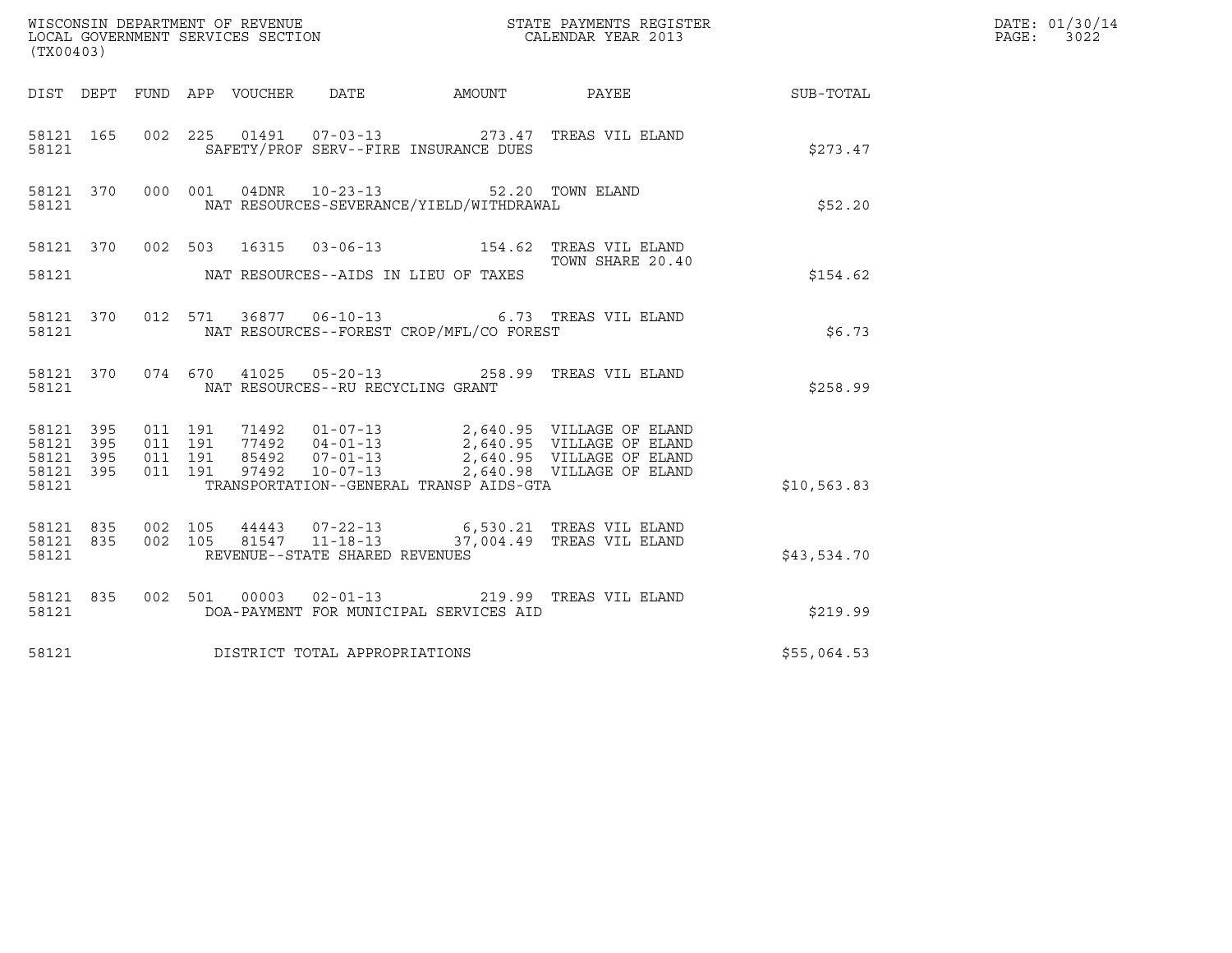WISCONSIN DEPARTMENT OF REVENUE
LOCAL GOVERNMENT SERVICES SECTION
(TX00403)

STATE PAYMENTS REGISTER
CALENDAR YEAR 2013

DATE: 01/30/14
PAGE: 3022

| DIST | DEPT | FUND | APP | VOUCHER | DATE | AMOUNT | PAYEE | SUB-TOTAL |
|---|---|---|---|---|---|---|---|---|
| 58121 | 165 | 002 | 225 | 01491 | 07-03-13 | 273.47 | TREAS VIL ELAND | |
| 58121 | | | | SAFETY/PROF SERV--FIRE INSURANCE DUES | | | | $273.47 |
| 58121 | 370 | 000 | 001 | 04DNR | 10-23-13 | 52.20 | TOWN ELAND | |
| 58121 | | | | NAT RESOURCES-SEVERANCE/YIELD/WITHDRAWAL | | | | $52.20 |
| 58121 | 370 | 002 | 503 | 16315 | 03-06-13 | 154.62 | TREAS VIL ELAND TOWN SHARE 20.40 | |
| 58121 | | | | NAT RESOURCES--AIDS IN LIEU OF TAXES | | | | $154.62 |
| 58121 | 370 | 012 | 571 | 36877 | 06-10-13 | 6.73 | TREAS VIL ELAND | |
| 58121 | | | | NAT RESOURCES--FOREST CROP/MFL/CO FOREST | | | | $6.73 |
| 58121 | 370 | 074 | 670 | 41025 | 05-20-13 | 258.99 | TREAS VIL ELAND | |
| 58121 | | | | NAT RESOURCES--RU RECYCLING GRANT | | | | $258.99 |
| 58121 | 395 | 011 | 191 | 71492 | 01-07-13 | 2,640.95 | VILLAGE OF ELAND | |
| 58121 | 395 | 011 | 191 | 77492 | 04-01-13 | 2,640.95 | VILLAGE OF ELAND | |
| 58121 | 395 | 011 | 191 | 85492 | 07-01-13 | 2,640.95 | VILLAGE OF ELAND | |
| 58121 | 395 | 011 | 191 | 97492 | 10-07-13 | 2,640.98 | VILLAGE OF ELAND | |
| 58121 | | | | TRANSPORTATION--GENERAL TRANSP AIDS-GTA | | | | $10,563.83 |
| 58121 | 835 | 002 | 105 | 44443 | 07-22-13 | 6,530.21 | TREAS VIL ELAND | |
| 58121 | 835 | 002 | 105 | 81547 | 11-18-13 | 37,004.49 | TREAS VIL ELAND | |
| 58121 | | | | REVENUE--STATE SHARED REVENUES | | | | $43,534.70 |
| 58121 | 835 | 002 | 501 | 00003 | 02-01-13 | 219.99 | TREAS VIL ELAND | |
| 58121 | | | | DOA-PAYMENT FOR MUNICIPAL SERVICES AID | | | | $219.99 |
| 58121 | | | | DISTRICT TOTAL APPROPRIATIONS | | | | $55,064.53 |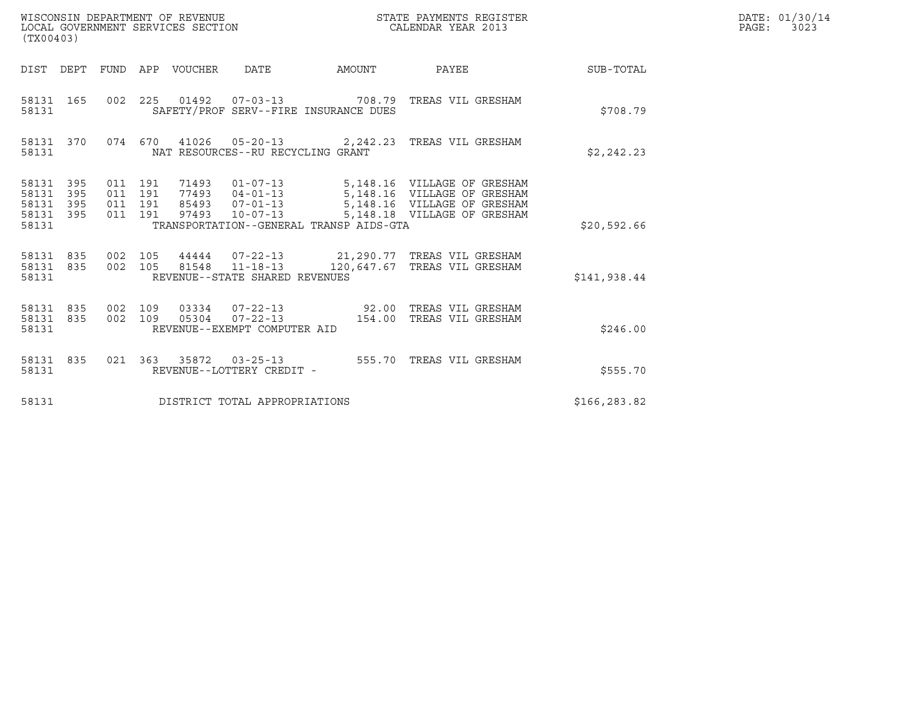WISCONSIN DEPARTMENT OF REVENUE
LOCAL GOVERNMENT SERVICES SECTION
(TX00403)

STATE PAYMENTS REGISTER
CALENDAR YEAR 2013

DATE: 01/30/14
PAGE: 3023

| DIST | DEPT | FUND | APP | VOUCHER | DATE | AMOUNT | PAYEE | SUB-TOTAL |
|---|---|---|---|---|---|---|---|---|
| 58131 | 165 | 002 | 225 | 01492 | 07-03-13 | 708.79 | TREAS VIL GRESHAM | |
| 58131 | | | | SAFETY/PROF SERV--FIRE INSURANCE DUES | | | | $708.79 |
| 58131 | 370 | 074 | 670 | 41026 | 05-20-13 | 2,242.23 | TREAS VIL GRESHAM | |
| 58131 | | | | NAT RESOURCES--RU RECYCLING GRANT | | | | $2,242.23 |
| 58131 | 395 | 011 | 191 | 71493 | 01-07-13 | 5,148.16 | VILLAGE OF GRESHAM | |
| 58131 | 395 | 011 | 191 | 77493 | 04-01-13 | 5,148.16 | VILLAGE OF GRESHAM | |
| 58131 | 395 | 011 | 191 | 85493 | 07-01-13 | 5,148.16 | VILLAGE OF GRESHAM | |
| 58131 | 395 | 011 | 191 | 97493 | 10-07-13 | 5,148.18 | VILLAGE OF GRESHAM | |
| 58131 | | | | TRANSPORTATION--GENERAL TRANSP AIDS-GTA | | | | $20,592.66 |
| 58131 | 835 | 002 | 105 | 44444 | 07-22-13 | 21,290.77 | TREAS VIL GRESHAM | |
| 58131 | 835 | 002 | 105 | 81548 | 11-18-13 | 120,647.67 | TREAS VIL GRESHAM | |
| 58131 | | | | REVENUE--STATE SHARED REVENUES | | | | $141,938.44 |
| 58131 | 835 | 002 | 109 | 03334 | 07-22-13 | 92.00 | TREAS VIL GRESHAM | |
| 58131 | 835 | 002 | 109 | 05304 | 07-22-13 | 154.00 | TREAS VIL GRESHAM | |
| 58131 | | | | REVENUE--EXEMPT COMPUTER AID | | | | $246.00 |
| 58131 | 835 | 021 | 363 | 35872 | 03-25-13 | 555.70 | TREAS VIL GRESHAM | |
| 58131 | | | | REVENUE--LOTTERY CREDIT - | | | | $555.70 |
| 58131 | | | | DISTRICT TOTAL APPROPRIATIONS | | | | $166,283.82 |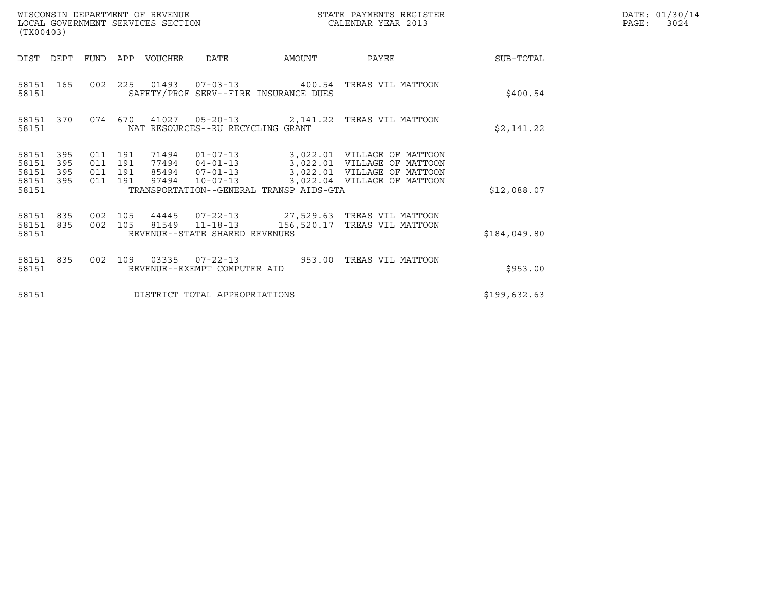WISCONSIN DEPARTMENT OF REVENUE
LOCAL GOVERNMENT SERVICES SECTION
(TX00403)

STATE PAYMENTS REGISTER
CALENDAR YEAR 2013

DATE: 01/30/14
PAGE: 3024

| DIST | DEPT | FUND | APP | VOUCHER | DATE | AMOUNT | PAYEE | SUB-TOTAL |
|---|---|---|---|---|---|---|---|---|
| 58151 | 165 | 002 | 225 | 01493 | 07-03-13 | 400.54 | TREAS VIL MATTOON | |
| 58151 | | | | SAFETY/PROF SERV--FIRE INSURANCE DUES | | | | $400.54 |
| 58151 | 370 | 074 | 670 | 41027 | 05-20-13 | 2,141.22 | TREAS VIL MATTOON | |
| 58151 | | | | NAT RESOURCES--RU RECYCLING GRANT | | | | $2,141.22 |
| 58151 | 395 | 011 | 191 | 71494 | 01-07-13 | 3,022.01 | VILLAGE OF MATTOON | |
| 58151 | 395 | 011 | 191 | 77494 | 04-01-13 | 3,022.01 | VILLAGE OF MATTOON | |
| 58151 | 395 | 011 | 191 | 85494 | 07-01-13 | 3,022.01 | VILLAGE OF MATTOON | |
| 58151 | 395 | 011 | 191 | 97494 | 10-07-13 | 3,022.04 | VILLAGE OF MATTOON | |
| 58151 | | | | TRANSPORTATION--GENERAL TRANSP AIDS-GTA | | | | $12,088.07 |
| 58151 | 835 | 002 | 105 | 44445 | 07-22-13 | 27,529.63 | TREAS VIL MATTOON | |
| 58151 | 835 | 002 | 105 | 81549 | 11-18-13 | 156,520.17 | TREAS VIL MATTOON | |
| 58151 | | | | REVENUE--STATE SHARED REVENUES | | | | $184,049.80 |
| 58151 | 835 | 002 | 109 | 03335 | 07-22-13 | 953.00 | TREAS VIL MATTOON | |
| 58151 | | | | REVENUE--EXEMPT COMPUTER AID | | | | $953.00 |
| 58151 | | | | DISTRICT TOTAL APPROPRIATIONS | | | | $199,632.63 |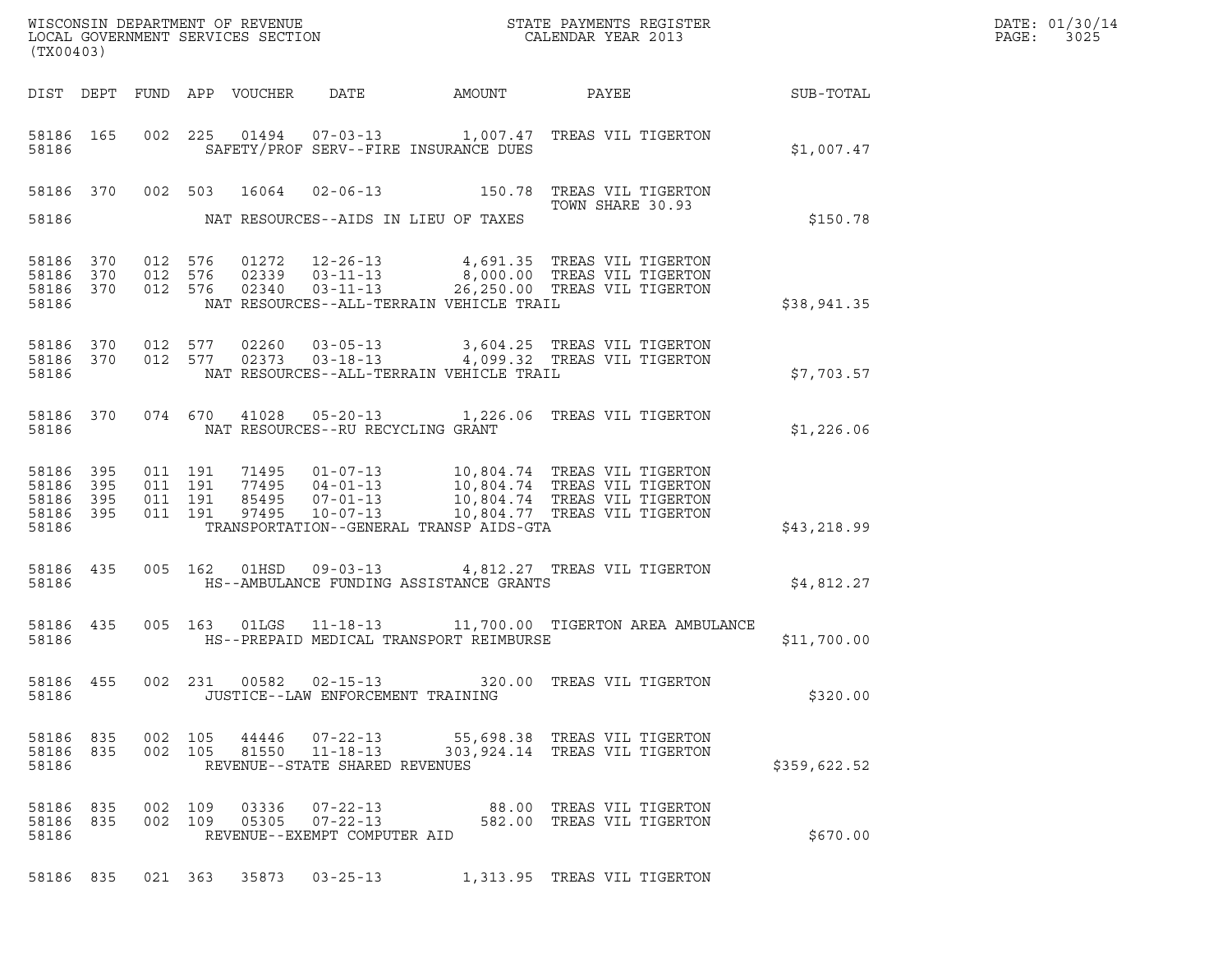WISCONSIN DEPARTMENT OF REVENUE
LOCAL GOVERNMENT SERVICES SECTION
(TX00403)

STATE PAYMENTS REGISTER
CALENDAR YEAR 2013

DATE: 01/30/14
PAGE: 3025

| DIST | DEPT | FUND | APP | VOUCHER | DATE | AMOUNT | PAYEE | SUB-TOTAL |
|---|---|---|---|---|---|---|---|---|
| 58186 | 165 | 002 | 225 | 01494 | 07-03-13 | 1,007.47 | TREAS VIL TIGERTON | |
| 58186 | | | | | SAFETY/PROF SERV--FIRE INSURANCE DUES | | | $1,007.47 |
| 58186 | 370 | 002 | 503 | 16064 | 02-06-13 | 150.78 | TREAS VIL TIGERTON<br>TOWN SHARE 30.93 | |
| 58186 | | | | | NAT RESOURCES--AIDS IN LIEU OF TAXES | | | $150.78 |
| 58186 | 370 | 012 | 576 | 01272 | 12-26-13 | 4,691.35 | TREAS VIL TIGERTON | |
| 58186 | 370 | 012 | 576 | 02339 | 03-11-13 | 8,000.00 | TREAS VIL TIGERTON | |
| 58186 | 370 | 012 | 576 | 02340 | 03-11-13 | 26,250.00 | TREAS VIL TIGERTON | |
| 58186 | | | | | NAT RESOURCES--ALL-TERRAIN VEHICLE TRAIL | | | $38,941.35 |
| 58186 | 370 | 012 | 577 | 02260 | 03-05-13 | 3,604.25 | TREAS VIL TIGERTON | |
| 58186 | 370 | 012 | 577 | 02373 | 03-18-13 | 4,099.32 | TREAS VIL TIGERTON | |
| 58186 | | | | | NAT RESOURCES--ALL-TERRAIN VEHICLE TRAIL | | | $7,703.57 |
| 58186 | 370 | 074 | 670 | 41028 | 05-20-13 | 1,226.06 | TREAS VIL TIGERTON | |
| 58186 | | | | | NAT RESOURCES--RU RECYCLING GRANT | | | $1,226.06 |
| 58186 | 395 | 011 | 191 | 71495 | 01-07-13 | 10,804.74 | TREAS VIL TIGERTON | |
| 58186 | 395 | 011 | 191 | 77495 | 04-01-13 | 10,804.74 | TREAS VIL TIGERTON | |
| 58186 | 395 | 011 | 191 | 85495 | 07-01-13 | 10,804.74 | TREAS VIL TIGERTON | |
| 58186 | 395 | 011 | 191 | 97495 | 10-07-13 | 10,804.77 | TREAS VIL TIGERTON | |
| 58186 | | | | | TRANSPORTATION--GENERAL TRANSP AIDS-GTA | | | $43,218.99 |
| 58186 | 435 | 005 | 162 | 01HSD | 09-03-13 | 4,812.27 | TREAS VIL TIGERTON | |
| 58186 | | | | | HS--AMBULANCE FUNDING ASSISTANCE GRANTS | | | $4,812.27 |
| 58186 | 435 | 005 | 163 | 01LGS | 11-18-13 | 11,700.00 | TIGERTON AREA AMBULANCE | |
| 58186 | | | | | HS--PREPAID MEDICAL TRANSPORT REIMBURSE | | | $11,700.00 |
| 58186 | 455 | 002 | 231 | 00582 | 02-15-13 | 320.00 | TREAS VIL TIGERTON | |
| 58186 | | | | | JUSTICE--LAW ENFORCEMENT TRAINING | | | $320.00 |
| 58186 | 835 | 002 | 105 | 44446 | 07-22-13 | 55,698.38 | TREAS VIL TIGERTON | |
| 58186 | 835 | 002 | 105 | 81550 | 11-18-13 | 303,924.14 | TREAS VIL TIGERTON | |
| 58186 | | | | | REVENUE--STATE SHARED REVENUES | | | $359,622.52 |
| 58186 | 835 | 002 | 109 | 03336 | 07-22-13 | 88.00 | TREAS VIL TIGERTON | |
| 58186 | 835 | 002 | 109 | 05305 | 07-22-13 | 582.00 | TREAS VIL TIGERTON | |
| 58186 | | | | | REVENUE--EXEMPT COMPUTER AID | | | $670.00 |
| 58186 | 835 | 021 | 363 | 35873 | 03-25-13 | 1,313.95 | TREAS VIL TIGERTON | |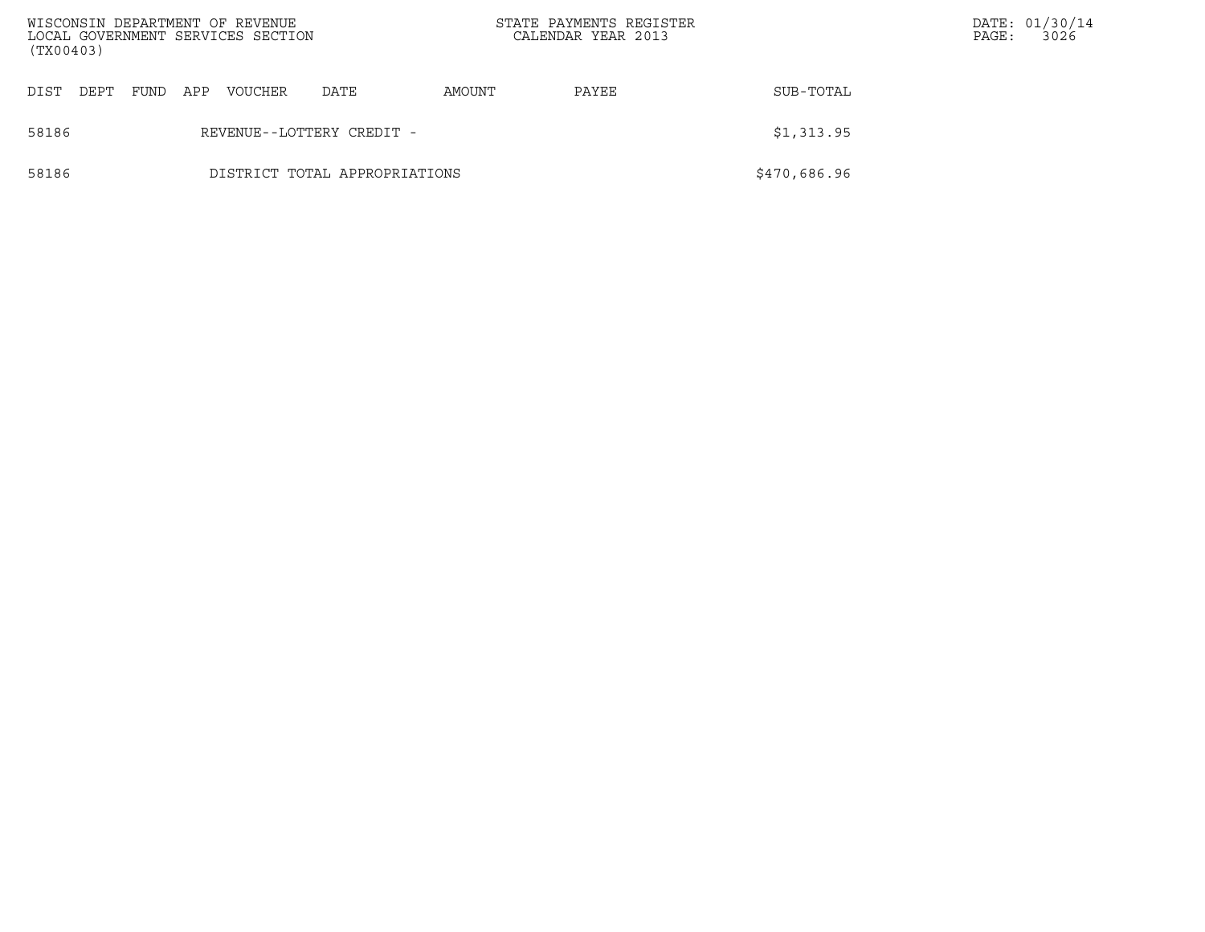| DIST | DEPT | FUND | APP | VOUCHER | DATE | AMOUNT | PAYEE | SUB-TOTAL |
|---|---|---|---|---|---|---|---|---|
| 58186 | | | REVENUE--LOTTERY CREDIT - | | | | | $1,313.95 |
| 58186 | | | DISTRICT TOTAL APPROPRIATIONS | | | | | $470,686.96 |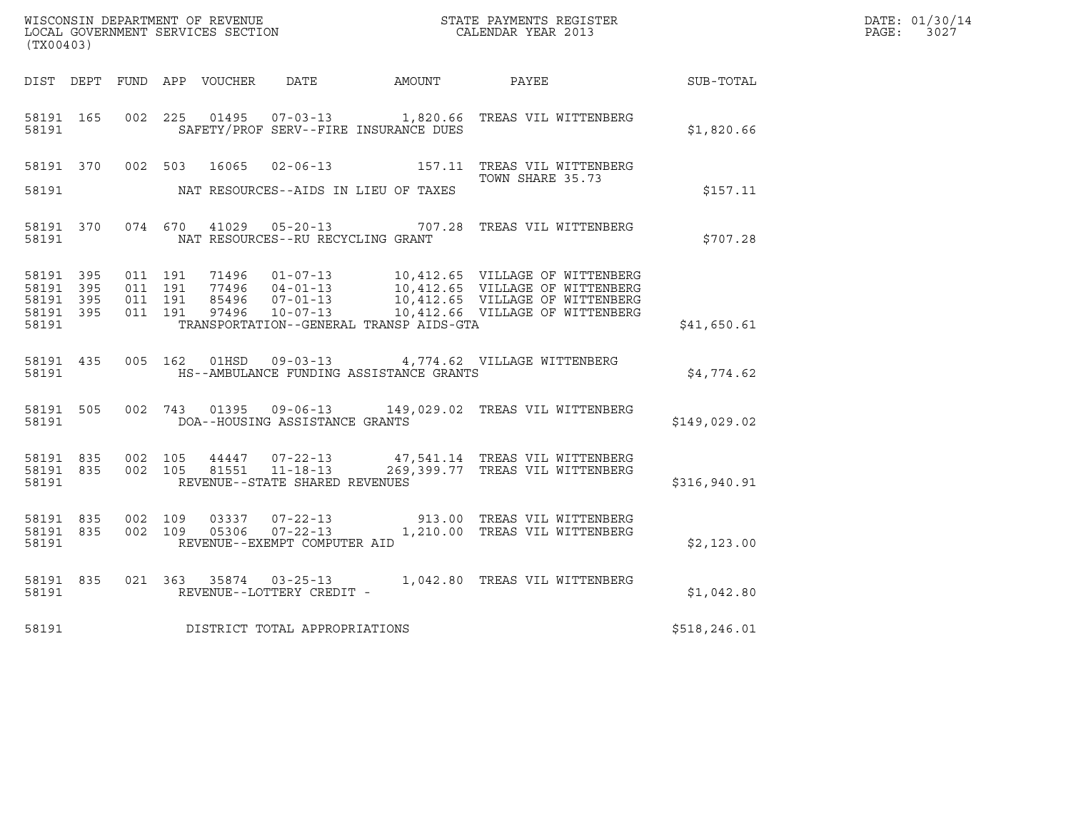WISCONSIN DEPARTMENT OF REVENUE
LOCAL GOVERNMENT SERVICES SECTION
(TX00403)

STATE PAYMENTS REGISTER
CALENDAR YEAR 2013

DATE: 01/30/14
PAGE: 3027

| DIST | DEPT | FUND | APP | VOUCHER | DATE | AMOUNT | PAYEE | SUB-TOTAL |
|---|---|---|---|---|---|---|---|---|
| 58191 | 165 | 002 | 225 | 01495 | 07-03-13 | 1,820.66 | TREAS VIL WITTENBERG | |
| 58191 | | | | SAFETY/PROF SERV--FIRE INSURANCE DUES | | | | $1,820.66 |
| 58191 | 370 | 002 | 503 | 16065 | 02-06-13 | 157.11 | TREAS VIL WITTENBERG TOWN SHARE 35.73 | |
| 58191 | | | | NAT RESOURCES--AIDS IN LIEU OF TAXES | | | | $157.11 |
| 58191 | 370 | 074 | 670 | 41029 | 05-20-13 | 707.28 | TREAS VIL WITTENBERG | |
| 58191 | | | | NAT RESOURCES--RU RECYCLING GRANT | | | | $707.28 |
| 58191 | 395 | 011 | 191 | 71496 | 01-07-13 | 10,412.65 | VILLAGE OF WITTENBERG | |
| 58191 | 395 | 011 | 191 | 77496 | 04-01-13 | 10,412.65 | VILLAGE OF WITTENBERG | |
| 58191 | 395 | 011 | 191 | 85496 | 07-01-13 | 10,412.65 | VILLAGE OF WITTENBERG | |
| 58191 | 395 | 011 | 191 | 97496 | 10-07-13 | 10,412.66 | VILLAGE OF WITTENBERG | |
| 58191 | | | | TRANSPORTATION--GENERAL TRANSP AIDS-GTA | | | | $41,650.61 |
| 58191 | 435 | 005 | 162 | 01HSD | 09-03-13 | 4,774.62 | VILLAGE WITTENBERG | |
| 58191 | | | | HS--AMBULANCE FUNDING ASSISTANCE GRANTS | | | | $4,774.62 |
| 58191 | 505 | 002 | 743 | 01395 | 09-06-13 | 149,029.02 | TREAS VIL WITTENBERG | |
| 58191 | | | | DOA--HOUSING ASSISTANCE GRANTS | | | | $149,029.02 |
| 58191 | 835 | 002 | 105 | 44447 | 07-22-13 | 47,541.14 | TREAS VIL WITTENBERG | |
| 58191 | 835 | 002 | 105 | 81551 | 11-18-13 | 269,399.77 | TREAS VIL WITTENBERG | |
| 58191 | | | | REVENUE--STATE SHARED REVENUES | | | | $316,940.91 |
| 58191 | 835 | 002 | 109 | 03337 | 07-22-13 | 913.00 | TREAS VIL WITTENBERG | |
| 58191 | 835 | 002 | 109 | 05306 | 07-22-13 | 1,210.00 | TREAS VIL WITTENBERG | |
| 58191 | | | | REVENUE--EXEMPT COMPUTER AID | | | | $2,123.00 |
| 58191 | 835 | 021 | 363 | 35874 | 03-25-13 | 1,042.80 | TREAS VIL WITTENBERG | |
| 58191 | | | | REVENUE--LOTTERY CREDIT - | | | | $1,042.80 |
| 58191 | | | | DISTRICT TOTAL APPROPRIATIONS | | | | $518,246.01 |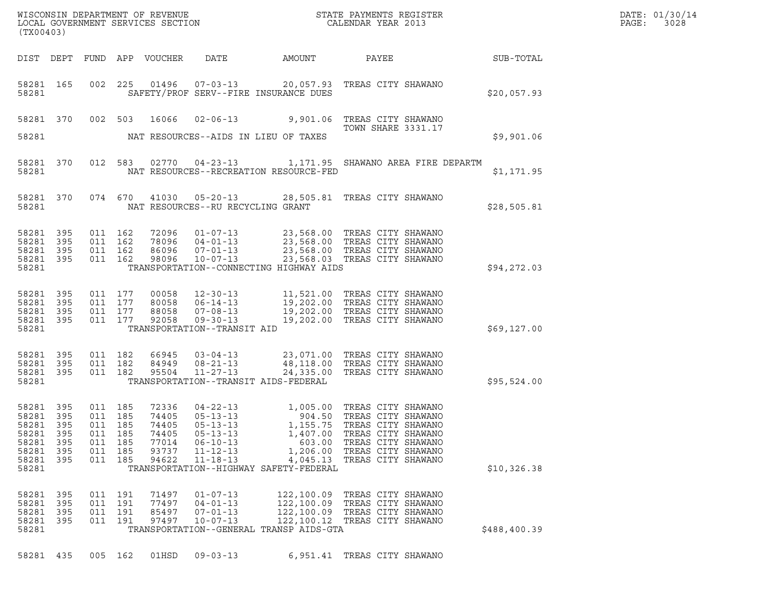WISCONSIN DEPARTMENT OF REVENUE
LOCAL GOVERNMENT SERVICES SECTION
(TX00403)

STATE PAYMENTS REGISTER
CALENDAR YEAR 2013

DATE: 01/30/14
PAGE: 3028

| DIST | DEPT | FUND | APP | VOUCHER | DATE | AMOUNT | PAYEE | SUB-TOTAL |
|---|---|---|---|---|---|---|---|---|
| 58281 | 165 | 002 | 225 | 01496 | 07-03-13 | 20,057.93 | TREAS CITY SHAWANO | |
| 58281 | | | | | SAFETY/PROF SERV--FIRE INSURANCE DUES | | | $20,057.93 |
| 58281 | 370 | 002 | 503 | 16066 | 02-06-13 | 9,901.06 | TREAS CITY SHAWANO TOWN SHARE 3331.17 | |
| 58281 | | | | | NAT RESOURCES--AIDS IN LIEU OF TAXES | | | $9,901.06 |
| 58281 | 370 | 012 | 583 | 02770 | 04-23-13 | 1,171.95 | SHAWANO AREA FIRE DEPARTM | |
| 58281 | | | | | NAT RESOURCES--RECREATION RESOURCE-FED | | | $1,171.95 |
| 58281 | 370 | 074 | 670 | 41030 | 05-20-13 | 28,505.81 | TREAS CITY SHAWANO | |
| 58281 | | | | | NAT RESOURCES--RU RECYCLING GRANT | | | $28,505.81 |
| 58281 | 395 | 011 | 162 | 72096 | 01-07-13 | 23,568.00 | TREAS CITY SHAWANO | |
| 58281 | 395 | 011 | 162 | 78096 | 04-01-13 | 23,568.00 | TREAS CITY SHAWANO | |
| 58281 | 395 | 011 | 162 | 86096 | 07-01-13 | 23,568.00 | TREAS CITY SHAWANO | |
| 58281 | 395 | 011 | 162 | 98096 | 10-07-13 | 23,568.03 | TREAS CITY SHAWANO | |
| 58281 | | | | | TRANSPORTATION--CONNECTING HIGHWAY AIDS | | | $94,272.03 |
| 58281 | 395 | 011 | 177 | 00058 | 12-30-13 | 11,521.00 | TREAS CITY SHAWANO | |
| 58281 | 395 | 011 | 177 | 80058 | 06-14-13 | 19,202.00 | TREAS CITY SHAWANO | |
| 58281 | 395 | 011 | 177 | 88058 | 07-08-13 | 19,202.00 | TREAS CITY SHAWANO | |
| 58281 | 395 | 011 | 177 | 92058 | 09-30-13 | 19,202.00 | TREAS CITY SHAWANO | |
| 58281 | | | | | TRANSPORTATION--TRANSIT AID | | | $69,127.00 |
| 58281 | 395 | 011 | 182 | 66945 | 03-04-13 | 23,071.00 | TREAS CITY SHAWANO | |
| 58281 | 395 | 011 | 182 | 84949 | 08-21-13 | 48,118.00 | TREAS CITY SHAWANO | |
| 58281 | 395 | 011 | 182 | 95504 | 11-27-13 | 24,335.00 | TREAS CITY SHAWANO | |
| 58281 | | | | | TRANSPORTATION--TRANSIT AIDS-FEDERAL | | | $95,524.00 |
| 58281 | 395 | 011 | 185 | 72336 | 04-22-13 | 1,005.00 | TREAS CITY SHAWANO | |
| 58281 | 395 | 011 | 185 | 74405 | 05-13-13 | 904.50 | TREAS CITY SHAWANO | |
| 58281 | 395 | 011 | 185 | 74405 | 05-13-13 | 1,155.75 | TREAS CITY SHAWANO | |
| 58281 | 395 | 011 | 185 | 74405 | 05-13-13 | 1,407.00 | TREAS CITY SHAWANO | |
| 58281 | 395 | 011 | 185 | 77014 | 06-10-13 | 603.00 | TREAS CITY SHAWANO | |
| 58281 | 395 | 011 | 185 | 93737 | 11-12-13 | 1,206.00 | TREAS CITY SHAWANO | |
| 58281 | 395 | 011 | 185 | 94622 | 11-18-13 | 4,045.13 | TREAS CITY SHAWANO | |
| 58281 | | | | | TRANSPORTATION--HIGHWAY SAFETY-FEDERAL | | | $10,326.38 |
| 58281 | 395 | 011 | 191 | 71497 | 01-07-13 | 122,100.09 | TREAS CITY SHAWANO | |
| 58281 | 395 | 011 | 191 | 77497 | 04-01-13 | 122,100.09 | TREAS CITY SHAWANO | |
| 58281 | 395 | 011 | 191 | 85497 | 07-01-13 | 122,100.09 | TREAS CITY SHAWANO | |
| 58281 | 395 | 011 | 191 | 97497 | 10-07-13 | 122,100.12 | TREAS CITY SHAWANO | |
| 58281 | | | | | TRANSPORTATION--GENERAL TRANSP AIDS-GTA | | | $488,400.39 |
| 58281 | 435 | 005 | 162 | 01HSD | 09-03-13 | 6,951.41 | TREAS CITY SHAWANO | |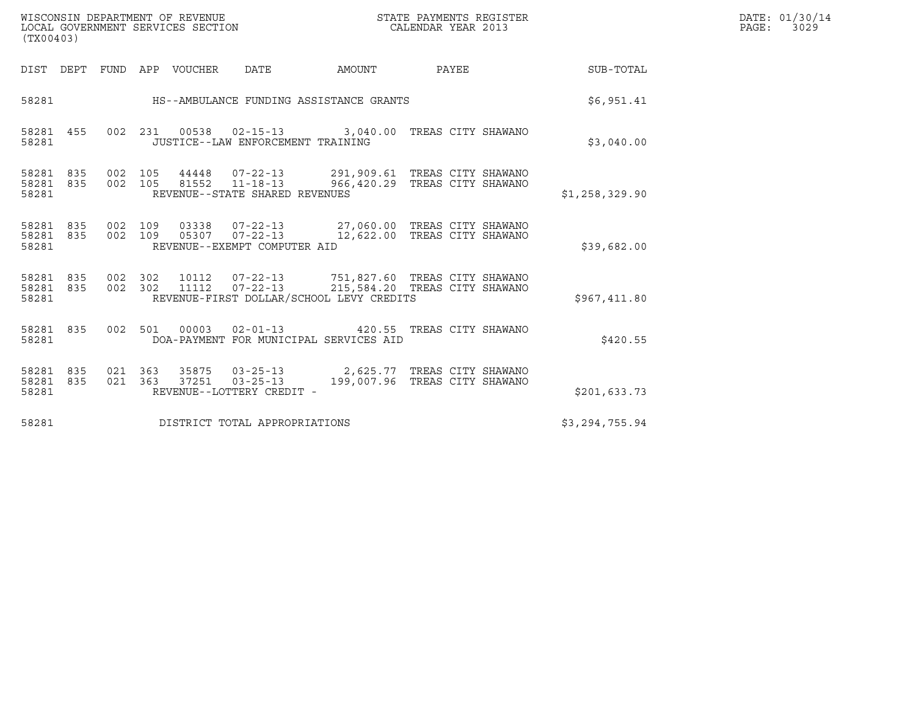WISCONSIN DEPARTMENT OF REVENUE
LOCAL GOVERNMENT SERVICES SECTION
(TX00403)

STATE PAYMENTS REGISTER
CALENDAR YEAR 2013

DATE: 01/30/14
PAGE: 3029

| DIST | DEPT | FUND | APP | VOUCHER | DATE | AMOUNT | PAYEE | SUB-TOTAL |
|---|---|---|---|---|---|---|---|---|
| 58281 | | | | HS--AMBULANCE FUNDING ASSISTANCE GRANTS | | | | $6,951.41 |
| 58281 | 455 | 002 | 231 | 00538 | 02-15-13 | 3,040.00 | TREAS CITY SHAWANO | |
| 58281 | | | | JUSTICE--LAW ENFORCEMENT TRAINING | | | | $3,040.00 |
| 58281 | 835 | 002 | 105 | 44448 | 07-22-13 | 291,909.61 | TREAS CITY SHAWANO | |
| 58281 | 835 | 002 | 105 | 81552 | 11-18-13 | 966,420.29 | TREAS CITY SHAWANO | |
| 58281 | | | | REVENUE--STATE SHARED REVENUES | | | | $1,258,329.90 |
| 58281 | 835 | 002 | 109 | 03338 | 07-22-13 | 27,060.00 | TREAS CITY SHAWANO | |
| 58281 | 835 | 002 | 109 | 05307 | 07-22-13 | 12,622.00 | TREAS CITY SHAWANO | |
| 58281 | | | | REVENUE--EXEMPT COMPUTER AID | | | | $39,682.00 |
| 58281 | 835 | 002 | 302 | 10112 | 07-22-13 | 751,827.60 | TREAS CITY SHAWANO | |
| 58281 | 835 | 002 | 302 | 11112 | 07-22-13 | 215,584.20 | TREAS CITY SHAWANO | |
| 58281 | | | | REVENUE-FIRST DOLLAR/SCHOOL LEVY CREDITS | | | | $967,411.80 |
| 58281 | 835 | 002 | 501 | 00003 | 02-01-13 | 420.55 | TREAS CITY SHAWANO | |
| 58281 | | | | DOA-PAYMENT FOR MUNICIPAL SERVICES AID | | | | $420.55 |
| 58281 | 835 | 021 | 363 | 35875 | 03-25-13 | 2,625.77 | TREAS CITY SHAWANO | |
| 58281 | 835 | 021 | 363 | 37251 | 03-25-13 | 199,007.96 | TREAS CITY SHAWANO | |
| 58281 | | | | REVENUE--LOTTERY CREDIT - | | | | $201,633.73 |
| 58281 | | | | DISTRICT TOTAL APPROPRIATIONS | | | | $3,294,755.94 |